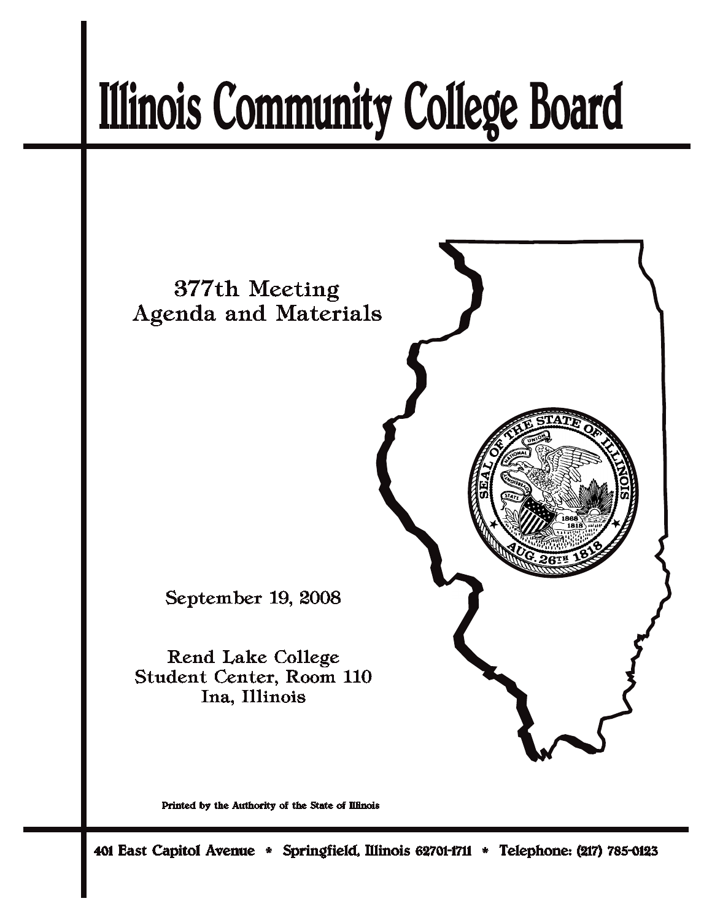# Illinois Community College Board

377th Meeting
Agenda and Materials

September 19, 2008

Rend Lake College
Student Center, Room 110
Ina, Illinois

Printed by the Authority of the State of Illinois

401 East Capitol Avenue * Springfield, Illinois 62701-1711 * Telephone: (217) 785-0123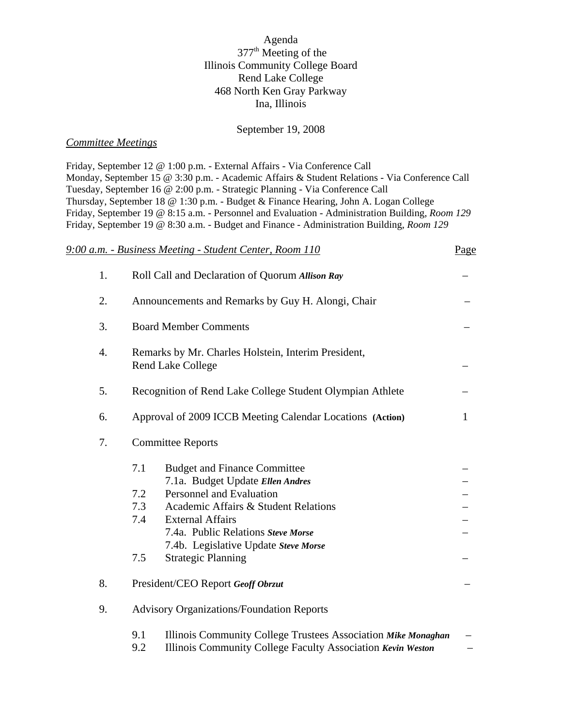# Agenda

## 377th Meeting of the Illinois Community College Board

Rend Lake College
468 North Ken Gray Parkway
Ina, Illinois

September 19, 2008

*Committee Meetings*

Friday, September 12 @ 1:00 p.m. - External Affairs - Via Conference Call
Monday, September 15 @ 3:30 p.m. - Academic Affairs & Student Relations - Via Conference Call
Tuesday, September 16 @ 2:00 p.m. - Strategic Planning - Via Conference Call
Thursday, September 18 @ 1:30 p.m. - Budget & Finance Hearing, John A. Logan College
Friday, September 19 @ 8:15 a.m. - Personnel and Evaluation - Administration Building, *Room 129*
Friday, September 19 @ 8:30 a.m. - Budget and Finance - Administration Building, *Room 129*

*9:00 a.m. - Business Meeting - Student Center, Room 110*

| | | Page |
|---|---|---|
| 1. | Roll Call and Declaration of Quorum ***Allison Ray*** | – |
| 2. | Announcements and Remarks by Guy H. Alongi, Chair | – |
| 3. | Board Member Comments | – |
| 4. | Remarks by Mr. Charles Holstein, Interim President, Rend Lake College | – |
| 5. | Recognition of Rend Lake College Student Olympian Athlete | – |
| 6. | Approval of 2009 ICCB Meeting Calendar Locations **(Action)** | 1 |
| 7. | Committee Reports | |
| | 7.1 Budget and Finance Committee | – |
| | 7.1a. Budget Update ***Ellen Andres*** | – |
| | 7.2 Personnel and Evaluation | – |
| | 7.3 Academic Affairs & Student Relations | – |
| | 7.4 External Affairs | – |
| | 7.4a. Public Relations ***Steve Morse*** | – |
| | 7.4b. Legislative Update ***Steve Morse*** | |
| | 7.5 Strategic Planning | – |
| 8. | President/CEO Report ***Geoff Obrzut*** | – |
| 9. | Advisory Organizations/Foundation Reports | |
| | 9.1 Illinois Community College Trustees Association ***Mike Monaghan*** | – |
| | 9.2 Illinois Community College Faculty Association ***Kevin Weston*** | – |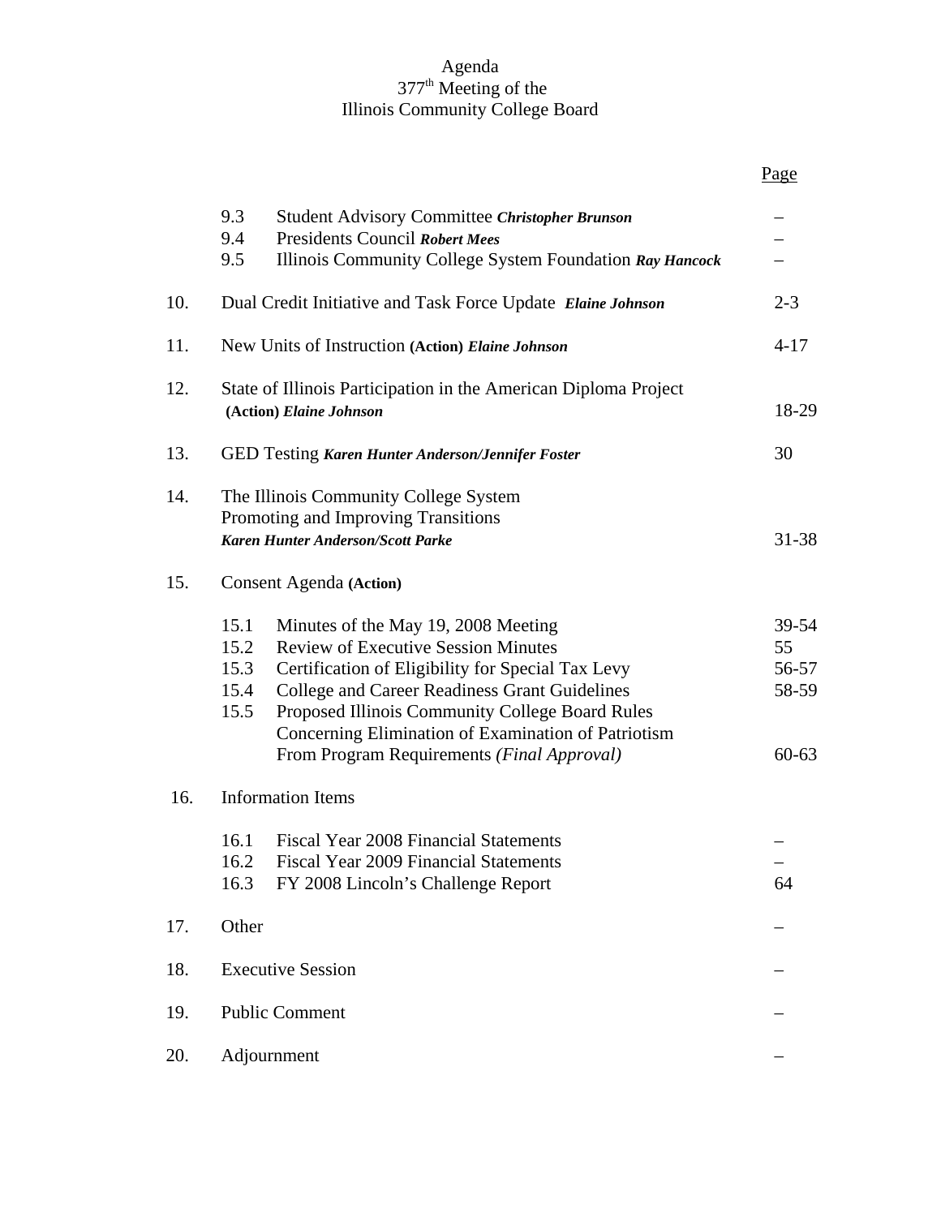Agenda
377th Meeting of the
Illinois Community College Board

| | | Page |
|---|---|---|
| | 9.3 Student Advisory Committee ***Christopher Brunson*** | – |
| | 9.4 Presidents Council ***Robert Mees*** | – |
| | 9.5 Illinois Community College System Foundation ***Ray Hancock*** | – |
| 10. | Dual Credit Initiative and Task Force Update ***Elaine Johnson*** | 2-3 |
| 11. | New Units of Instruction **(Action)** ***Elaine Johnson*** | 4-17 |
| 12. | State of Illinois Participation in the American Diploma Project **(Action)** ***Elaine Johnson*** | 18-29 |
| 13. | GED Testing ***Karen Hunter Anderson/Jennifer Foster*** | 30 |
| 14. | The Illinois Community College System Promoting and Improving Transitions ***Karen Hunter Anderson/Scott Parke*** | 31-38 |
| 15. | Consent Agenda **(Action)** | |
| | 15.1 Minutes of the May 19, 2008 Meeting | 39-54 |
| | 15.2 Review of Executive Session Minutes | 55 |
| | 15.3 Certification of Eligibility for Special Tax Levy | 56-57 |
| | 15.4 College and Career Readiness Grant Guidelines | 58-59 |
| | 15.5 Proposed Illinois Community College Board Rules Concerning Elimination of Examination of Patriotism From Program Requirements *(Final Approval)* | 60-63 |
| 16. | Information Items | |
| | 16.1 Fiscal Year 2008 Financial Statements | – |
| | 16.2 Fiscal Year 2009 Financial Statements | – |
| | 16.3 FY 2008 Lincoln's Challenge Report | 64 |
| 17. | Other | – |
| 18. | Executive Session | – |
| 19. | Public Comment | – |
| 20. | Adjournment | – |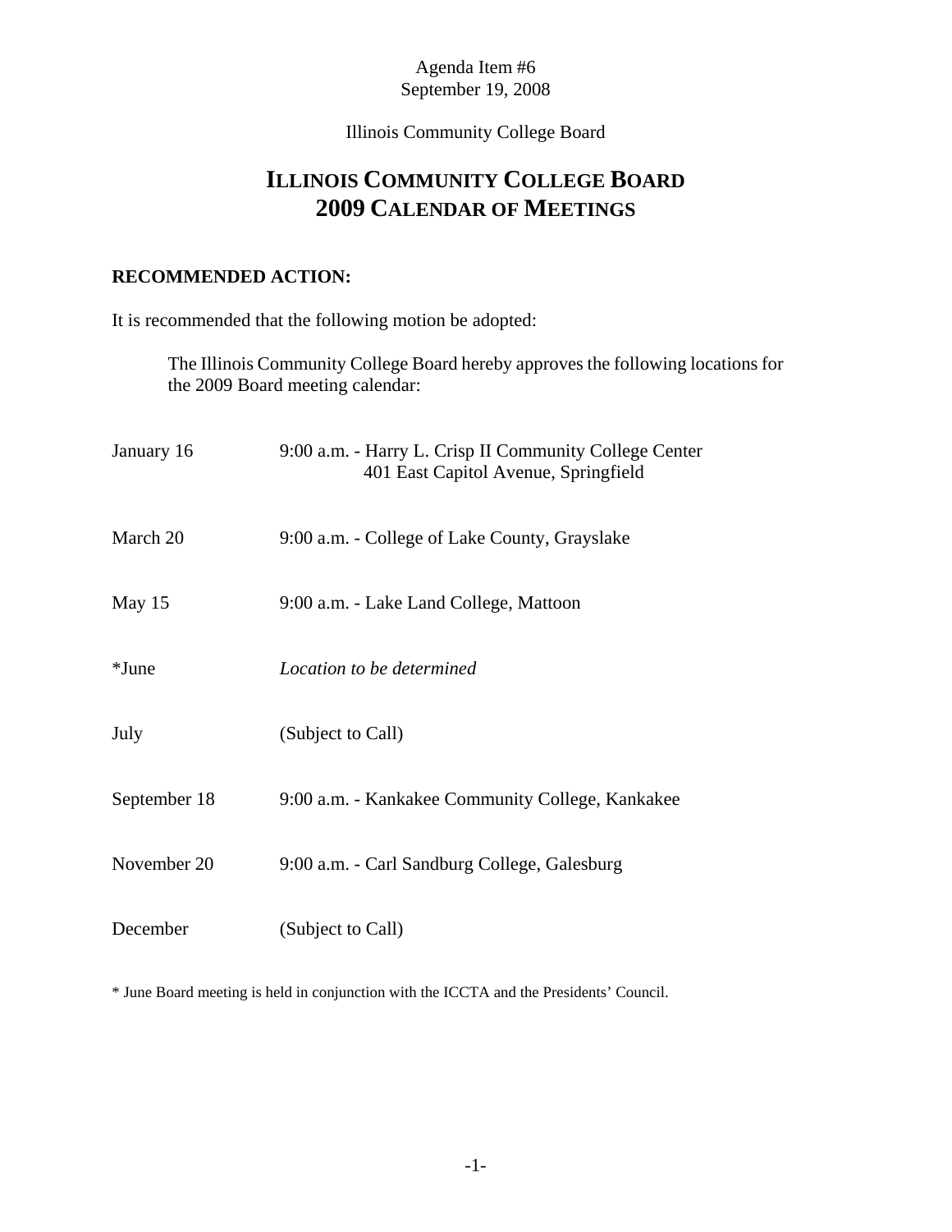Agenda Item #6
September 19, 2008

Illinois Community College Board

# ILLINOIS COMMUNITY COLLEGE BOARD 2009 CALENDAR OF MEETINGS

**RECOMMENDED ACTION:**

It is recommended that the following motion be adopted:

> The Illinois Community College Board hereby approves the following locations for the 2009 Board meeting calendar:

| | |
|---|---|
| January 16 | 9:00 a.m. - Harry L. Crisp II Community College Center<br>401 East Capitol Avenue, Springfield |
| March 20 | 9:00 a.m. - College of Lake County, Grayslake |
| May 15 | 9:00 a.m. - Lake Land College, Mattoon |
| *June | *Location to be determined* |
| July | (Subject to Call) |
| September 18 | 9:00 a.m. - Kankakee Community College, Kankakee |
| November 20 | 9:00 a.m. - Carl Sandburg College, Galesburg |
| December | (Subject to Call) |

* June Board meeting is held in conjunction with the ICCTA and the Presidents' Council.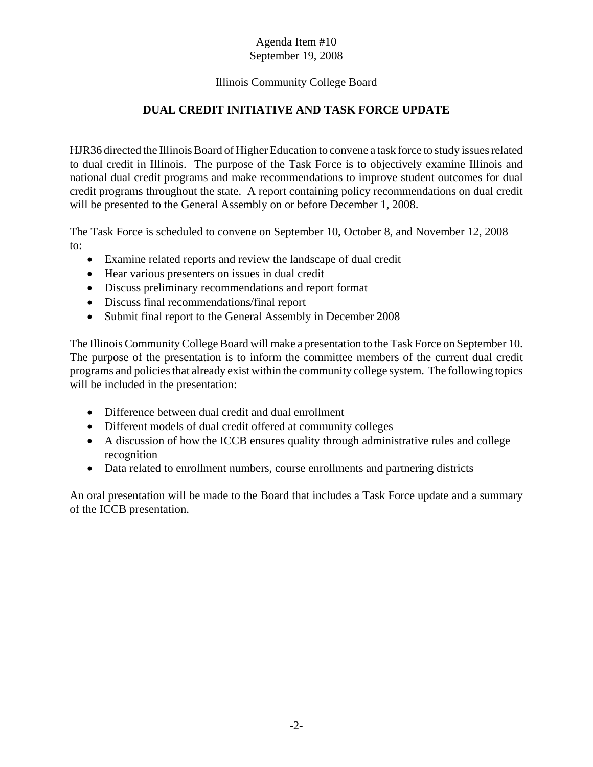Agenda Item #10
September 19, 2008

Illinois Community College Board

**DUAL CREDIT INITIATIVE AND TASK FORCE UPDATE**

HJR36 directed the Illinois Board of Higher Education to convene a task force to study issues related to dual credit in Illinois. The purpose of the Task Force is to objectively examine Illinois and national dual credit programs and make recommendations to improve student outcomes for dual credit programs throughout the state. A report containing policy recommendations on dual credit will be presented to the General Assembly on or before December 1, 2008.

The Task Force is scheduled to convene on September 10, October 8, and November 12, 2008 to:

- Examine related reports and review the landscape of dual credit
- Hear various presenters on issues in dual credit
- Discuss preliminary recommendations and report format
- Discuss final recommendations/final report
- Submit final report to the General Assembly in December 2008

The Illinois Community College Board will make a presentation to the Task Force on September 10. The purpose of the presentation is to inform the committee members of the current dual credit programs and policies that already exist within the community college system. The following topics will be included in the presentation:

- Difference between dual credit and dual enrollment
- Different models of dual credit offered at community colleges
- A discussion of how the ICCB ensures quality through administrative rules and college recognition
- Data related to enrollment numbers, course enrollments and partnering districts

An oral presentation will be made to the Board that includes a Task Force update and a summary of the ICCB presentation.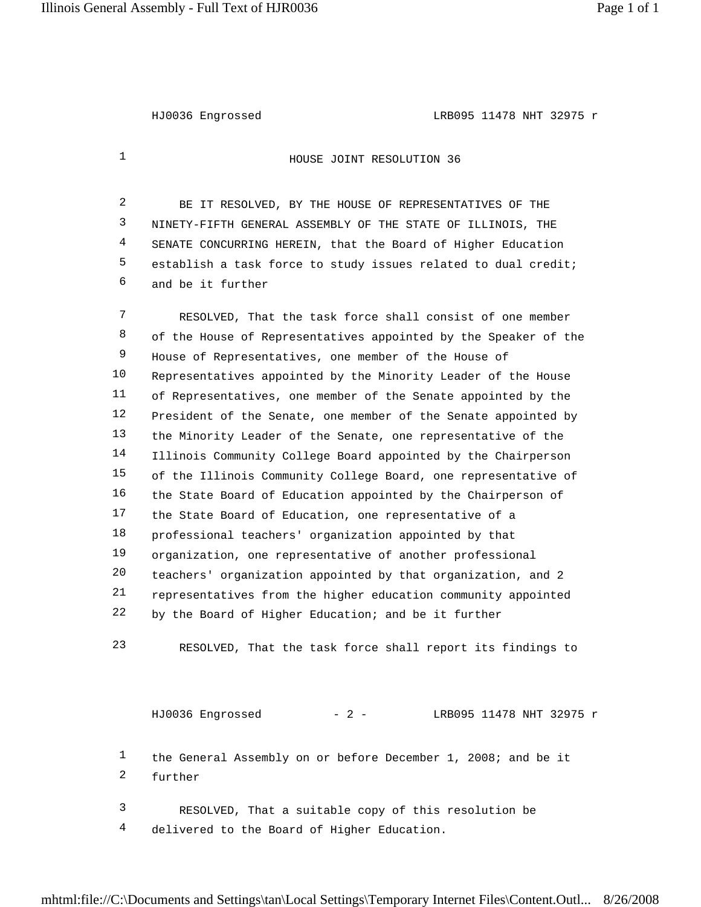HJ0036 Engrossed LRB095 11478 NHT 32975 r

# HOUSE JOINT RESOLUTION 36

BE IT RESOLVED, BY THE HOUSE OF REPRESENTATIVES OF THE NINETY-FIFTH GENERAL ASSEMBLY OF THE STATE OF ILLINOIS, THE SENATE CONCURRING HEREIN, that the Board of Higher Education establish a task force to study issues related to dual credit; and be it further

RESOLVED, That the task force shall consist of one member of the House of Representatives appointed by the Speaker of the House of Representatives, one member of the House of Representatives appointed by the Minority Leader of the House of Representatives, one member of the Senate appointed by the President of the Senate, one member of the Senate appointed by the Minority Leader of the Senate, one representative of the Illinois Community College Board appointed by the Chairperson of the Illinois Community College Board, one representative of the State Board of Education appointed by the Chairperson of the State Board of Education, one representative of a professional teachers' organization appointed by that organization, one representative of another professional teachers' organization appointed by that organization, and 2 representatives from the higher education community appointed by the Board of Higher Education; and be it further

RESOLVED, That the task force shall report its findings to the General Assembly on or before December 1, 2008; and be it further

RESOLVED, That a suitable copy of this resolution be delivered to the Board of Higher Education.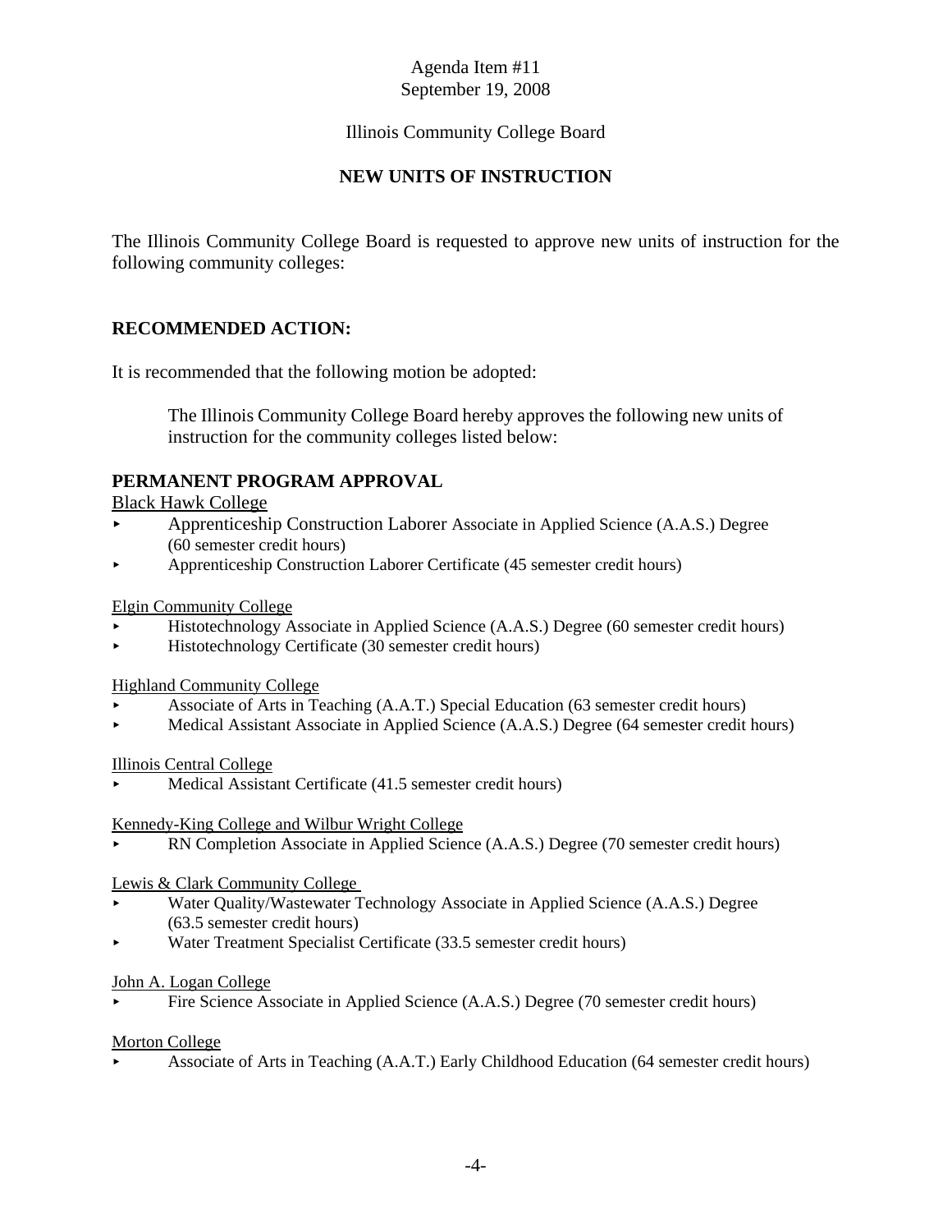Agenda Item #11
September 19, 2008

Illinois Community College Board

**NEW UNITS OF INSTRUCTION**

The Illinois Community College Board is requested to approve new units of instruction for the following community colleges:

**RECOMMENDED ACTION:**

It is recommended that the following motion be adopted:

> The Illinois Community College Board hereby approves the following new units of instruction for the community colleges listed below:

**PERMANENT PROGRAM APPROVAL**

Black Hawk College

- Apprenticeship Construction Laborer Associate in Applied Science (A.A.S.) Degree (60 semester credit hours)
- Apprenticeship Construction Laborer Certificate (45 semester credit hours)

Elgin Community College

- Histotechnology Associate in Applied Science (A.A.S.) Degree (60 semester credit hours)
- Histotechnology Certificate (30 semester credit hours)

Highland Community College

- Associate of Arts in Teaching (A.A.T.) Special Education (63 semester credit hours)
- Medical Assistant Associate in Applied Science (A.A.S.) Degree (64 semester credit hours)

Illinois Central College

- Medical Assistant Certificate (41.5 semester credit hours)

Kennedy-King College and Wilbur Wright College

- RN Completion Associate in Applied Science (A.A.S.) Degree (70 semester credit hours)

Lewis & Clark Community College

- Water Quality/Wastewater Technology Associate in Applied Science (A.A.S.) Degree (63.5 semester credit hours)
- Water Treatment Specialist Certificate (33.5 semester credit hours)

John A. Logan College

- Fire Science Associate in Applied Science (A.A.S.) Degree (70 semester credit hours)

Morton College

- Associate of Arts in Teaching (A.A.T.) Early Childhood Education (64 semester credit hours)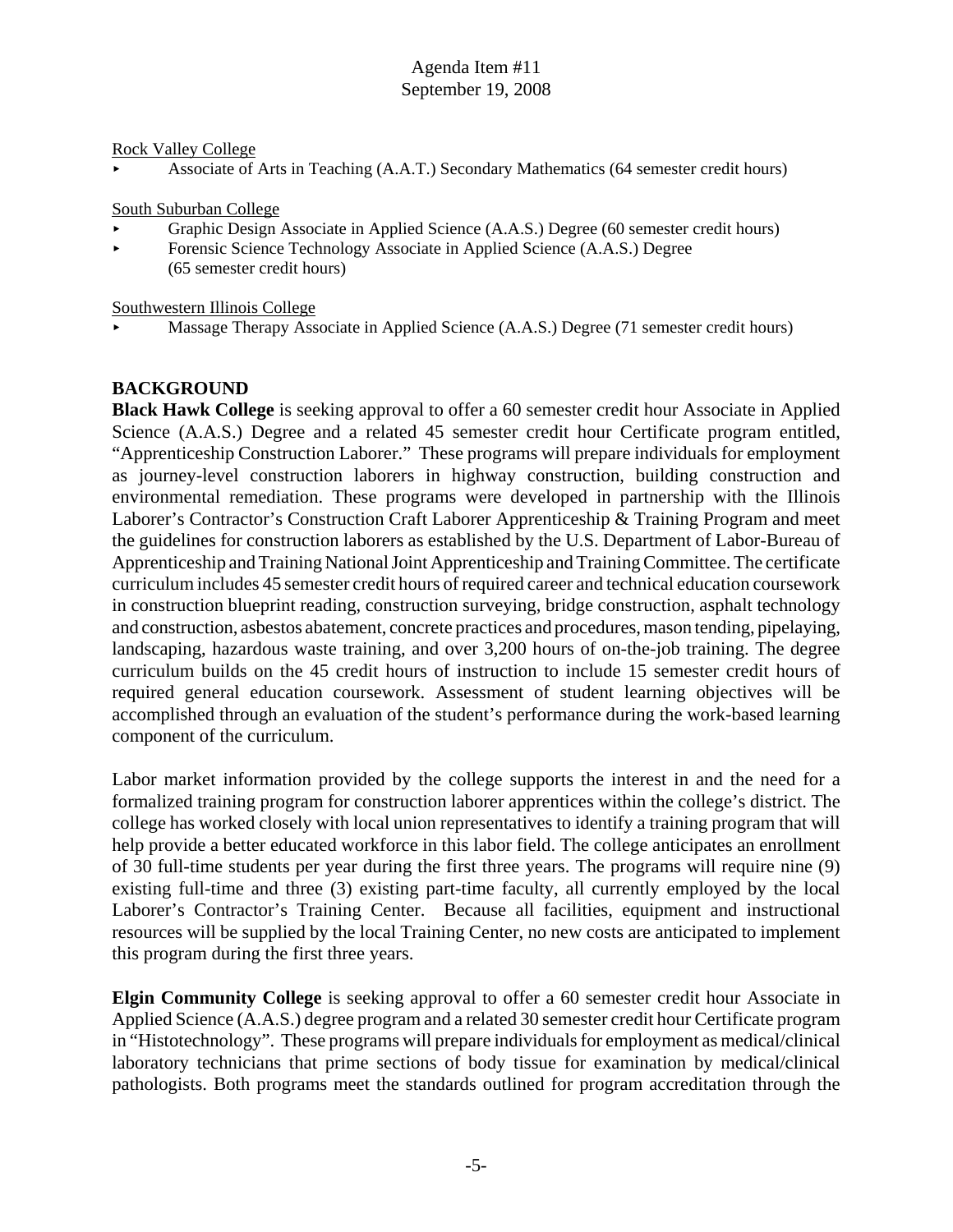Rock Valley College

- Associate of Arts in Teaching (A.A.T.) Secondary Mathematics (64 semester credit hours)

South Suburban College

- Graphic Design Associate in Applied Science (A.A.S.) Degree (60 semester credit hours)
- Forensic Science Technology Associate in Applied Science (A.A.S.) Degree (65 semester credit hours)

Southwestern Illinois College

- Massage Therapy Associate in Applied Science (A.A.S.) Degree (71 semester credit hours)

## BACKGROUND

**Black Hawk College** is seeking approval to offer a 60 semester credit hour Associate in Applied Science (A.A.S.) Degree and a related 45 semester credit hour Certificate program entitled, "Apprenticeship Construction Laborer." These programs will prepare individuals for employment as journey-level construction laborers in highway construction, building construction and environmental remediation. These programs were developed in partnership with the Illinois Laborer's Contractor's Construction Craft Laborer Apprenticeship & Training Program and meet the guidelines for construction laborers as established by the U.S. Department of Labor-Bureau of Apprenticeship and Training National Joint Apprenticeship and Training Committee. The certificate curriculum includes 45 semester credit hours of required career and technical education coursework in construction blueprint reading, construction surveying, bridge construction, asphalt technology and construction, asbestos abatement, concrete practices and procedures, mason tending, pipelaying, landscaping, hazardous waste training, and over 3,200 hours of on-the-job training. The degree curriculum builds on the 45 credit hours of instruction to include 15 semester credit hours of required general education coursework. Assessment of student learning objectives will be accomplished through an evaluation of the student's performance during the work-based learning component of the curriculum.

Labor market information provided by the college supports the interest in and the need for a formalized training program for construction laborer apprentices within the college's district. The college has worked closely with local union representatives to identify a training program that will help provide a better educated workforce in this labor field. The college anticipates an enrollment of 30 full-time students per year during the first three years. The programs will require nine (9) existing full-time and three (3) existing part-time faculty, all currently employed by the local Laborer's Contractor's Training Center. Because all facilities, equipment and instructional resources will be supplied by the local Training Center, no new costs are anticipated to implement this program during the first three years.

**Elgin Community College** is seeking approval to offer a 60 semester credit hour Associate in Applied Science (A.A.S.) degree program and a related 30 semester credit hour Certificate program in "Histotechnology". These programs will prepare individuals for employment as medical/clinical laboratory technicians that prime sections of body tissue for examination by medical/clinical pathologists. Both programs meet the standards outlined for program accreditation through the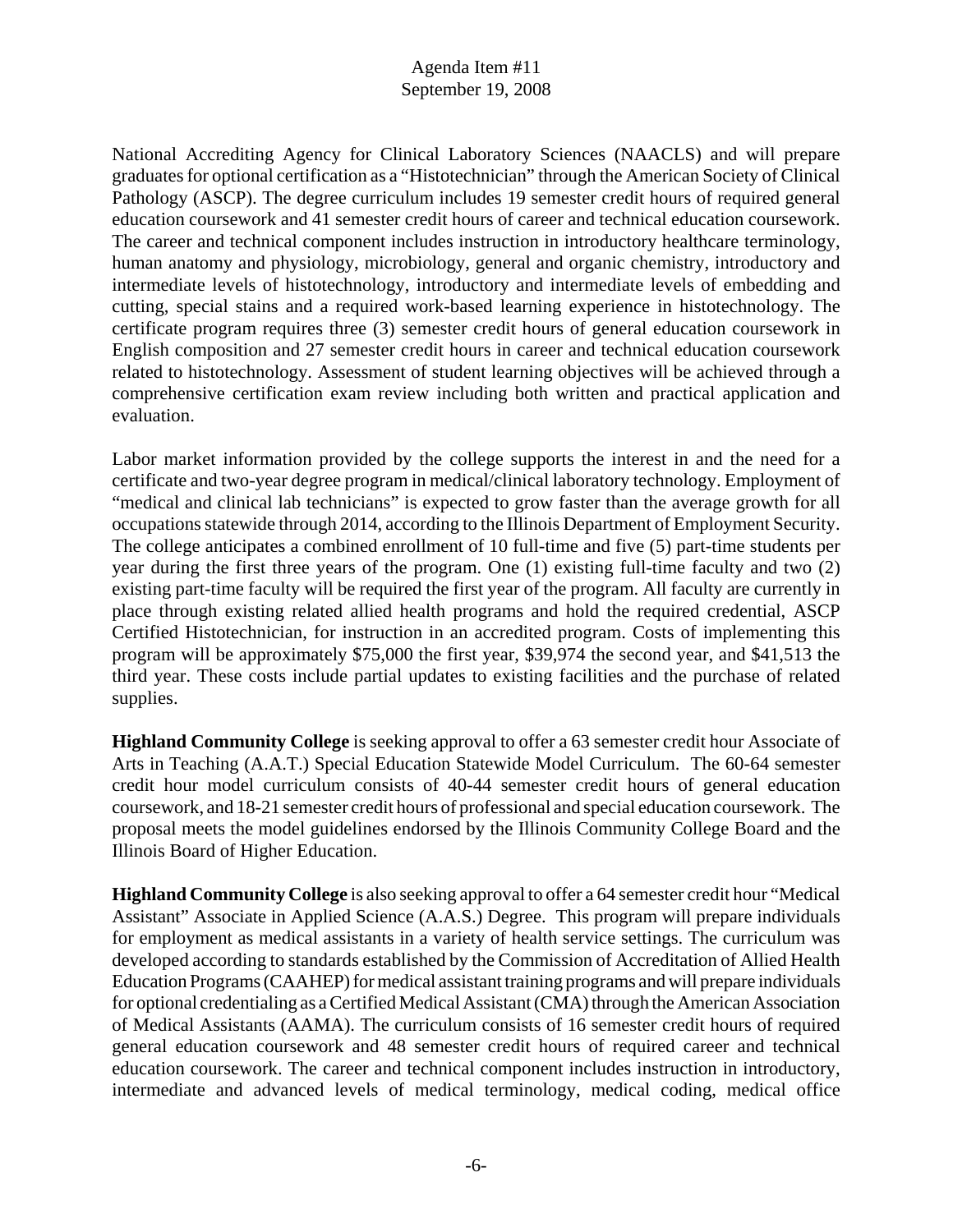National Accrediting Agency for Clinical Laboratory Sciences (NAACLS) and will prepare graduates for optional certification as a "Histotechnician" through the American Society of Clinical Pathology (ASCP). The degree curriculum includes 19 semester credit hours of required general education coursework and 41 semester credit hours of career and technical education coursework. The career and technical component includes instruction in introductory healthcare terminology, human anatomy and physiology, microbiology, general and organic chemistry, introductory and intermediate levels of histotechnology, introductory and intermediate levels of embedding and cutting, special stains and a required work-based learning experience in histotechnology. The certificate program requires three (3) semester credit hours of general education coursework in English composition and 27 semester credit hours in career and technical education coursework related to histotechnology. Assessment of student learning objectives will be achieved through a comprehensive certification exam review including both written and practical application and evaluation.

Labor market information provided by the college supports the interest in and the need for a certificate and two-year degree program in medical/clinical laboratory technology. Employment of "medical and clinical lab technicians" is expected to grow faster than the average growth for all occupations statewide through 2014, according to the Illinois Department of Employment Security. The college anticipates a combined enrollment of 10 full-time and five (5) part-time students per year during the first three years of the program. One (1) existing full-time faculty and two (2) existing part-time faculty will be required the first year of the program. All faculty are currently in place through existing related allied health programs and hold the required credential, ASCP Certified Histotechnician, for instruction in an accredited program. Costs of implementing this program will be approximately $75,000 the first year, $39,974 the second year, and $41,513 the third year. These costs include partial updates to existing facilities and the purchase of related supplies.

**Highland Community College** is seeking approval to offer a 63 semester credit hour Associate of Arts in Teaching (A.A.T.) Special Education Statewide Model Curriculum. The 60-64 semester credit hour model curriculum consists of 40-44 semester credit hours of general education coursework, and 18-21 semester credit hours of professional and special education coursework. The proposal meets the model guidelines endorsed by the Illinois Community College Board and the Illinois Board of Higher Education.

**Highland Community College** is also seeking approval to offer a 64 semester credit hour "Medical Assistant" Associate in Applied Science (A.A.S.) Degree. This program will prepare individuals for employment as medical assistants in a variety of health service settings. The curriculum was developed according to standards established by the Commission of Accreditation of Allied Health Education Programs (CAAHEP) for medical assistant training programs and will prepare individuals for optional credentialing as a Certified Medical Assistant (CMA) through the American Association of Medical Assistants (AAMA). The curriculum consists of 16 semester credit hours of required general education coursework and 48 semester credit hours of required career and technical education coursework. The career and technical component includes instruction in introductory, intermediate and advanced levels of medical terminology, medical coding, medical office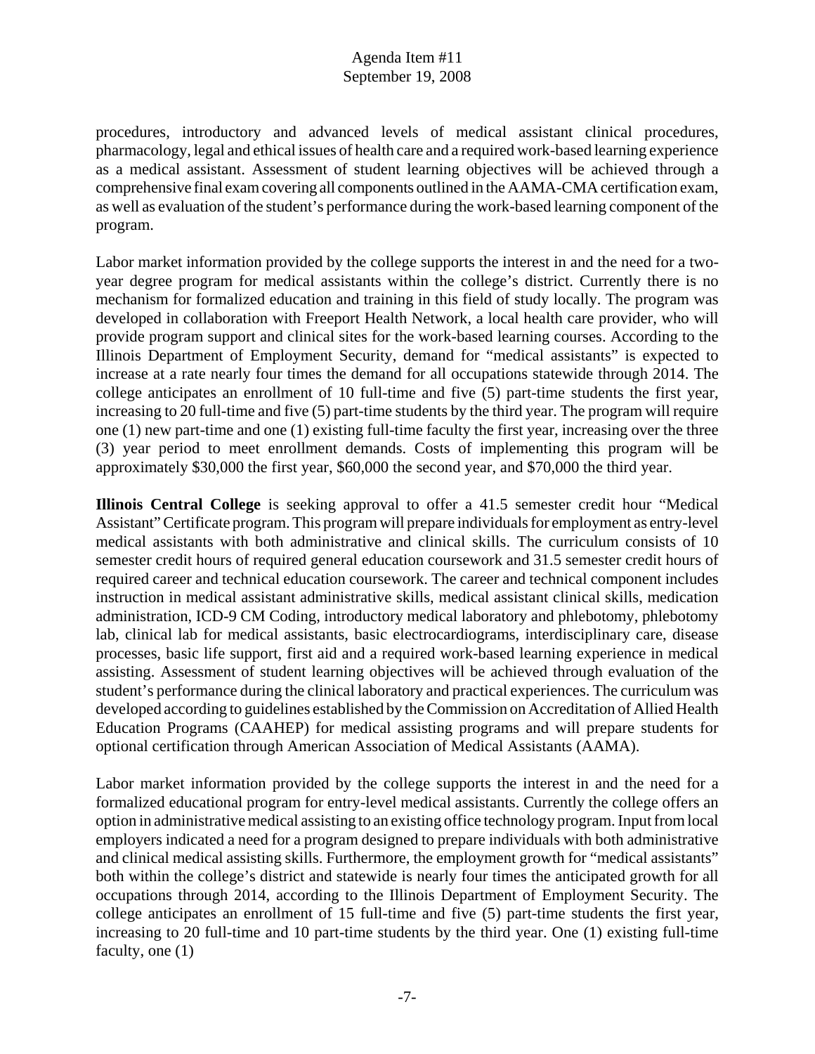procedures, introductory and advanced levels of medical assistant clinical procedures, pharmacology, legal and ethical issues of health care and a required work-based learning experience as a medical assistant. Assessment of student learning objectives will be achieved through a comprehensive final exam covering all components outlined in the AAMA-CMA certification exam, as well as evaluation of the student's performance during the work-based learning component of the program.

Labor market information provided by the college supports the interest in and the need for a two-year degree program for medical assistants within the college's district. Currently there is no mechanism for formalized education and training in this field of study locally. The program was developed in collaboration with Freeport Health Network, a local health care provider, who will provide program support and clinical sites for the work-based learning courses. According to the Illinois Department of Employment Security, demand for "medical assistants" is expected to increase at a rate nearly four times the demand for all occupations statewide through 2014. The college anticipates an enrollment of 10 full-time and five (5) part-time students the first year, increasing to 20 full-time and five (5) part-time students by the third year. The program will require one (1) new part-time and one (1) existing full-time faculty the first year, increasing over the three (3) year period to meet enrollment demands. Costs of implementing this program will be approximately $30,000 the first year, $60,000 the second year, and $70,000 the third year.

**Illinois Central College** is seeking approval to offer a 41.5 semester credit hour "Medical Assistant" Certificate program. This program will prepare individuals for employment as entry-level medical assistants with both administrative and clinical skills. The curriculum consists of 10 semester credit hours of required general education coursework and 31.5 semester credit hours of required career and technical education coursework. The career and technical component includes instruction in medical assistant administrative skills, medical assistant clinical skills, medication administration, ICD-9 CM Coding, introductory medical laboratory and phlebotomy, phlebotomy lab, clinical lab for medical assistants, basic electrocardiograms, interdisciplinary care, disease processes, basic life support, first aid and a required work-based learning experience in medical assisting. Assessment of student learning objectives will be achieved through evaluation of the student's performance during the clinical laboratory and practical experiences. The curriculum was developed according to guidelines established by the Commission on Accreditation of Allied Health Education Programs (CAAHEP) for medical assisting programs and will prepare students for optional certification through American Association of Medical Assistants (AAMA).

Labor market information provided by the college supports the interest in and the need for a formalized educational program for entry-level medical assistants. Currently the college offers an option in administrative medical assisting to an existing office technology program. Input from local employers indicated a need for a program designed to prepare individuals with both administrative and clinical medical assisting skills. Furthermore, the employment growth for "medical assistants" both within the college's district and statewide is nearly four times the anticipated growth for all occupations through 2014, according to the Illinois Department of Employment Security. The college anticipates an enrollment of 15 full-time and five (5) part-time students the first year, increasing to 20 full-time and 10 part-time students by the third year. One (1) existing full-time faculty, one (1)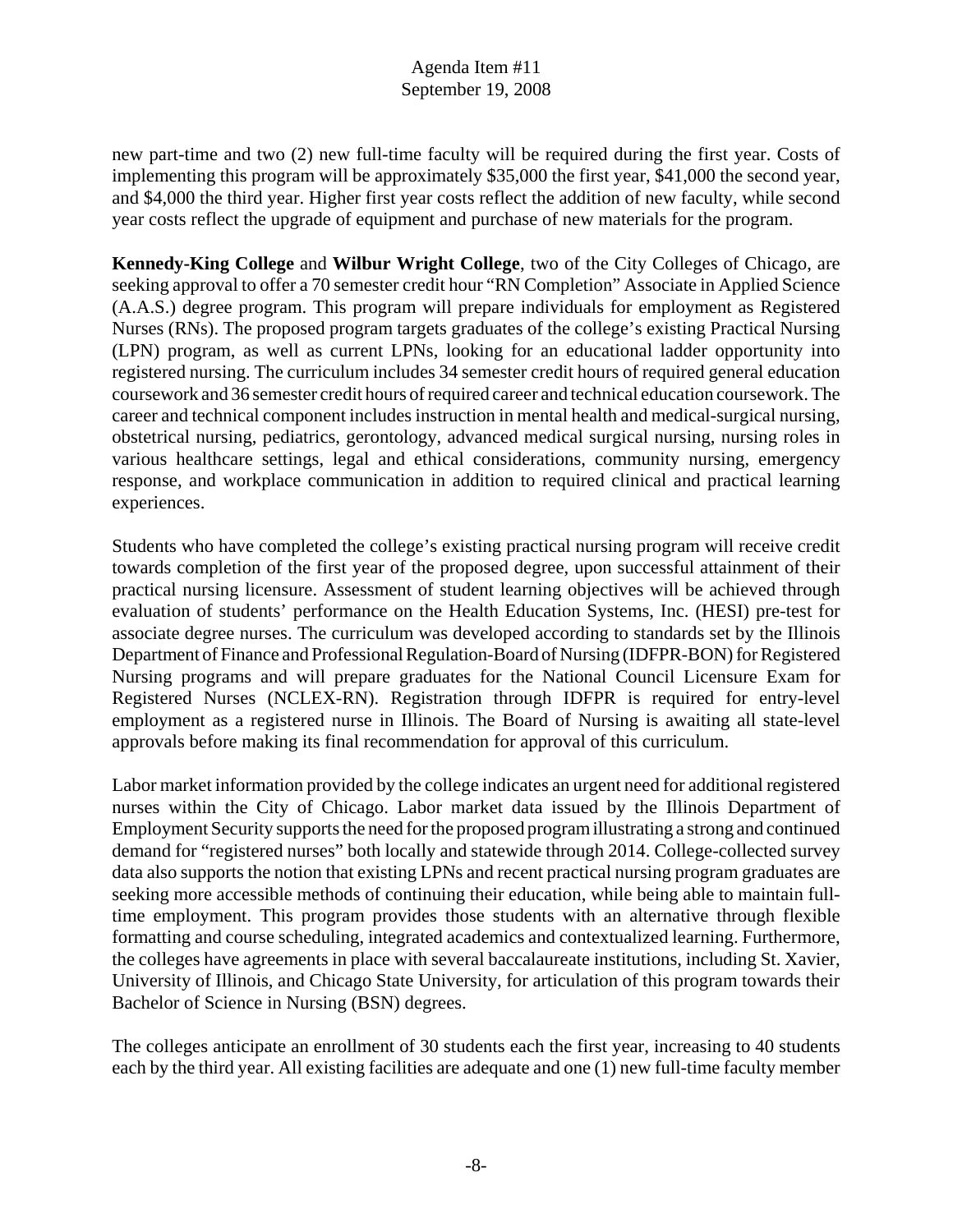new part-time and two (2) new full-time faculty will be required during the first year. Costs of implementing this program will be approximately $35,000 the first year, $41,000 the second year, and $4,000 the third year. Higher first year costs reflect the addition of new faculty, while second year costs reflect the upgrade of equipment and purchase of new materials for the program.

**Kennedy-King College** and **Wilbur Wright College**, two of the City Colleges of Chicago, are seeking approval to offer a 70 semester credit hour "RN Completion" Associate in Applied Science (A.A.S.) degree program. This program will prepare individuals for employment as Registered Nurses (RNs). The proposed program targets graduates of the college's existing Practical Nursing (LPN) program, as well as current LPNs, looking for an educational ladder opportunity into registered nursing. The curriculum includes 34 semester credit hours of required general education coursework and 36 semester credit hours of required career and technical education coursework. The career and technical component includes instruction in mental health and medical-surgical nursing, obstetrical nursing, pediatrics, gerontology, advanced medical surgical nursing, nursing roles in various healthcare settings, legal and ethical considerations, community nursing, emergency response, and workplace communication in addition to required clinical and practical learning experiences.

Students who have completed the college's existing practical nursing program will receive credit towards completion of the first year of the proposed degree, upon successful attainment of their practical nursing licensure. Assessment of student learning objectives will be achieved through evaluation of students' performance on the Health Education Systems, Inc. (HESI) pre-test for associate degree nurses. The curriculum was developed according to standards set by the Illinois Department of Finance and Professional Regulation-Board of Nursing (IDFPR-BON) for Registered Nursing programs and will prepare graduates for the National Council Licensure Exam for Registered Nurses (NCLEX-RN). Registration through IDFPR is required for entry-level employment as a registered nurse in Illinois. The Board of Nursing is awaiting all state-level approvals before making its final recommendation for approval of this curriculum.

Labor market information provided by the college indicates an urgent need for additional registered nurses within the City of Chicago. Labor market data issued by the Illinois Department of Employment Security supports the need for the proposed program illustrating a strong and continued demand for "registered nurses" both locally and statewide through 2014. College-collected survey data also supports the notion that existing LPNs and recent practical nursing program graduates are seeking more accessible methods of continuing their education, while being able to maintain full-time employment. This program provides those students with an alternative through flexible formatting and course scheduling, integrated academics and contextualized learning. Furthermore, the colleges have agreements in place with several baccalaureate institutions, including St. Xavier, University of Illinois, and Chicago State University, for articulation of this program towards their Bachelor of Science in Nursing (BSN) degrees.

The colleges anticipate an enrollment of 30 students each the first year, increasing to 40 students each by the third year. All existing facilities are adequate and one (1) new full-time faculty member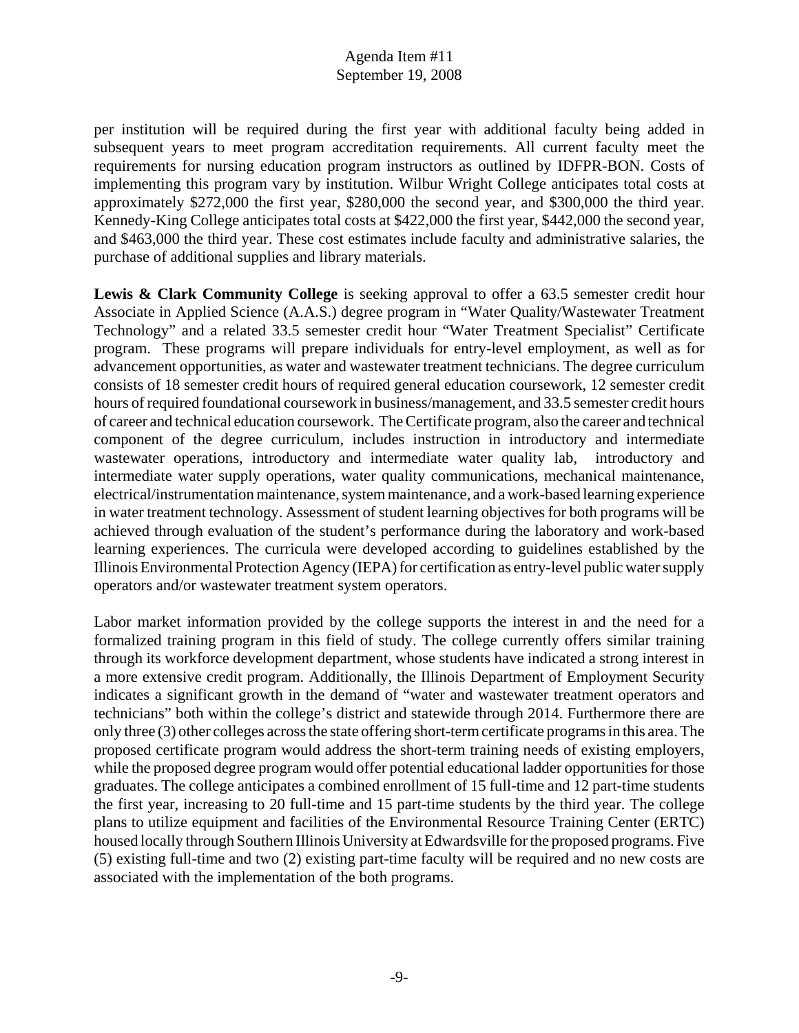per institution will be required during the first year with additional faculty being added in subsequent years to meet program accreditation requirements. All current faculty meet the requirements for nursing education program instructors as outlined by IDFPR-BON. Costs of implementing this program vary by institution. Wilbur Wright College anticipates total costs at approximately $272,000 the first year, $280,000 the second year, and $300,000 the third year. Kennedy-King College anticipates total costs at $422,000 the first year, $442,000 the second year, and $463,000 the third year. These cost estimates include faculty and administrative salaries, the purchase of additional supplies and library materials.

**Lewis & Clark Community College** is seeking approval to offer a 63.5 semester credit hour Associate in Applied Science (A.A.S.) degree program in "Water Quality/Wastewater Treatment Technology" and a related 33.5 semester credit hour "Water Treatment Specialist" Certificate program. These programs will prepare individuals for entry-level employment, as well as for advancement opportunities, as water and wastewater treatment technicians. The degree curriculum consists of 18 semester credit hours of required general education coursework, 12 semester credit hours of required foundational coursework in business/management, and 33.5 semester credit hours of career and technical education coursework. The Certificate program, also the career and technical component of the degree curriculum, includes instruction in introductory and intermediate wastewater operations, introductory and intermediate water quality lab, introductory and intermediate water supply operations, water quality communications, mechanical maintenance, electrical/instrumentation maintenance, system maintenance, and a work-based learning experience in water treatment technology. Assessment of student learning objectives for both programs will be achieved through evaluation of the student's performance during the laboratory and work-based learning experiences. The curricula were developed according to guidelines established by the Illinois Environmental Protection Agency (IEPA) for certification as entry-level public water supply operators and/or wastewater treatment system operators.

Labor market information provided by the college supports the interest in and the need for a formalized training program in this field of study. The college currently offers similar training through its workforce development department, whose students have indicated a strong interest in a more extensive credit program. Additionally, the Illinois Department of Employment Security indicates a significant growth in the demand of "water and wastewater treatment operators and technicians" both within the college's district and statewide through 2014. Furthermore there are only three (3) other colleges across the state offering short-term certificate programs in this area. The proposed certificate program would address the short-term training needs of existing employers, while the proposed degree program would offer potential educational ladder opportunities for those graduates. The college anticipates a combined enrollment of 15 full-time and 12 part-time students the first year, increasing to 20 full-time and 15 part-time students by the third year. The college plans to utilize equipment and facilities of the Environmental Resource Training Center (ERTC) housed locally through Southern Illinois University at Edwardsville for the proposed programs. Five (5) existing full-time and two (2) existing part-time faculty will be required and no new costs are associated with the implementation of the both programs.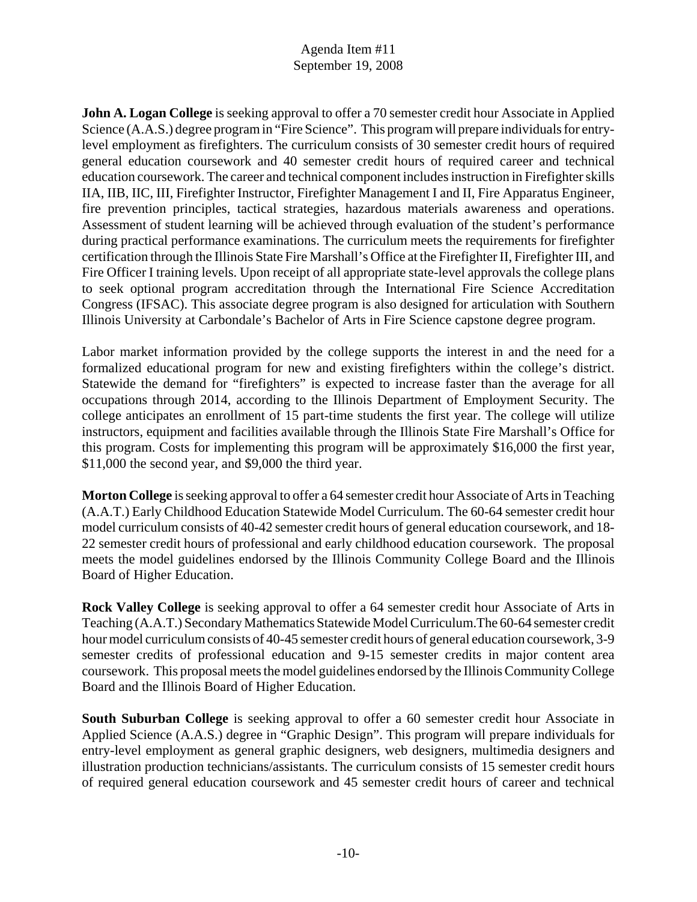**John A. Logan College** is seeking approval to offer a 70 semester credit hour Associate in Applied Science (A.A.S.) degree program in "Fire Science". This program will prepare individuals for entry-level employment as firefighters. The curriculum consists of 30 semester credit hours of required general education coursework and 40 semester credit hours of required career and technical education coursework. The career and technical component includes instruction in Firefighter skills IIA, IIB, IIC, III, Firefighter Instructor, Firefighter Management I and II, Fire Apparatus Engineer, fire prevention principles, tactical strategies, hazardous materials awareness and operations. Assessment of student learning will be achieved through evaluation of the student's performance during practical performance examinations. The curriculum meets the requirements for firefighter certification through the Illinois State Fire Marshall's Office at the Firefighter II, Firefighter III, and Fire Officer I training levels. Upon receipt of all appropriate state-level approvals the college plans to seek optional program accreditation through the International Fire Science Accreditation Congress (IFSAC). This associate degree program is also designed for articulation with Southern Illinois University at Carbondale's Bachelor of Arts in Fire Science capstone degree program.

Labor market information provided by the college supports the interest in and the need for a formalized educational program for new and existing firefighters within the college's district. Statewide the demand for "firefighters" is expected to increase faster than the average for all occupations through 2014, according to the Illinois Department of Employment Security. The college anticipates an enrollment of 15 part-time students the first year. The college will utilize instructors, equipment and facilities available through the Illinois State Fire Marshall's Office for this program. Costs for implementing this program will be approximately $16,000 the first year, $11,000 the second year, and $9,000 the third year.

**Morton College** is seeking approval to offer a 64 semester credit hour Associate of Arts in Teaching (A.A.T.) Early Childhood Education Statewide Model Curriculum. The 60-64 semester credit hour model curriculum consists of 40-42 semester credit hours of general education coursework, and 18-22 semester credit hours of professional and early childhood education coursework. The proposal meets the model guidelines endorsed by the Illinois Community College Board and the Illinois Board of Higher Education.

**Rock Valley College** is seeking approval to offer a 64 semester credit hour Associate of Arts in Teaching (A.A.T.) Secondary Mathematics Statewide Model Curriculum.The 60-64 semester credit hour model curriculum consists of 40-45 semester credit hours of general education coursework, 3-9 semester credits of professional education and 9-15 semester credits in major content area coursework. This proposal meets the model guidelines endorsed by the Illinois Community College Board and the Illinois Board of Higher Education.

**South Suburban College** is seeking approval to offer a 60 semester credit hour Associate in Applied Science (A.A.S.) degree in "Graphic Design". This program will prepare individuals for entry-level employment as general graphic designers, web designers, multimedia designers and illustration production technicians/assistants. The curriculum consists of 15 semester credit hours of required general education coursework and 45 semester credit hours of career and technical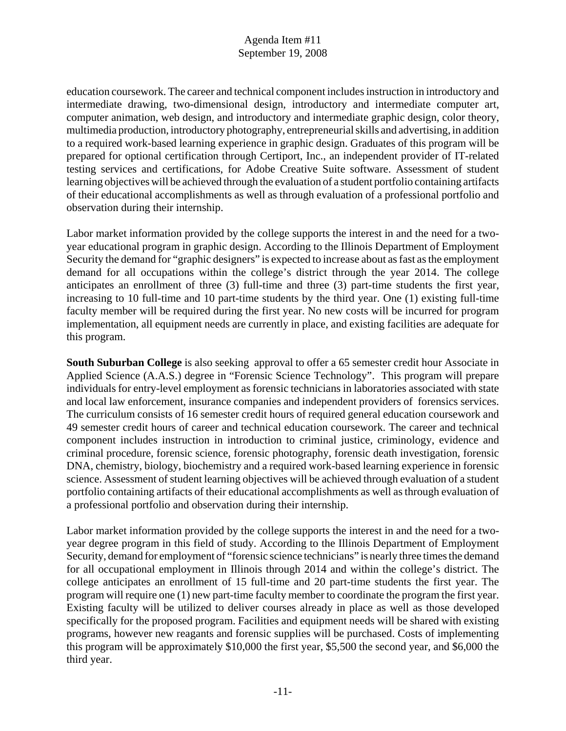education coursework. The career and technical component includes instruction in introductory and intermediate drawing, two-dimensional design, introductory and intermediate computer art, computer animation, web design, and introductory and intermediate graphic design, color theory, multimedia production, introductory photography, entrepreneurial skills and advertising, in addition to a required work-based learning experience in graphic design. Graduates of this program will be prepared for optional certification through Certiport, Inc., an independent provider of IT-related testing services and certifications, for Adobe Creative Suite software. Assessment of student learning objectives will be achieved through the evaluation of a student portfolio containing artifacts of their educational accomplishments as well as through evaluation of a professional portfolio and observation during their internship.

Labor market information provided by the college supports the interest in and the need for a two-year educational program in graphic design. According to the Illinois Department of Employment Security the demand for "graphic designers" is expected to increase about as fast as the employment demand for all occupations within the college's district through the year 2014. The college anticipates an enrollment of three (3) full-time and three (3) part-time students the first year, increasing to 10 full-time and 10 part-time students by the third year. One (1) existing full-time faculty member will be required during the first year. No new costs will be incurred for program implementation, all equipment needs are currently in place, and existing facilities are adequate for this program.

**South Suburban College** is also seeking approval to offer a 65 semester credit hour Associate in Applied Science (A.A.S.) degree in "Forensic Science Technology". This program will prepare individuals for entry-level employment as forensic technicians in laboratories associated with state and local law enforcement, insurance companies and independent providers of forensics services. The curriculum consists of 16 semester credit hours of required general education coursework and 49 semester credit hours of career and technical education coursework. The career and technical component includes instruction in introduction to criminal justice, criminology, evidence and criminal procedure, forensic science, forensic photography, forensic death investigation, forensic DNA, chemistry, biology, biochemistry and a required work-based learning experience in forensic science. Assessment of student learning objectives will be achieved through evaluation of a student portfolio containing artifacts of their educational accomplishments as well as through evaluation of a professional portfolio and observation during their internship.

Labor market information provided by the college supports the interest in and the need for a two-year degree program in this field of study. According to the Illinois Department of Employment Security, demand for employment of "forensic science technicians" is nearly three times the demand for all occupational employment in Illinois through 2014 and within the college's district. The college anticipates an enrollment of 15 full-time and 20 part-time students the first year. The program will require one (1) new part-time faculty member to coordinate the program the first year. Existing faculty will be utilized to deliver courses already in place as well as those developed specifically for the proposed program. Facilities and equipment needs will be shared with existing programs, however new reagants and forensic supplies will be purchased. Costs of implementing this program will be approximately $10,000 the first year, $5,500 the second year, and $6,000 the third year.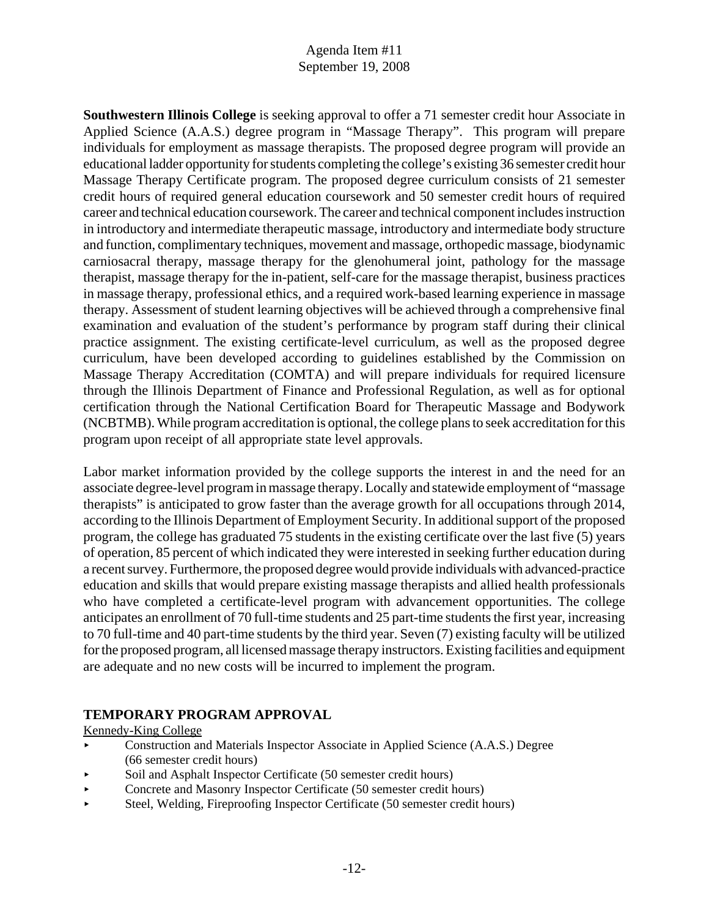**Southwestern Illinois College** is seeking approval to offer a 71 semester credit hour Associate in Applied Science (A.A.S.) degree program in "Massage Therapy". This program will prepare individuals for employment as massage therapists. The proposed degree program will provide an educational ladder opportunity for students completing the college's existing 36 semester credit hour Massage Therapy Certificate program. The proposed degree curriculum consists of 21 semester credit hours of required general education coursework and 50 semester credit hours of required career and technical education coursework. The career and technical component includes instruction in introductory and intermediate therapeutic massage, introductory and intermediate body structure and function, complimentary techniques, movement and massage, orthopedic massage, biodynamic carniosacral therapy, massage therapy for the glenohumeral joint, pathology for the massage therapist, massage therapy for the in-patient, self-care for the massage therapist, business practices in massage therapy, professional ethics, and a required work-based learning experience in massage therapy. Assessment of student learning objectives will be achieved through a comprehensive final examination and evaluation of the student's performance by program staff during their clinical practice assignment. The existing certificate-level curriculum, as well as the proposed degree curriculum, have been developed according to guidelines established by the Commission on Massage Therapy Accreditation (COMTA) and will prepare individuals for required licensure through the Illinois Department of Finance and Professional Regulation, as well as for optional certification through the National Certification Board for Therapeutic Massage and Bodywork (NCBTMB). While program accreditation is optional, the college plans to seek accreditation for this program upon receipt of all appropriate state level approvals.

Labor market information provided by the college supports the interest in and the need for an associate degree-level program in massage therapy. Locally and statewide employment of "massage therapists" is anticipated to grow faster than the average growth for all occupations through 2014, according to the Illinois Department of Employment Security. In additional support of the proposed program, the college has graduated 75 students in the existing certificate over the last five (5) years of operation, 85 percent of which indicated they were interested in seeking further education during a recent survey. Furthermore, the proposed degree would provide individuals with advanced-practice education and skills that would prepare existing massage therapists and allied health professionals who have completed a certificate-level program with advancement opportunities. The college anticipates an enrollment of 70 full-time students and 25 part-time students the first year, increasing to 70 full-time and 40 part-time students by the third year. Seven (7) existing faculty will be utilized for the proposed program, all licensed massage therapy instructors. Existing facilities and equipment are adequate and no new costs will be incurred to implement the program.

## TEMPORARY PROGRAM APPROVAL

Kennedy-King College

- Construction and Materials Inspector Associate in Applied Science (A.A.S.) Degree (66 semester credit hours)
- Soil and Asphalt Inspector Certificate (50 semester credit hours)
- Concrete and Masonry Inspector Certificate (50 semester credit hours)
- Steel, Welding, Fireproofing Inspector Certificate (50 semester credit hours)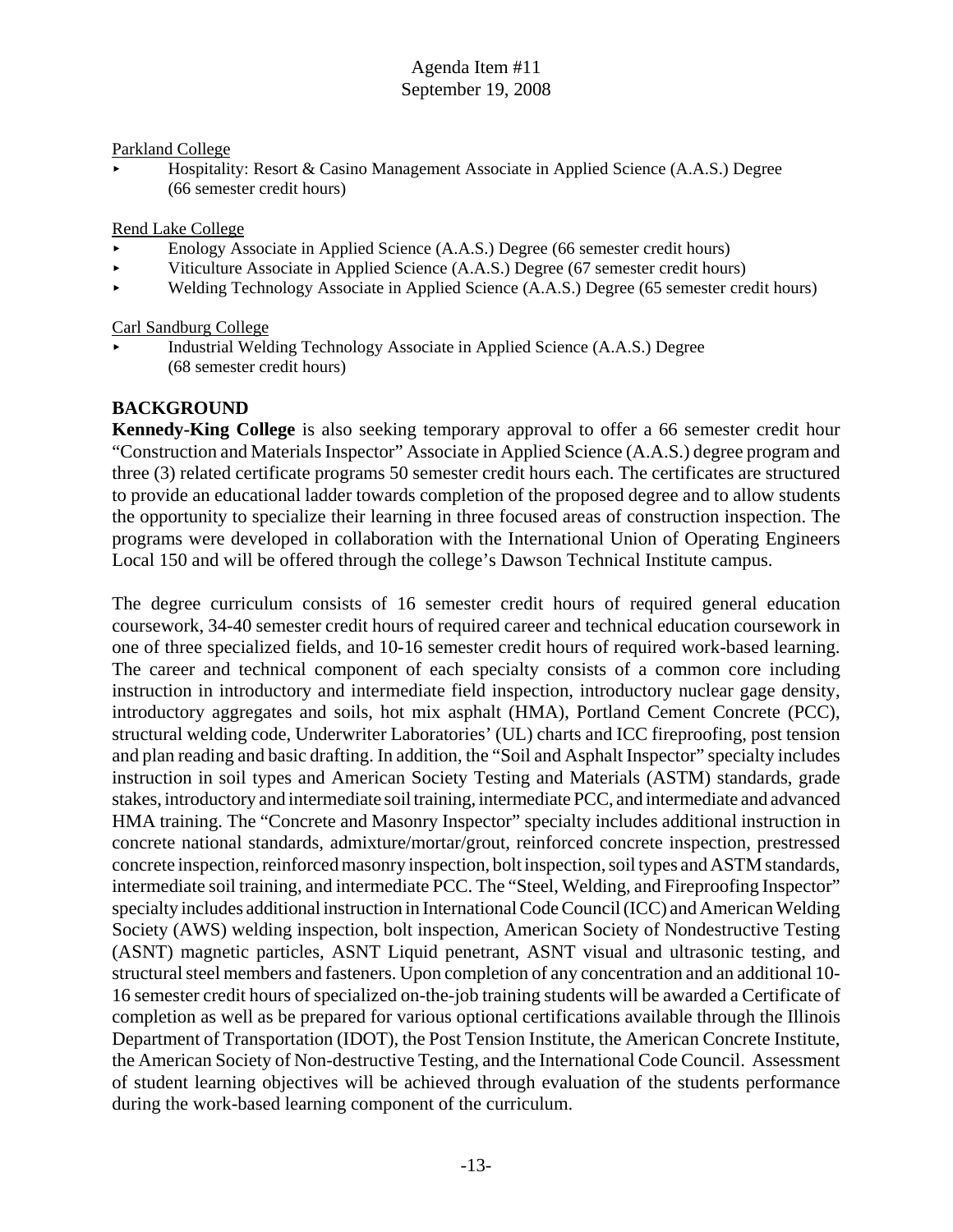Parkland College

- Hospitality: Resort & Casino Management Associate in Applied Science (A.A.S.) Degree (66 semester credit hours)

Rend Lake College

- Enology Associate in Applied Science (A.A.S.) Degree (66 semester credit hours)
- Viticulture Associate in Applied Science (A.A.S.) Degree (67 semester credit hours)
- Welding Technology Associate in Applied Science (A.A.S.) Degree (65 semester credit hours)

Carl Sandburg College

- Industrial Welding Technology Associate in Applied Science (A.A.S.) Degree (68 semester credit hours)

## BACKGROUND

**Kennedy-King College** is also seeking temporary approval to offer a 66 semester credit hour "Construction and Materials Inspector" Associate in Applied Science (A.A.S.) degree program and three (3) related certificate programs 50 semester credit hours each. The certificates are structured to provide an educational ladder towards completion of the proposed degree and to allow students the opportunity to specialize their learning in three focused areas of construction inspection. The programs were developed in collaboration with the International Union of Operating Engineers Local 150 and will be offered through the college's Dawson Technical Institute campus.

The degree curriculum consists of 16 semester credit hours of required general education coursework, 34-40 semester credit hours of required career and technical education coursework in one of three specialized fields, and 10-16 semester credit hours of required work-based learning. The career and technical component of each specialty consists of a common core including instruction in introductory and intermediate field inspection, introductory nuclear gage density, introductory aggregates and soils, hot mix asphalt (HMA), Portland Cement Concrete (PCC), structural welding code, Underwriter Laboratories' (UL) charts and ICC fireproofing, post tension and plan reading and basic drafting. In addition, the "Soil and Asphalt Inspector" specialty includes instruction in soil types and American Society Testing and Materials (ASTM) standards, grade stakes, introductory and intermediate soil training, intermediate PCC, and intermediate and advanced HMA training. The "Concrete and Masonry Inspector" specialty includes additional instruction in concrete national standards, admixture/mortar/grout, reinforced concrete inspection, prestressed concrete inspection, reinforced masonry inspection, bolt inspection, soil types and ASTM standards, intermediate soil training, and intermediate PCC. The "Steel, Welding, and Fireproofing Inspector" specialty includes additional instruction in International Code Council (ICC) and American Welding Society (AWS) welding inspection, bolt inspection, American Society of Nondestructive Testing (ASNT) magnetic particles, ASNT Liquid penetrant, ASNT visual and ultrasonic testing, and structural steel members and fasteners. Upon completion of any concentration and an additional 10-16 semester credit hours of specialized on-the-job training students will be awarded a Certificate of completion as well as be prepared for various optional certifications available through the Illinois Department of Transportation (IDOT), the Post Tension Institute, the American Concrete Institute, the American Society of Non-destructive Testing, and the International Code Council. Assessment of student learning objectives will be achieved through evaluation of the students performance during the work-based learning component of the curriculum.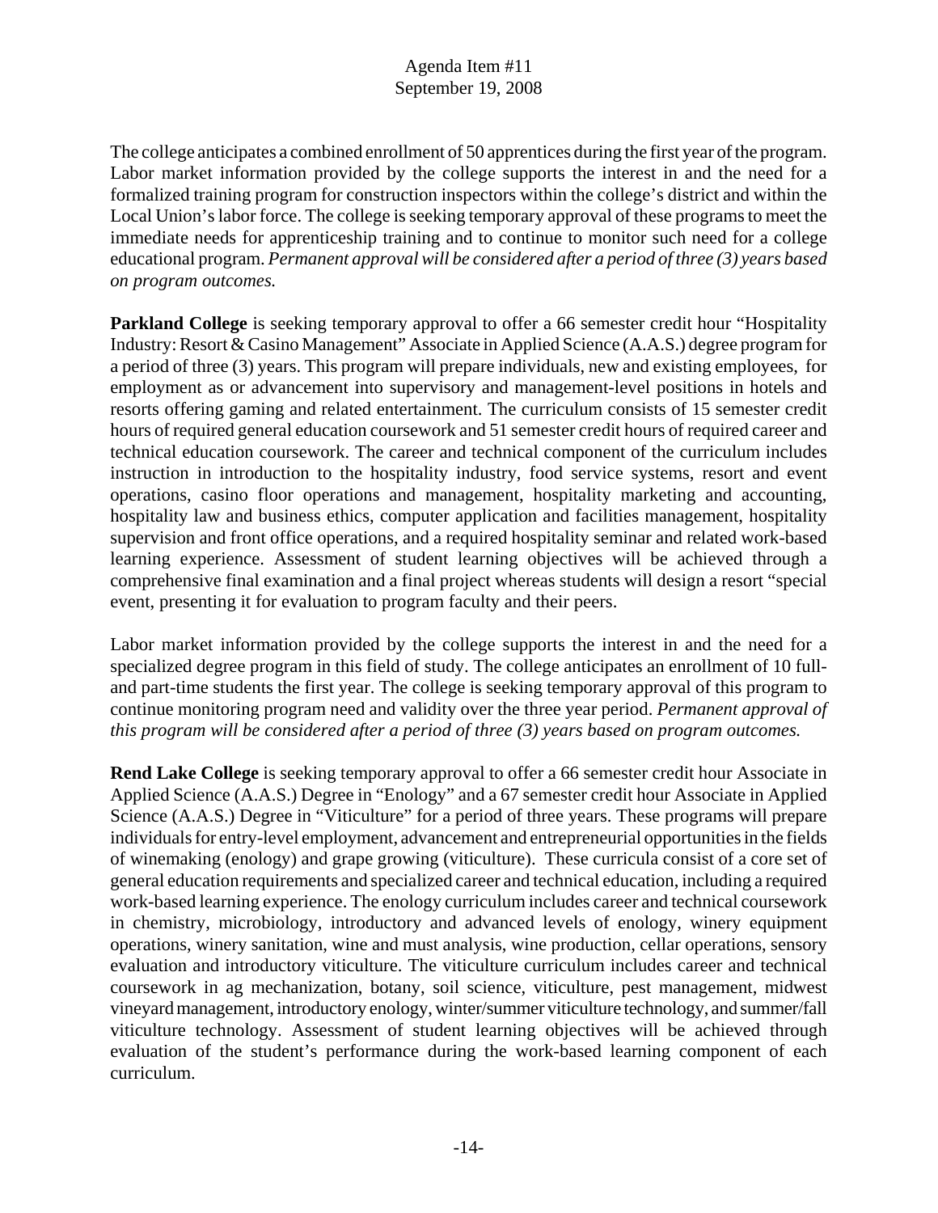The college anticipates a combined enrollment of 50 apprentices during the first year of the program. Labor market information provided by the college supports the interest in and the need for a formalized training program for construction inspectors within the college's district and within the Local Union's labor force. The college is seeking temporary approval of these programs to meet the immediate needs for apprenticeship training and to continue to monitor such need for a college educational program. *Permanent approval will be considered after a period of three (3) years based on program outcomes.*

**Parkland College** is seeking temporary approval to offer a 66 semester credit hour "Hospitality Industry: Resort & Casino Management" Associate in Applied Science (A.A.S.) degree program for a period of three (3) years. This program will prepare individuals, new and existing employees, for employment as or advancement into supervisory and management-level positions in hotels and resorts offering gaming and related entertainment. The curriculum consists of 15 semester credit hours of required general education coursework and 51 semester credit hours of required career and technical education coursework. The career and technical component of the curriculum includes instruction in introduction to the hospitality industry, food service systems, resort and event operations, casino floor operations and management, hospitality marketing and accounting, hospitality law and business ethics, computer application and facilities management, hospitality supervision and front office operations, and a required hospitality seminar and related work-based learning experience. Assessment of student learning objectives will be achieved through a comprehensive final examination and a final project whereas students will design a resort "special event, presenting it for evaluation to program faculty and their peers.

Labor market information provided by the college supports the interest in and the need for a specialized degree program in this field of study. The college anticipates an enrollment of 10 full- and part-time students the first year. The college is seeking temporary approval of this program to continue monitoring program need and validity over the three year period. *Permanent approval of this program will be considered after a period of three (3) years based on program outcomes.*

**Rend Lake College** is seeking temporary approval to offer a 66 semester credit hour Associate in Applied Science (A.A.S.) Degree in "Enology" and a 67 semester credit hour Associate in Applied Science (A.A.S.) Degree in "Viticulture" for a period of three years. These programs will prepare individuals for entry-level employment, advancement and entrepreneurial opportunities in the fields of winemaking (enology) and grape growing (viticulture). These curricula consist of a core set of general education requirements and specialized career and technical education, including a required work-based learning experience. The enology curriculum includes career and technical coursework in chemistry, microbiology, introductory and advanced levels of enology, winery equipment operations, winery sanitation, wine and must analysis, wine production, cellar operations, sensory evaluation and introductory viticulture. The viticulture curriculum includes career and technical coursework in ag mechanization, botany, soil science, viticulture, pest management, midwest vineyard management, introductory enology, winter/summer viticulture technology, and summer/fall viticulture technology. Assessment of student learning objectives will be achieved through evaluation of the student's performance during the work-based learning component of each curriculum.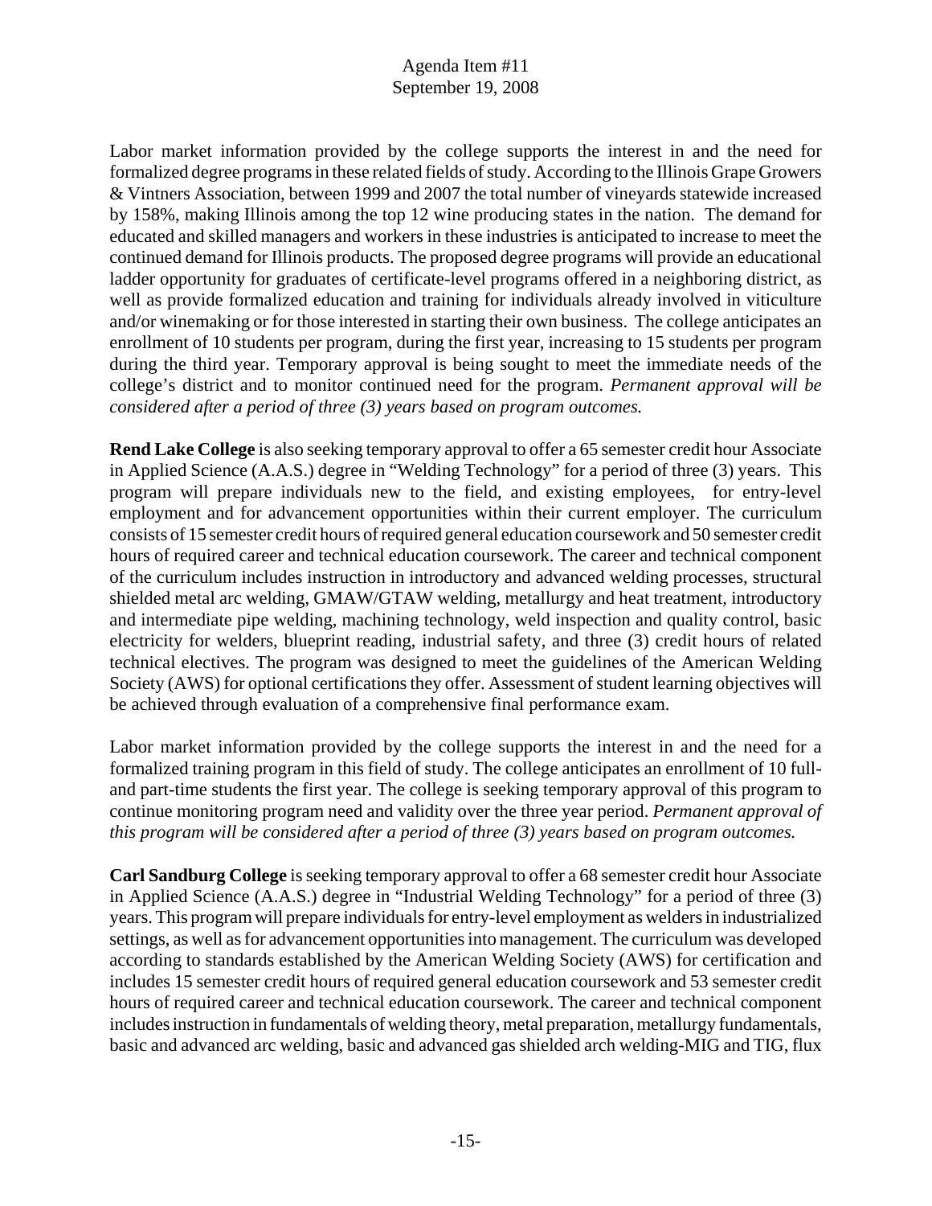Labor market information provided by the college supports the interest in and the need for formalized degree programs in these related fields of study. According to the Illinois Grape Growers & Vintners Association, between 1999 and 2007 the total number of vineyards statewide increased by 158%, making Illinois among the top 12 wine producing states in the nation. The demand for educated and skilled managers and workers in these industries is anticipated to increase to meet the continued demand for Illinois products. The proposed degree programs will provide an educational ladder opportunity for graduates of certificate-level programs offered in a neighboring district, as well as provide formalized education and training for individuals already involved in viticulture and/or winemaking or for those interested in starting their own business. The college anticipates an enrollment of 10 students per program, during the first year, increasing to 15 students per program during the third year. Temporary approval is being sought to meet the immediate needs of the college's district and to monitor continued need for the program. *Permanent approval will be considered after a period of three (3) years based on program outcomes.*

**Rend Lake College** is also seeking temporary approval to offer a 65 semester credit hour Associate in Applied Science (A.A.S.) degree in "Welding Technology" for a period of three (3) years. This program will prepare individuals new to the field, and existing employees, for entry-level employment and for advancement opportunities within their current employer. The curriculum consists of 15 semester credit hours of required general education coursework and 50 semester credit hours of required career and technical education coursework. The career and technical component of the curriculum includes instruction in introductory and advanced welding processes, structural shielded metal arc welding, GMAW/GTAW welding, metallurgy and heat treatment, introductory and intermediate pipe welding, machining technology, weld inspection and quality control, basic electricity for welders, blueprint reading, industrial safety, and three (3) credit hours of related technical electives. The program was designed to meet the guidelines of the American Welding Society (AWS) for optional certifications they offer. Assessment of student learning objectives will be achieved through evaluation of a comprehensive final performance exam.

Labor market information provided by the college supports the interest in and the need for a formalized training program in this field of study. The college anticipates an enrollment of 10 full- and part-time students the first year. The college is seeking temporary approval of this program to continue monitoring program need and validity over the three year period. *Permanent approval of this program will be considered after a period of three (3) years based on program outcomes.*

**Carl Sandburg College** is seeking temporary approval to offer a 68 semester credit hour Associate in Applied Science (A.A.S.) degree in "Industrial Welding Technology" for a period of three (3) years. This program will prepare individuals for entry-level employment as welders in industrialized settings, as well as for advancement opportunities into management. The curriculum was developed according to standards established by the American Welding Society (AWS) for certification and includes 15 semester credit hours of required general education coursework and 53 semester credit hours of required career and technical education coursework. The career and technical component includes instruction in fundamentals of welding theory, metal preparation, metallurgy fundamentals, basic and advanced arc welding, basic and advanced gas shielded arch welding-MIG and TIG, flux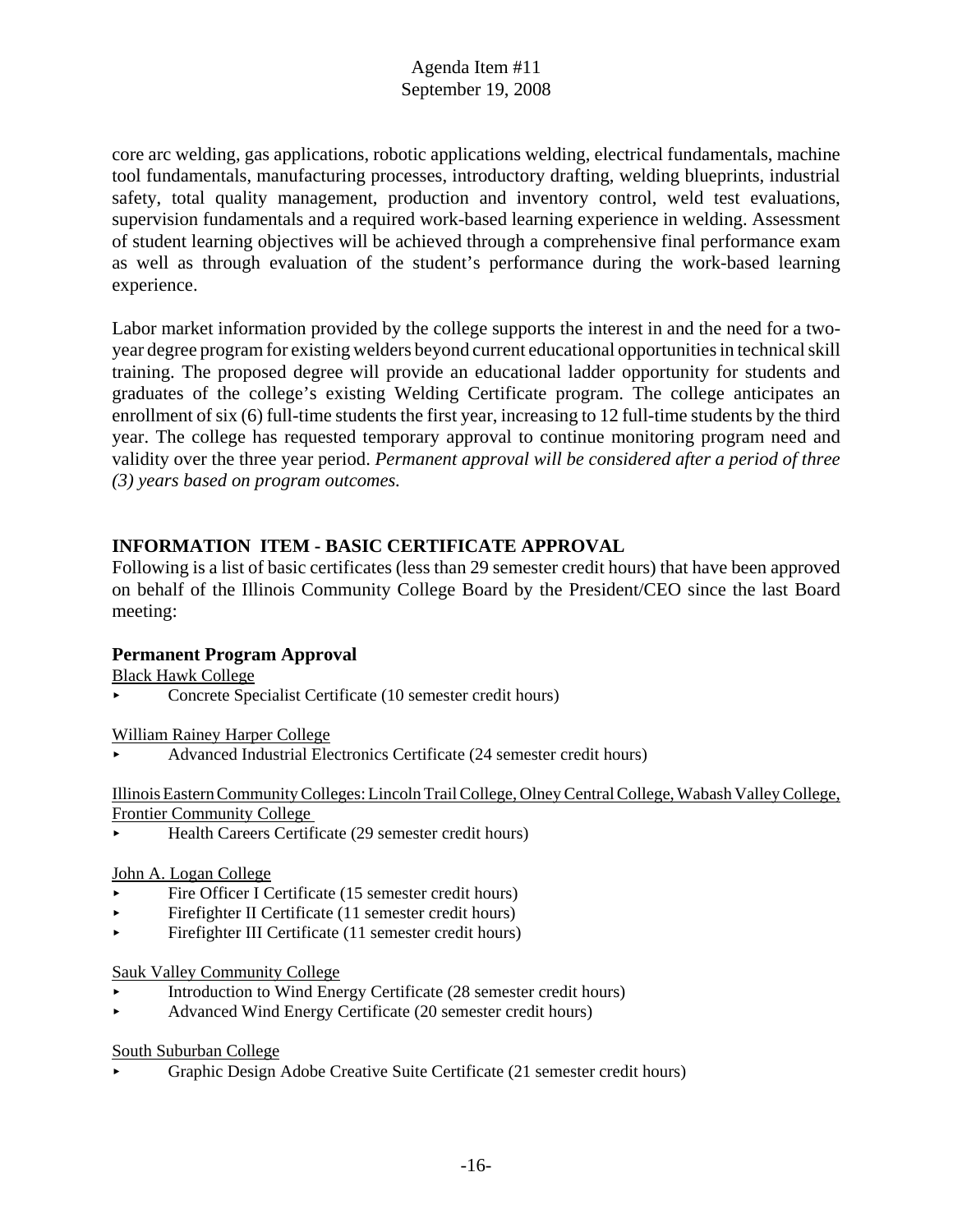core arc welding, gas applications, robotic applications welding, electrical fundamentals, machine tool fundamentals, manufacturing processes, introductory drafting, welding blueprints, industrial safety, total quality management, production and inventory control, weld test evaluations, supervision fundamentals and a required work-based learning experience in welding. Assessment of student learning objectives will be achieved through a comprehensive final performance exam as well as through evaluation of the student's performance during the work-based learning experience.

Labor market information provided by the college supports the interest in and the need for a two-year degree program for existing welders beyond current educational opportunities in technical skill training. The proposed degree will provide an educational ladder opportunity for students and graduates of the college's existing Welding Certificate program. The college anticipates an enrollment of six (6) full-time students the first year, increasing to 12 full-time students by the third year. The college has requested temporary approval to continue monitoring program need and validity over the three year period. *Permanent approval will be considered after a period of three (3) years based on program outcomes.*

## INFORMATION ITEM - BASIC CERTIFICATE APPROVAL

Following is a list of basic certificates (less than 29 semester credit hours) that have been approved on behalf of the Illinois Community College Board by the President/CEO since the last Board meeting:

### Permanent Program Approval

Black Hawk College

- Concrete Specialist Certificate (10 semester credit hours)

William Rainey Harper College

- Advanced Industrial Electronics Certificate (24 semester credit hours)

Illinois Eastern Community Colleges: Lincoln Trail College, Olney Central College, Wabash Valley College, Frontier Community College

- Health Careers Certificate (29 semester credit hours)

John A. Logan College

- Fire Officer I Certificate (15 semester credit hours)
- Firefighter II Certificate (11 semester credit hours)
- Firefighter III Certificate (11 semester credit hours)

Sauk Valley Community College

- Introduction to Wind Energy Certificate (28 semester credit hours)
- Advanced Wind Energy Certificate (20 semester credit hours)

South Suburban College

- Graphic Design Adobe Creative Suite Certificate (21 semester credit hours)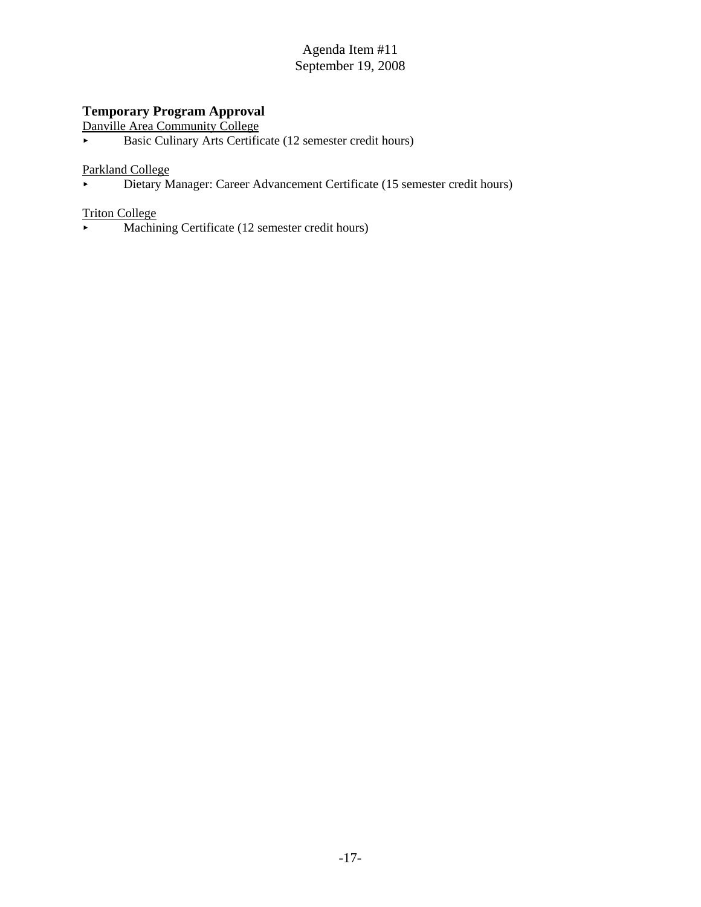Agenda Item #11
September 19, 2008

**Temporary Program Approval**

Danville Area Community College

- Basic Culinary Arts Certificate (12 semester credit hours)

Parkland College

- Dietary Manager: Career Advancement Certificate (15 semester credit hours)

Triton College

- Machining Certificate (12 semester credit hours)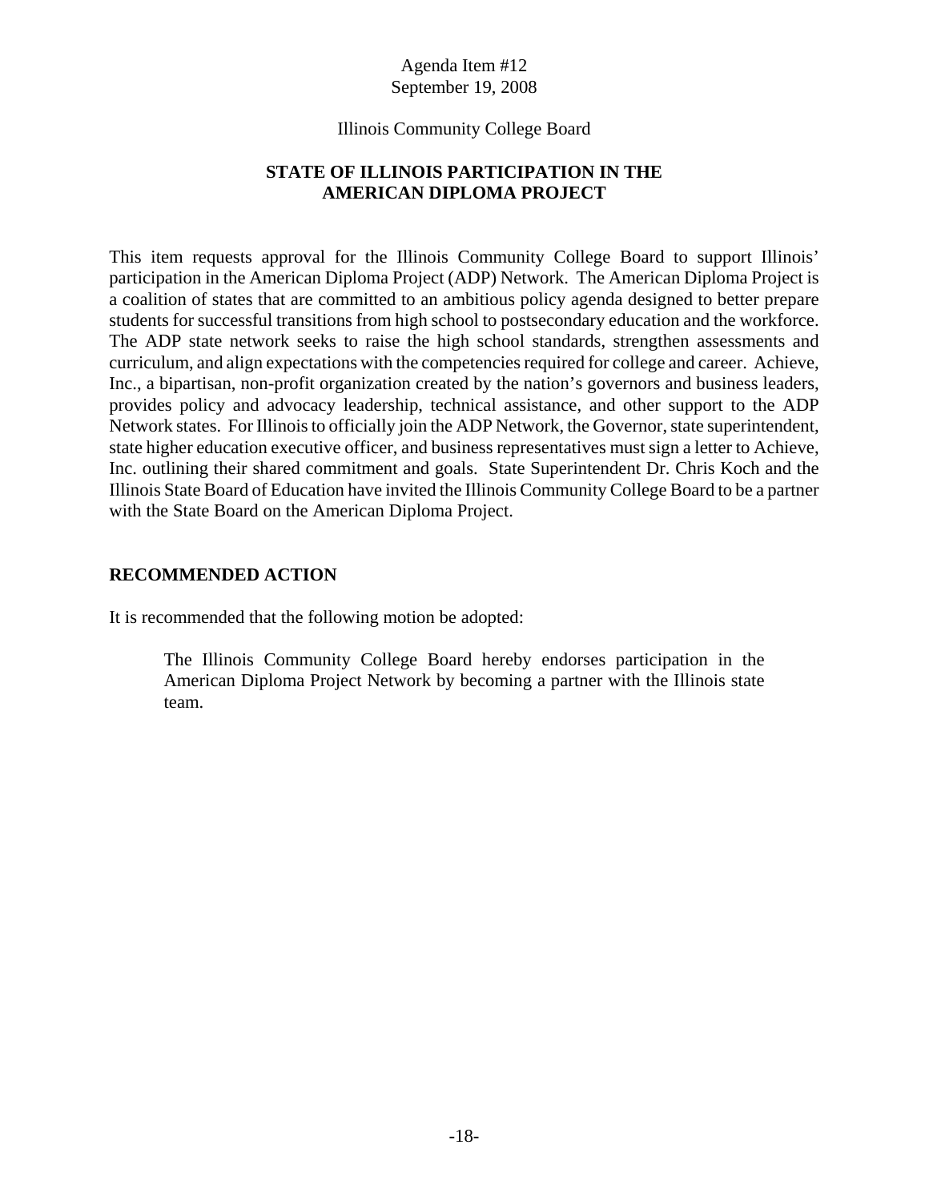Agenda Item #12
September 19, 2008

Illinois Community College Board

## STATE OF ILLINOIS PARTICIPATION IN THE AMERICAN DIPLOMA PROJECT

This item requests approval for the Illinois Community College Board to support Illinois' participation in the American Diploma Project (ADP) Network. The American Diploma Project is a coalition of states that are committed to an ambitious policy agenda designed to better prepare students for successful transitions from high school to postsecondary education and the workforce. The ADP state network seeks to raise the high school standards, strengthen assessments and curriculum, and align expectations with the competencies required for college and career. Achieve, Inc., a bipartisan, non-profit organization created by the nation's governors and business leaders, provides policy and advocacy leadership, technical assistance, and other support to the ADP Network states. For Illinois to officially join the ADP Network, the Governor, state superintendent, state higher education executive officer, and business representatives must sign a letter to Achieve, Inc. outlining their shared commitment and goals. State Superintendent Dr. Chris Koch and the Illinois State Board of Education have invited the Illinois Community College Board to be a partner with the State Board on the American Diploma Project.

### RECOMMENDED ACTION

It is recommended that the following motion be adopted:

> The Illinois Community College Board hereby endorses participation in the American Diploma Project Network by becoming a partner with the Illinois state team.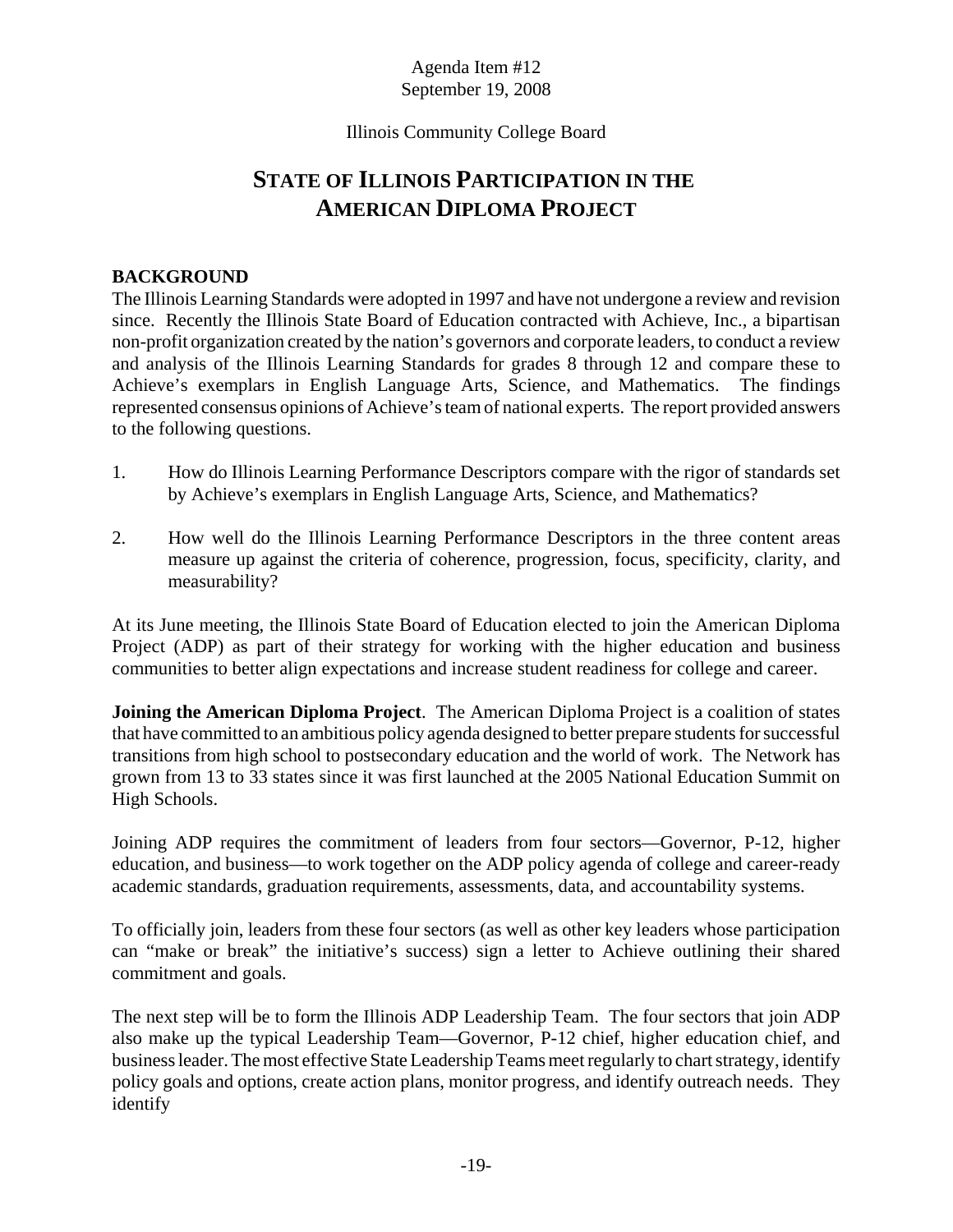Agenda Item #12
September 19, 2008

Illinois Community College Board

# STATE OF ILLINOIS PARTICIPATION IN THE AMERICAN DIPLOMA PROJECT

## BACKGROUND

The Illinois Learning Standards were adopted in 1997 and have not undergone a review and revision since. Recently the Illinois State Board of Education contracted with Achieve, Inc., a bipartisan non-profit organization created by the nation's governors and corporate leaders, to conduct a review and analysis of the Illinois Learning Standards for grades 8 through 12 and compare these to Achieve's exemplars in English Language Arts, Science, and Mathematics. The findings represented consensus opinions of Achieve's team of national experts. The report provided answers to the following questions.

1. How do Illinois Learning Performance Descriptors compare with the rigor of standards set by Achieve's exemplars in English Language Arts, Science, and Mathematics?

2. How well do the Illinois Learning Performance Descriptors in the three content areas measure up against the criteria of coherence, progression, focus, specificity, clarity, and measurability?

At its June meeting, the Illinois State Board of Education elected to join the American Diploma Project (ADP) as part of their strategy for working with the higher education and business communities to better align expectations and increase student readiness for college and career.

**Joining the American Diploma Project**. The American Diploma Project is a coalition of states that have committed to an ambitious policy agenda designed to better prepare students for successful transitions from high school to postsecondary education and the world of work. The Network has grown from 13 to 33 states since it was first launched at the 2005 National Education Summit on High Schools.

Joining ADP requires the commitment of leaders from four sectors—Governor, P-12, higher education, and business—to work together on the ADP policy agenda of college and career-ready academic standards, graduation requirements, assessments, data, and accountability systems.

To officially join, leaders from these four sectors (as well as other key leaders whose participation can "make or break" the initiative's success) sign a letter to Achieve outlining their shared commitment and goals.

The next step will be to form the Illinois ADP Leadership Team. The four sectors that join ADP also make up the typical Leadership Team—Governor, P-12 chief, higher education chief, and business leader. The most effective State Leadership Teams meet regularly to chart strategy, identify policy goals and options, create action plans, monitor progress, and identify outreach needs. They identify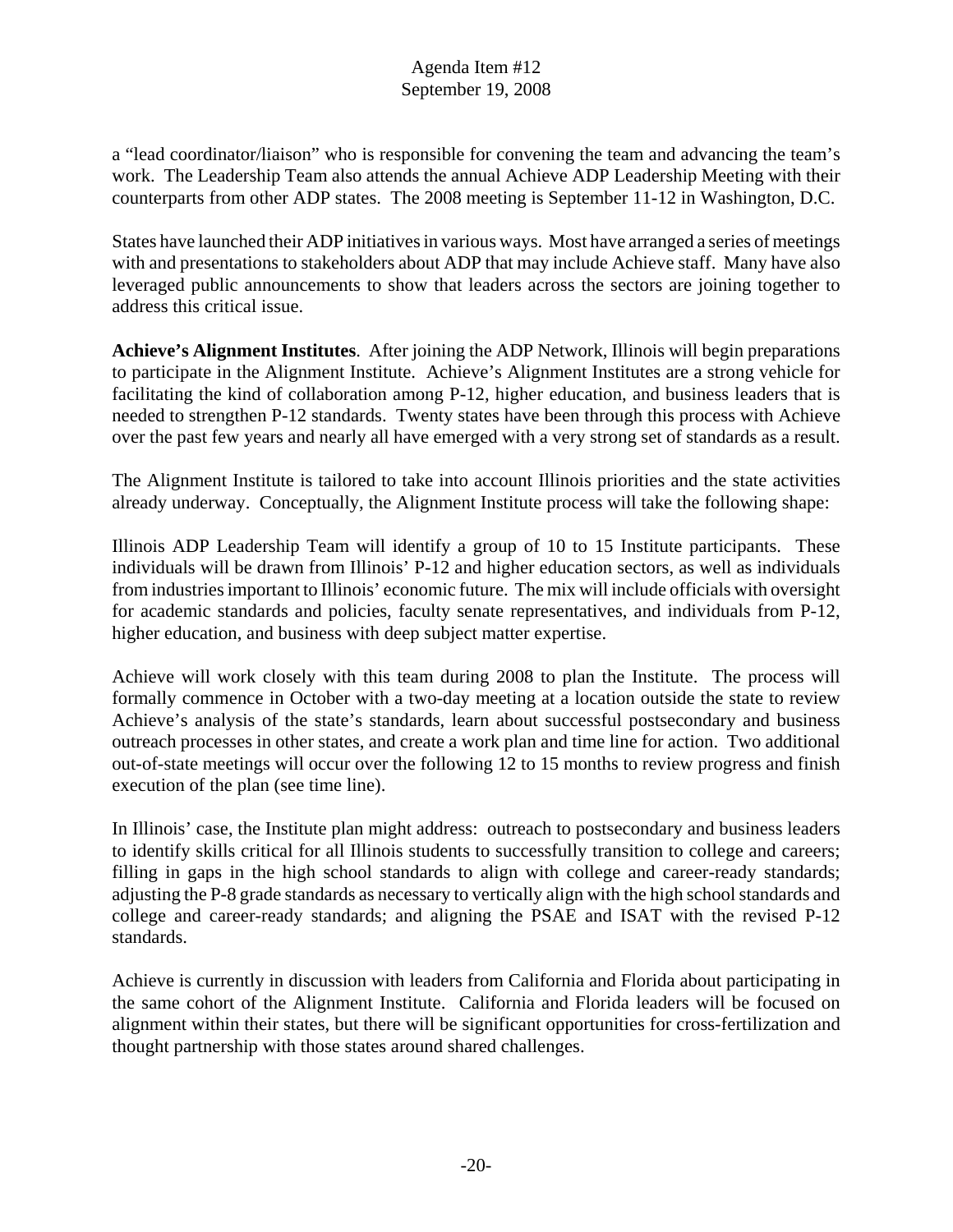a "lead coordinator/liaison" who is responsible for convening the team and advancing the team's work. The Leadership Team also attends the annual Achieve ADP Leadership Meeting with their counterparts from other ADP states. The 2008 meeting is September 11-12 in Washington, D.C.

States have launched their ADP initiatives in various ways. Most have arranged a series of meetings with and presentations to stakeholders about ADP that may include Achieve staff. Many have also leveraged public announcements to show that leaders across the sectors are joining together to address this critical issue.

**Achieve's Alignment Institutes**. After joining the ADP Network, Illinois will begin preparations to participate in the Alignment Institute. Achieve's Alignment Institutes are a strong vehicle for facilitating the kind of collaboration among P-12, higher education, and business leaders that is needed to strengthen P-12 standards. Twenty states have been through this process with Achieve over the past few years and nearly all have emerged with a very strong set of standards as a result.

The Alignment Institute is tailored to take into account Illinois priorities and the state activities already underway. Conceptually, the Alignment Institute process will take the following shape:

Illinois ADP Leadership Team will identify a group of 10 to 15 Institute participants. These individuals will be drawn from Illinois' P-12 and higher education sectors, as well as individuals from industries important to Illinois' economic future. The mix will include officials with oversight for academic standards and policies, faculty senate representatives, and individuals from P-12, higher education, and business with deep subject matter expertise.

Achieve will work closely with this team during 2008 to plan the Institute. The process will formally commence in October with a two-day meeting at a location outside the state to review Achieve's analysis of the state's standards, learn about successful postsecondary and business outreach processes in other states, and create a work plan and time line for action. Two additional out-of-state meetings will occur over the following 12 to 15 months to review progress and finish execution of the plan (see time line).

In Illinois' case, the Institute plan might address: outreach to postsecondary and business leaders to identify skills critical for all Illinois students to successfully transition to college and careers; filling in gaps in the high school standards to align with college and career-ready standards; adjusting the P-8 grade standards as necessary to vertically align with the high school standards and college and career-ready standards; and aligning the PSAE and ISAT with the revised P-12 standards.

Achieve is currently in discussion with leaders from California and Florida about participating in the same cohort of the Alignment Institute. California and Florida leaders will be focused on alignment within their states, but there will be significant opportunities for cross-fertilization and thought partnership with those states around shared challenges.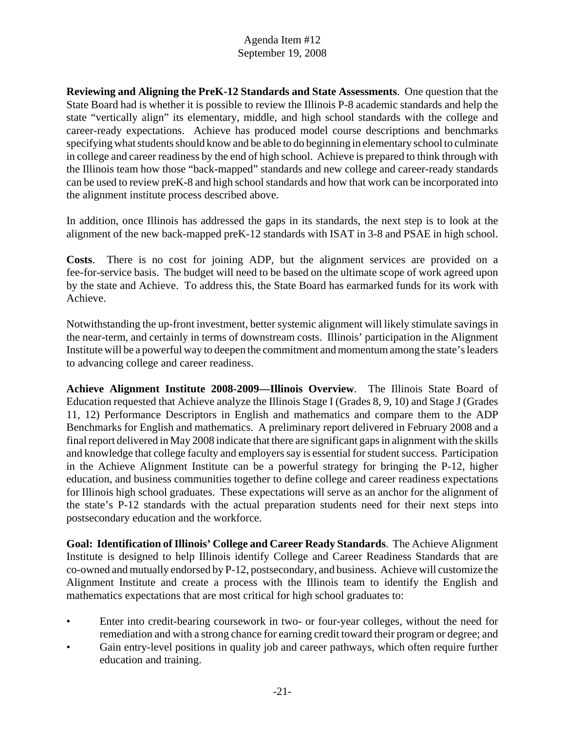**Reviewing and Aligning the PreK-12 Standards and State Assessments**. One question that the State Board had is whether it is possible to review the Illinois P-8 academic standards and help the state "vertically align" its elementary, middle, and high school standards with the college and career-ready expectations. Achieve has produced model course descriptions and benchmarks specifying what students should know and be able to do beginning in elementary school to culminate in college and career readiness by the end of high school. Achieve is prepared to think through with the Illinois team how those "back-mapped" standards and new college and career-ready standards can be used to review preK-8 and high school standards and how that work can be incorporated into the alignment institute process described above.

In addition, once Illinois has addressed the gaps in its standards, the next step is to look at the alignment of the new back-mapped preK-12 standards with ISAT in 3-8 and PSAE in high school.

**Costs**. There is no cost for joining ADP, but the alignment services are provided on a fee-for-service basis. The budget will need to be based on the ultimate scope of work agreed upon by the state and Achieve. To address this, the State Board has earmarked funds for its work with Achieve.

Notwithstanding the up-front investment, better systemic alignment will likely stimulate savings in the near-term, and certainly in terms of downstream costs. Illinois' participation in the Alignment Institute will be a powerful way to deepen the commitment and momentum among the state's leaders to advancing college and career readiness.

**Achieve Alignment Institute 2008-2009—Illinois Overview**. The Illinois State Board of Education requested that Achieve analyze the Illinois Stage I (Grades 8, 9, 10) and Stage J (Grades 11, 12) Performance Descriptors in English and mathematics and compare them to the ADP Benchmarks for English and mathematics. A preliminary report delivered in February 2008 and a final report delivered in May 2008 indicate that there are significant gaps in alignment with the skills and knowledge that college faculty and employers say is essential for student success. Participation in the Achieve Alignment Institute can be a powerful strategy for bringing the P-12, higher education, and business communities together to define college and career readiness expectations for Illinois high school graduates. These expectations will serve as an anchor for the alignment of the state's P-12 standards with the actual preparation students need for their next steps into postsecondary education and the workforce.

**Goal: Identification of Illinois' College and Career Ready Standards**. The Achieve Alignment Institute is designed to help Illinois identify College and Career Readiness Standards that are co-owned and mutually endorsed by P-12, postsecondary, and business. Achieve will customize the Alignment Institute and create a process with the Illinois team to identify the English and mathematics expectations that are most critical for high school graduates to:

- Enter into credit-bearing coursework in two- or four-year colleges, without the need for remediation and with a strong chance for earning credit toward their program or degree; and
- Gain entry-level positions in quality job and career pathways, which often require further education and training.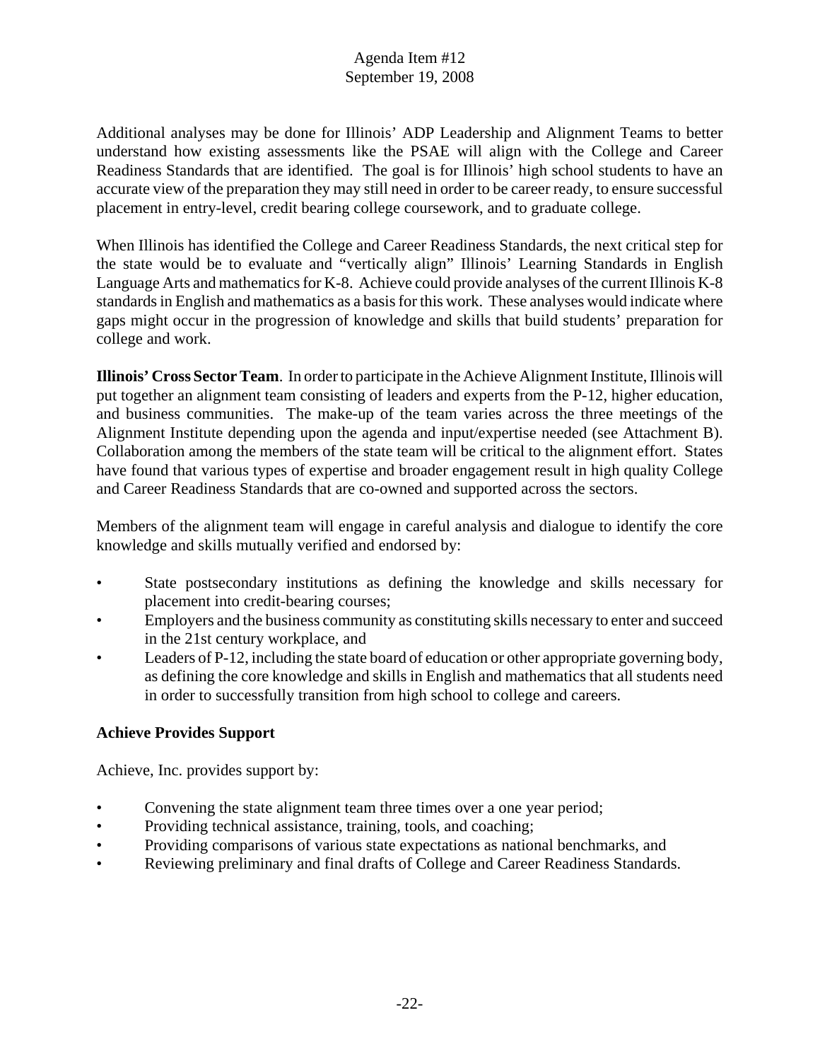Additional analyses may be done for Illinois' ADP Leadership and Alignment Teams to better understand how existing assessments like the PSAE will align with the College and Career Readiness Standards that are identified. The goal is for Illinois' high school students to have an accurate view of the preparation they may still need in order to be career ready, to ensure successful placement in entry-level, credit bearing college coursework, and to graduate college.

When Illinois has identified the College and Career Readiness Standards, the next critical step for the state would be to evaluate and "vertically align" Illinois' Learning Standards in English Language Arts and mathematics for K-8. Achieve could provide analyses of the current Illinois K-8 standards in English and mathematics as a basis for this work. These analyses would indicate where gaps might occur in the progression of knowledge and skills that build students' preparation for college and work.

**Illinois' Cross Sector Team**. In order to participate in the Achieve Alignment Institute, Illinois will put together an alignment team consisting of leaders and experts from the P-12, higher education, and business communities. The make-up of the team varies across the three meetings of the Alignment Institute depending upon the agenda and input/expertise needed (see Attachment B). Collaboration among the members of the state team will be critical to the alignment effort. States have found that various types of expertise and broader engagement result in high quality College and Career Readiness Standards that are co-owned and supported across the sectors.

Members of the alignment team will engage in careful analysis and dialogue to identify the core knowledge and skills mutually verified and endorsed by:

- State postsecondary institutions as defining the knowledge and skills necessary for placement into credit-bearing courses;
- Employers and the business community as constituting skills necessary to enter and succeed in the 21st century workplace, and
- Leaders of P-12, including the state board of education or other appropriate governing body, as defining the core knowledge and skills in English and mathematics that all students need in order to successfully transition from high school to college and careers.

**Achieve Provides Support**

Achieve, Inc. provides support by:

- Convening the state alignment team three times over a one year period;
- Providing technical assistance, training, tools, and coaching;
- Providing comparisons of various state expectations as national benchmarks, and
- Reviewing preliminary and final drafts of College and Career Readiness Standards.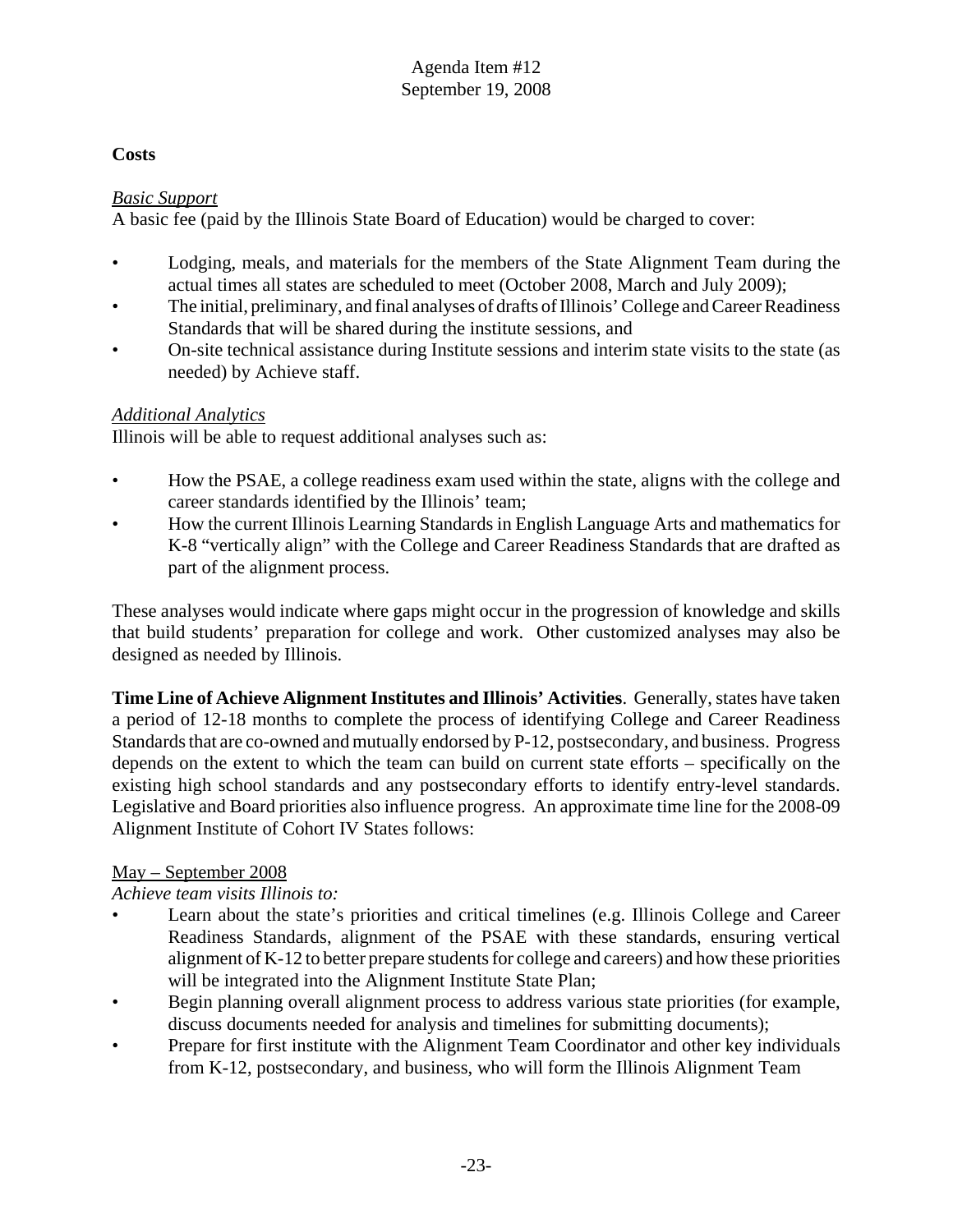**Costs**

*Basic Support*

A basic fee (paid by the Illinois State Board of Education) would be charged to cover:

- Lodging, meals, and materials for the members of the State Alignment Team during the actual times all states are scheduled to meet (October 2008, March and July 2009);
- The initial, preliminary, and final analyses of drafts of Illinois' College and Career Readiness Standards that will be shared during the institute sessions, and
- On-site technical assistance during Institute sessions and interim state visits to the state (as needed) by Achieve staff.

*Additional Analytics*

Illinois will be able to request additional analyses such as:

- How the PSAE, a college readiness exam used within the state, aligns with the college and career standards identified by the Illinois' team;
- How the current Illinois Learning Standards in English Language Arts and mathematics for K-8 "vertically align" with the College and Career Readiness Standards that are drafted as part of the alignment process.

These analyses would indicate where gaps might occur in the progression of knowledge and skills that build students' preparation for college and work. Other customized analyses may also be designed as needed by Illinois.

**Time Line of Achieve Alignment Institutes and Illinois' Activities**. Generally, states have taken a period of 12-18 months to complete the process of identifying College and Career Readiness Standards that are co-owned and mutually endorsed by P-12, postsecondary, and business. Progress depends on the extent to which the team can build on current state efforts – specifically on the existing high school standards and any postsecondary efforts to identify entry-level standards. Legislative and Board priorities also influence progress. An approximate time line for the 2008-09 Alignment Institute of Cohort IV States follows:

<u>May – September 2008</u>

*Achieve team visits Illinois to:*

- Learn about the state's priorities and critical timelines (e.g. Illinois College and Career Readiness Standards, alignment of the PSAE with these standards, ensuring vertical alignment of K-12 to better prepare students for college and careers) and how these priorities will be integrated into the Alignment Institute State Plan;
- Begin planning overall alignment process to address various state priorities (for example, discuss documents needed for analysis and timelines for submitting documents);
- Prepare for first institute with the Alignment Team Coordinator and other key individuals from K-12, postsecondary, and business, who will form the Illinois Alignment Team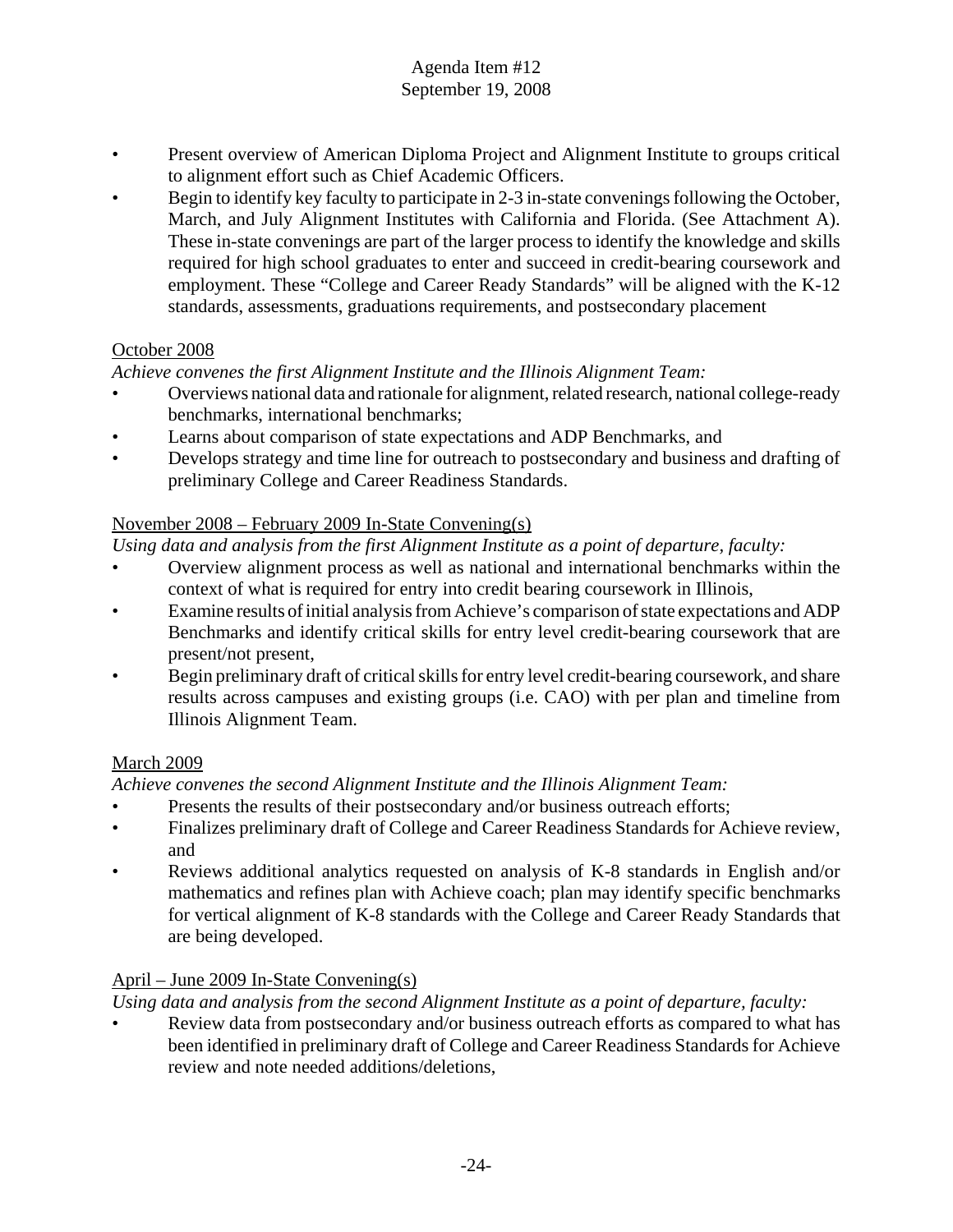- Present overview of American Diploma Project and Alignment Institute to groups critical to alignment effort such as Chief Academic Officers.
- Begin to identify key faculty to participate in 2-3 in-state convenings following the October, March, and July Alignment Institutes with California and Florida. (See Attachment A). These in-state convenings are part of the larger process to identify the knowledge and skills required for high school graduates to enter and succeed in credit-bearing coursework and employment. These "College and Career Ready Standards" will be aligned with the K-12 standards, assessments, graduations requirements, and postsecondary placement

<u>October 2008</u>

*Achieve convenes the first Alignment Institute and the Illinois Alignment Team:*

- Overviews national data and rationale for alignment, related research, national college-ready benchmarks, international benchmarks;
- Learns about comparison of state expectations and ADP Benchmarks, and
- Develops strategy and time line for outreach to postsecondary and business and drafting of preliminary College and Career Readiness Standards.

<u>November 2008 – February 2009 In-State Convening(s)</u>

*Using data and analysis from the first Alignment Institute as a point of departure, faculty:*

- Overview alignment process as well as national and international benchmarks within the context of what is required for entry into credit bearing coursework in Illinois,
- Examine results of initial analysis from Achieve's comparison of state expectations and ADP Benchmarks and identify critical skills for entry level credit-bearing coursework that are present/not present,
- Begin preliminary draft of critical skills for entry level credit-bearing coursework, and share results across campuses and existing groups (i.e. CAO) with per plan and timeline from Illinois Alignment Team.

<u>March 2009</u>

*Achieve convenes the second Alignment Institute and the Illinois Alignment Team:*

- Presents the results of their postsecondary and/or business outreach efforts;
- Finalizes preliminary draft of College and Career Readiness Standards for Achieve review, and
- Reviews additional analytics requested on analysis of K-8 standards in English and/or mathematics and refines plan with Achieve coach; plan may identify specific benchmarks for vertical alignment of K-8 standards with the College and Career Ready Standards that are being developed.

<u>April – June 2009 In-State Convening(s)</u>

*Using data and analysis from the second Alignment Institute as a point of departure, faculty:*

- Review data from postsecondary and/or business outreach efforts as compared to what has been identified in preliminary draft of College and Career Readiness Standards for Achieve review and note needed additions/deletions,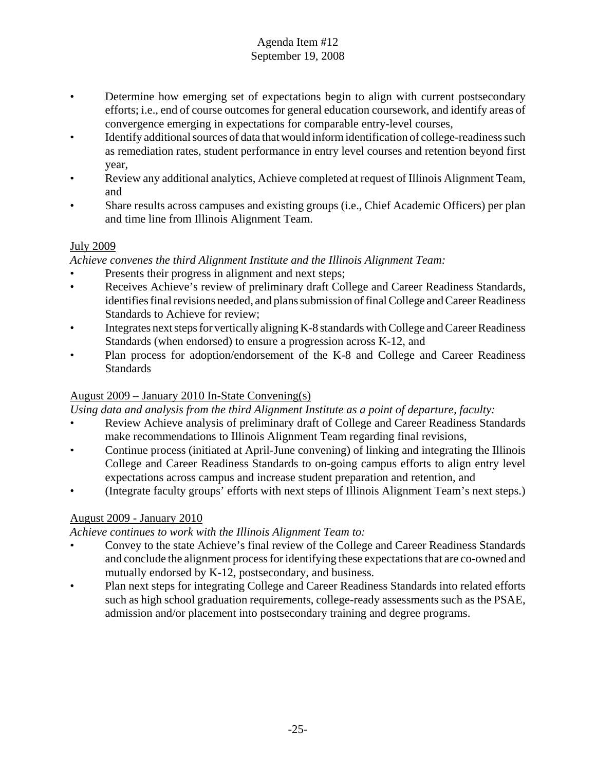- Determine how emerging set of expectations begin to align with current postsecondary efforts; i.e., end of course outcomes for general education coursework, and identify areas of convergence emerging in expectations for comparable entry-level courses,
- Identify additional sources of data that would inform identification of college-readiness such as remediation rates, student performance in entry level courses and retention beyond first year,
- Review any additional analytics, Achieve completed at request of Illinois Alignment Team, and
- Share results across campuses and existing groups (i.e., Chief Academic Officers) per plan and time line from Illinois Alignment Team.

<u>July 2009</u>

*Achieve convenes the third Alignment Institute and the Illinois Alignment Team:*

- Presents their progress in alignment and next steps;
- Receives Achieve's review of preliminary draft College and Career Readiness Standards, identifies final revisions needed, and plans submission of final College and Career Readiness Standards to Achieve for review;
- Integrates next steps for vertically aligning K-8 standards with College and Career Readiness Standards (when endorsed) to ensure a progression across K-12, and
- Plan process for adoption/endorsement of the K-8 and College and Career Readiness Standards

<u>August 2009 – January 2010 In-State Convening(s)</u>

*Using data and analysis from the third Alignment Institute as a point of departure, faculty:*

- Review Achieve analysis of preliminary draft of College and Career Readiness Standards make recommendations to Illinois Alignment Team regarding final revisions,
- Continue process (initiated at April-June convening) of linking and integrating the Illinois College and Career Readiness Standards to on-going campus efforts to align entry level expectations across campus and increase student preparation and retention, and
- (Integrate faculty groups' efforts with next steps of Illinois Alignment Team's next steps.)

<u>August 2009 - January 2010</u>

*Achieve continues to work with the Illinois Alignment Team to:*

- Convey to the state Achieve's final review of the College and Career Readiness Standards and conclude the alignment process for identifying these expectations that are co-owned and mutually endorsed by K-12, postsecondary, and business.
- Plan next steps for integrating College and Career Readiness Standards into related efforts such as high school graduation requirements, college-ready assessments such as the PSAE, admission and/or placement into postsecondary training and degree programs.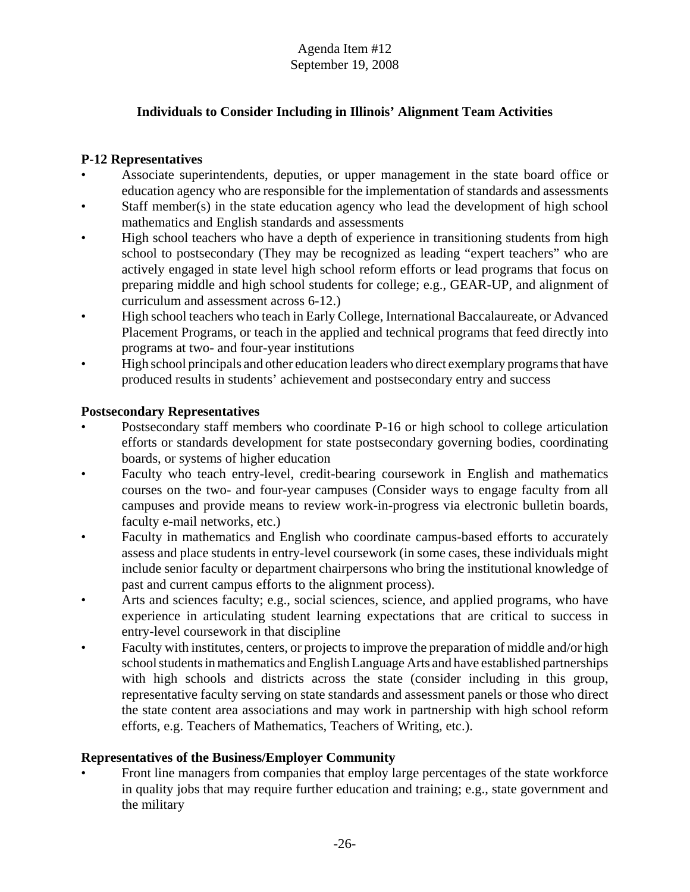Agenda Item #12
September 19, 2008

## Individuals to Consider Including in Illinois' Alignment Team Activities

### P-12 Representatives

- Associate superintendents, deputies, or upper management in the state board office or education agency who are responsible for the implementation of standards and assessments
- Staff member(s) in the state education agency who lead the development of high school mathematics and English standards and assessments
- High school teachers who have a depth of experience in transitioning students from high school to postsecondary (They may be recognized as leading "expert teachers" who are actively engaged in state level high school reform efforts or lead programs that focus on preparing middle and high school students for college; e.g., GEAR-UP, and alignment of curriculum and assessment across 6-12.)
- High school teachers who teach in Early College, International Baccalaureate, or Advanced Placement Programs, or teach in the applied and technical programs that feed directly into programs at two- and four-year institutions
- High school principals and other education leaders who direct exemplary programs that have produced results in students' achievement and postsecondary entry and success

### Postsecondary Representatives

- Postsecondary staff members who coordinate P-16 or high school to college articulation efforts or standards development for state postsecondary governing bodies, coordinating boards, or systems of higher education
- Faculty who teach entry-level, credit-bearing coursework in English and mathematics courses on the two- and four-year campuses (Consider ways to engage faculty from all campuses and provide means to review work-in-progress via electronic bulletin boards, faculty e-mail networks, etc.)
- Faculty in mathematics and English who coordinate campus-based efforts to accurately assess and place students in entry-level coursework (in some cases, these individuals might include senior faculty or department chairpersons who bring the institutional knowledge of past and current campus efforts to the alignment process).
- Arts and sciences faculty; e.g., social sciences, science, and applied programs, who have experience in articulating student learning expectations that are critical to success in entry-level coursework in that discipline
- Faculty with institutes, centers, or projects to improve the preparation of middle and/or high school students in mathematics and English Language Arts and have established partnerships with high schools and districts across the state (consider including in this group, representative faculty serving on state standards and assessment panels or those who direct the state content area associations and may work in partnership with high school reform efforts, e.g. Teachers of Mathematics, Teachers of Writing, etc.).

### Representatives of the Business/Employer Community

- Front line managers from companies that employ large percentages of the state workforce in quality jobs that may require further education and training; e.g., state government and the military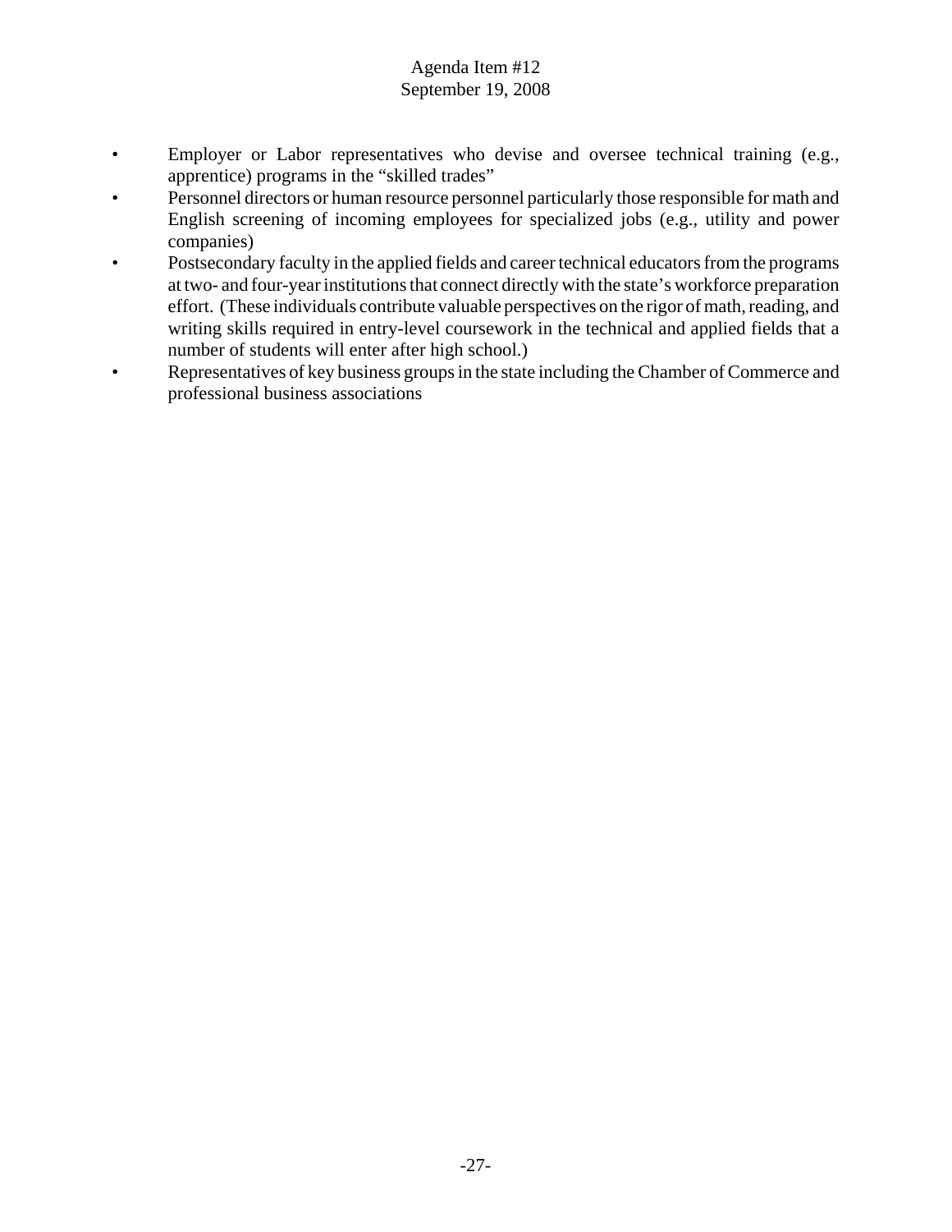- Employer or Labor representatives who devise and oversee technical training (e.g., apprentice) programs in the "skilled trades"
- Personnel directors or human resource personnel particularly those responsible for math and English screening of incoming employees for specialized jobs (e.g., utility and power companies)
- Postsecondary faculty in the applied fields and career technical educators from the programs at two- and four-year institutions that connect directly with the state's workforce preparation effort. (These individuals contribute valuable perspectives on the rigor of math, reading, and writing skills required in entry-level coursework in the technical and applied fields that a number of students will enter after high school.)
- Representatives of key business groups in the state including the Chamber of Commerce and professional business associations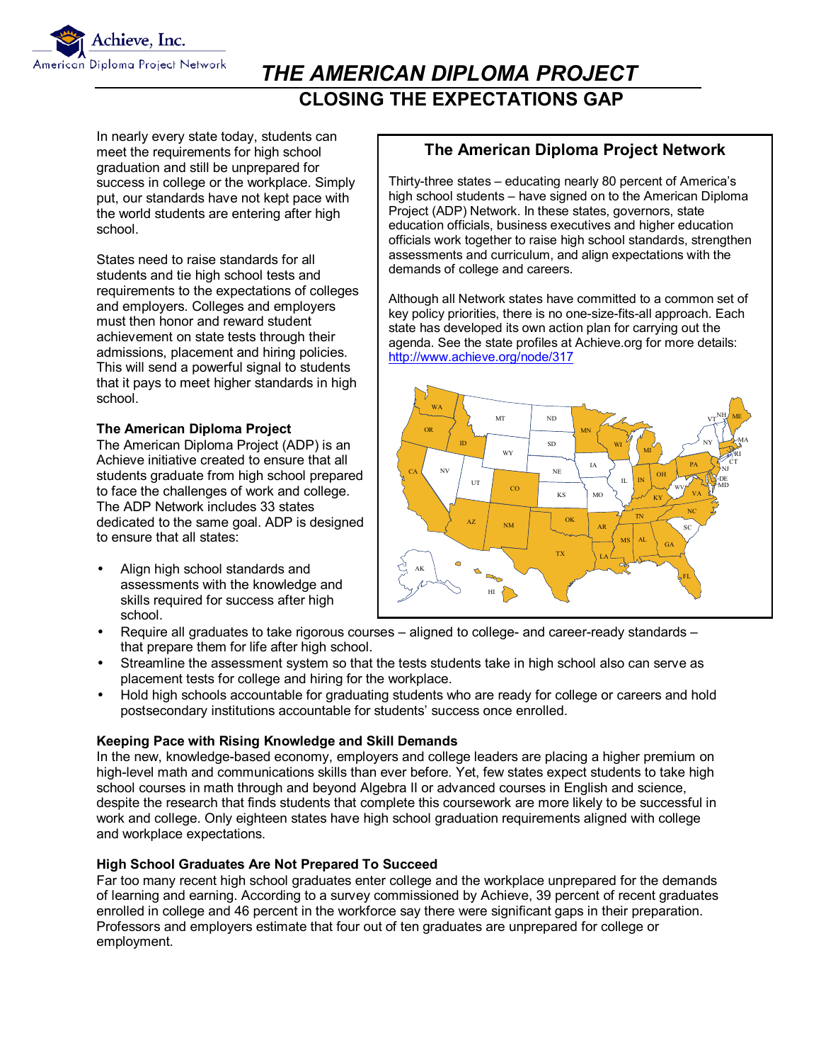Achieve, Inc.
American Diploma Project Network

# THE AMERICAN DIPLOMA PROJECT

## CLOSING THE EXPECTATIONS GAP

In nearly every state today, students can meet the requirements for high school graduation and still be unprepared for success in college or the workplace. Simply put, our standards have not kept pace with the world students are entering after high school.

States need to raise standards for all students and tie high school tests and requirements to the expectations of colleges and employers. Colleges and employers must then honor and reward student achievement on state tests through their admissions, placement and hiring policies. This will send a powerful signal to students that it pays to meet higher standards in high school.

### The American Diploma Project Network

Thirty-three states – educating nearly 80 percent of America's high school students – have signed on to the American Diploma Project (ADP) Network. In these states, governors, state education officials, business executives and higher education officials work together to raise high school standards, strengthen assessments and curriculum, and align expectations with the demands of college and careers.

Although all Network states have committed to a common set of key policy priorities, there is no one-size-fits-all approach. Each state has developed its own action plan for carrying out the agenda. See the state profiles at Achieve.org for more details: http://www.achieve.org/node/317

### The American Diploma Project

The American Diploma Project (ADP) is an Achieve initiative created to ensure that all students graduate from high school prepared to face the challenges of work and college. The ADP Network includes 33 states dedicated to the same goal. ADP is designed to ensure that all states:

- Align high school standards and assessments with the knowledge and skills required for success after high school.
- Require all graduates to take rigorous courses – aligned to college- and career-ready standards – that prepare them for life after high school.
- Streamline the assessment system so that the tests students take in high school also can serve as placement tests for college and hiring for the workplace.
- Hold high schools accountable for graduating students who are ready for college or careers and hold postsecondary institutions accountable for students' success once enrolled.

### Keeping Pace with Rising Knowledge and Skill Demands

In the new, knowledge-based economy, employers and college leaders are placing a higher premium on high-level math and communications skills than ever before. Yet, few states expect students to take high school courses in math through and beyond Algebra II or advanced courses in English and science, despite the research that finds students that complete this coursework are more likely to be successful in work and college. Only eighteen states have high school graduation requirements aligned with college and workplace expectations.

### High School Graduates Are Not Prepared To Succeed

Far too many recent high school graduates enter college and the workplace unprepared for the demands of learning and earning. According to a survey commissioned by Achieve, 39 percent of recent graduates enrolled in college and 46 percent in the workforce say there were significant gaps in their preparation. Professors and employers estimate that four out of ten graduates are unprepared for college or employment.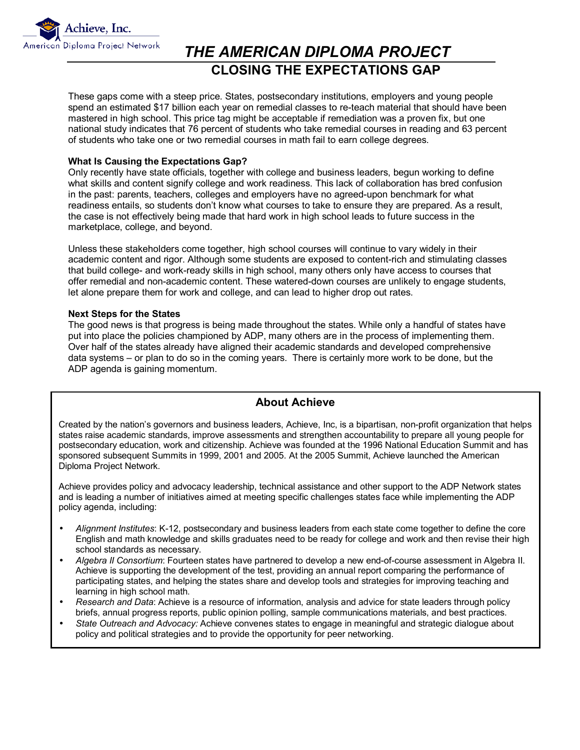# THE AMERICAN DIPLOMA PROJECT

## CLOSING THE EXPECTATIONS GAP

These gaps come with a steep price. States, postsecondary institutions, employers and young people spend an estimated $17 billion each year on remedial classes to re-teach material that should have been mastered in high school. This price tag might be acceptable if remediation was a proven fix, but one national study indicates that 76 percent of students who take remedial courses in reading and 63 percent of students who take one or two remedial courses in math fail to earn college degrees.

**What Is Causing the Expectations Gap?**

Only recently have state officials, together with college and business leaders, begun working to define what skills and content signify college and work readiness. This lack of collaboration has bred confusion in the past: parents, teachers, colleges and employers have no agreed-upon benchmark for what readiness entails, so students don't know what courses to take to ensure they are prepared. As a result, the case is not effectively being made that hard work in high school leads to future success in the marketplace, college, and beyond.

Unless these stakeholders come together, high school courses will continue to vary widely in their academic content and rigor. Although some students are exposed to content-rich and stimulating classes that build college- and work-ready skills in high school, many others only have access to courses that offer remedial and non-academic content. These watered-down courses are unlikely to engage students, let alone prepare them for work and college, and can lead to higher drop out rates.

**Next Steps for the States**

The good news is that progress is being made throughout the states. While only a handful of states have put into place the policies championed by ADP, many others are in the process of implementing them. Over half of the states already have aligned their academic standards and developed comprehensive data systems – or plan to do so in the coming years. There is certainly more work to be done, but the ADP agenda is gaining momentum.

### About Achieve

Created by the nation's governors and business leaders, Achieve, Inc, is a bipartisan, non-profit organization that helps states raise academic standards, improve assessments and strengthen accountability to prepare all young people for postsecondary education, work and citizenship. Achieve was founded at the 1996 National Education Summit and has sponsored subsequent Summits in 1999, 2001 and 2005. At the 2005 Summit, Achieve launched the American Diploma Project Network.

Achieve provides policy and advocacy leadership, technical assistance and other support to the ADP Network states and is leading a number of initiatives aimed at meeting specific challenges states face while implementing the ADP policy agenda, including:

- *Alignment Institutes*: K-12, postsecondary and business leaders from each state come together to define the core English and math knowledge and skills graduates need to be ready for college and work and then revise their high school standards as necessary.
- *Algebra II Consortium*: Fourteen states have partnered to develop a new end-of-course assessment in Algebra II. Achieve is supporting the development of the test, providing an annual report comparing the performance of participating states, and helping the states share and develop tools and strategies for improving teaching and learning in high school math.
- *Research and Data*: Achieve is a resource of information, analysis and advice for state leaders through policy briefs, annual progress reports, public opinion polling, sample communications materials, and best practices.
- *State Outreach and Advocacy:* Achieve convenes states to engage in meaningful and strategic dialogue about policy and political strategies and to provide the opportunity for peer networking.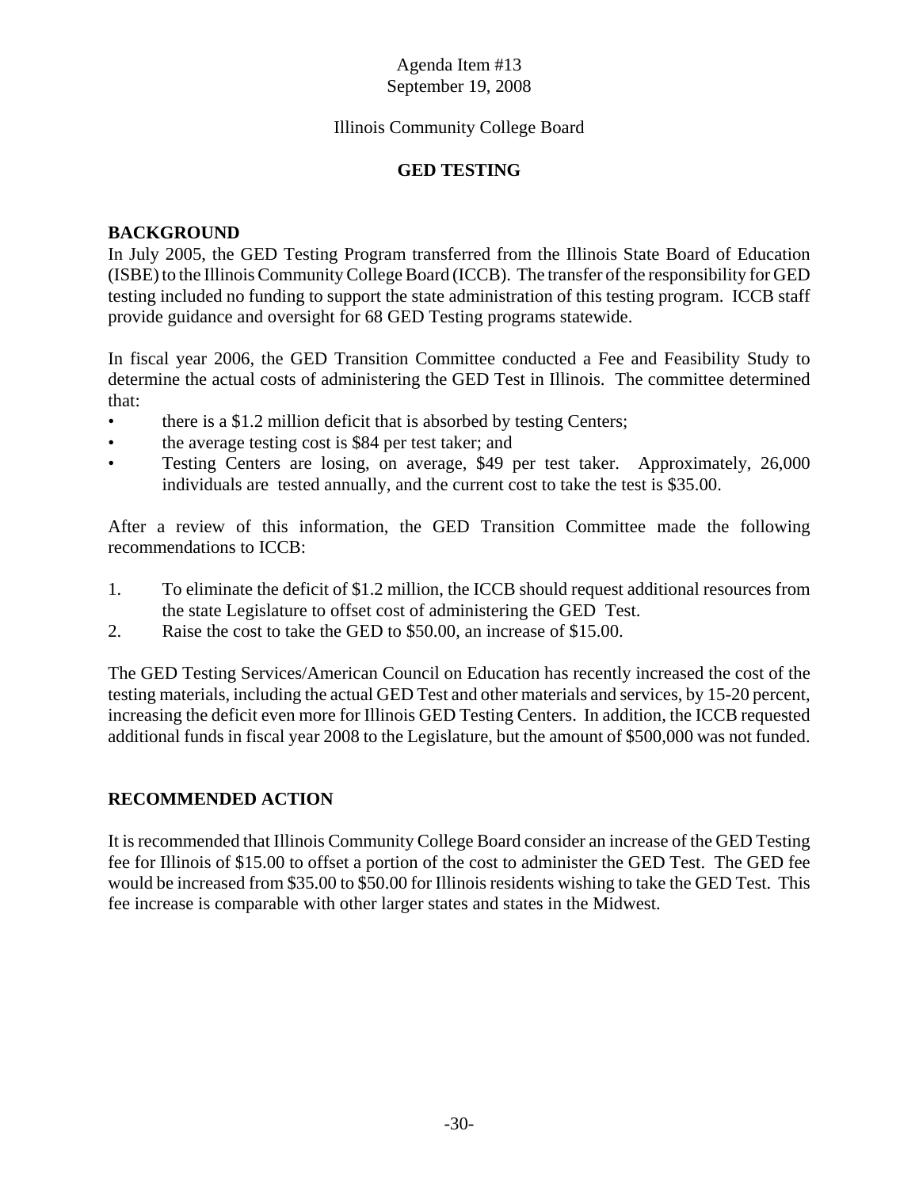Agenda Item #13
September 19, 2008

Illinois Community College Board

**GED TESTING**

**BACKGROUND**

In July 2005, the GED Testing Program transferred from the Illinois State Board of Education (ISBE) to the Illinois Community College Board (ICCB). The transfer of the responsibility for GED testing included no funding to support the state administration of this testing program. ICCB staff provide guidance and oversight for 68 GED Testing programs statewide.

In fiscal year 2006, the GED Transition Committee conducted a Fee and Feasibility Study to determine the actual costs of administering the GED Test in Illinois. The committee determined that:

- there is a $1.2 million deficit that is absorbed by testing Centers;
- the average testing cost is $84 per test taker; and
- Testing Centers are losing, on average, $49 per test taker. Approximately, 26,000 individuals are tested annually, and the current cost to take the test is $35.00.

After a review of this information, the GED Transition Committee made the following recommendations to ICCB:

1. To eliminate the deficit of $1.2 million, the ICCB should request additional resources from the state Legislature to offset cost of administering the GED Test.
2. Raise the cost to take the GED to $50.00, an increase of $15.00.

The GED Testing Services/American Council on Education has recently increased the cost of the testing materials, including the actual GED Test and other materials and services, by 15-20 percent, increasing the deficit even more for Illinois GED Testing Centers. In addition, the ICCB requested additional funds in fiscal year 2008 to the Legislature, but the amount of $500,000 was not funded.

**RECOMMENDED ACTION**

It is recommended that Illinois Community College Board consider an increase of the GED Testing fee for Illinois of $15.00 to offset a portion of the cost to administer the GED Test. The GED fee would be increased from $35.00 to $50.00 for Illinois residents wishing to take the GED Test. This fee increase is comparable with other larger states and states in the Midwest.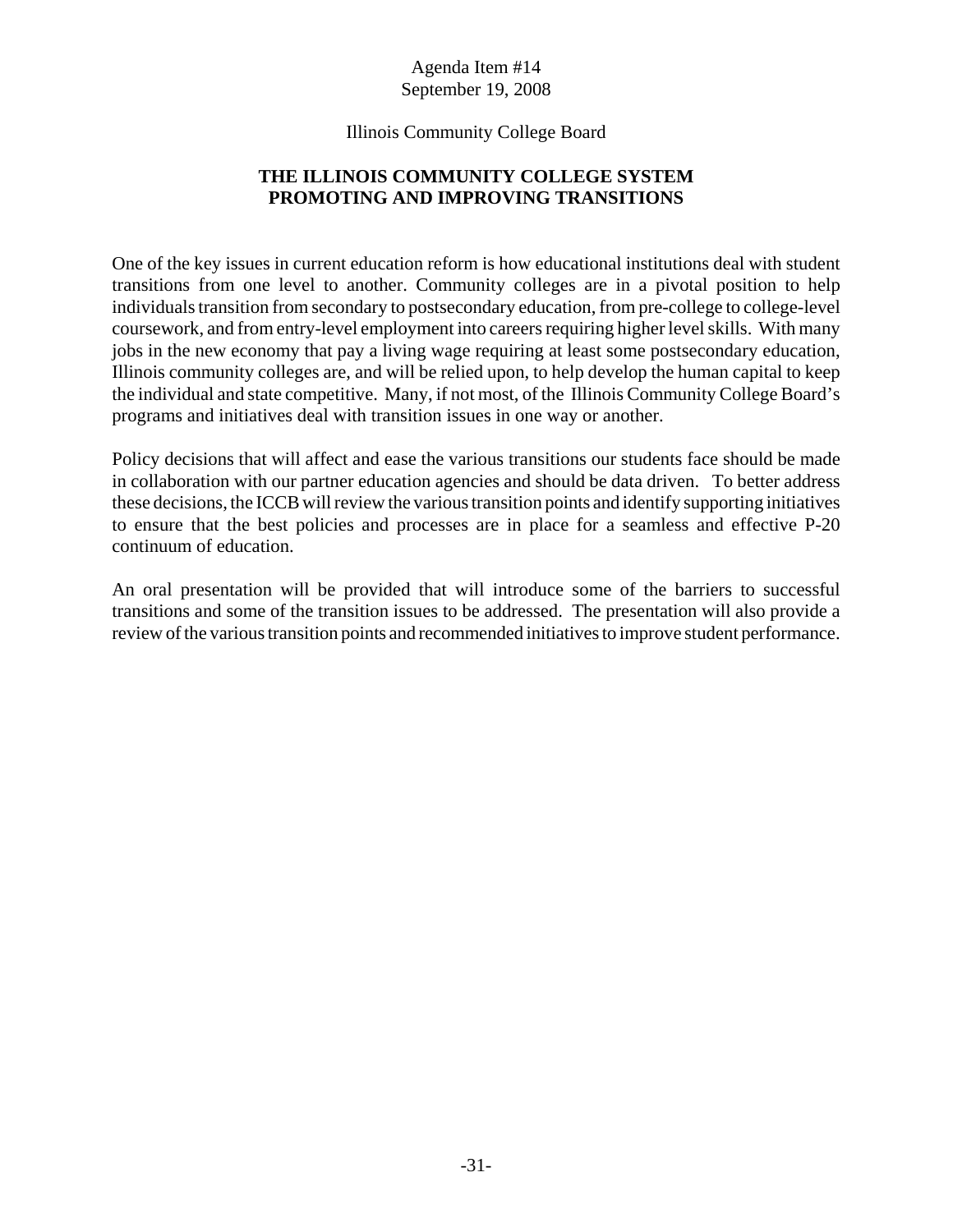Agenda Item #14
September 19, 2008

Illinois Community College Board

# THE ILLINOIS COMMUNITY COLLEGE SYSTEM PROMOTING AND IMPROVING TRANSITIONS

One of the key issues in current education reform is how educational institutions deal with student transitions from one level to another. Community colleges are in a pivotal position to help individuals transition from secondary to postsecondary education, from pre-college to college-level coursework, and from entry-level employment into careers requiring higher level skills. With many jobs in the new economy that pay a living wage requiring at least some postsecondary education, Illinois community colleges are, and will be relied upon, to help develop the human capital to keep the individual and state competitive. Many, if not most, of the Illinois Community College Board's programs and initiatives deal with transition issues in one way or another.

Policy decisions that will affect and ease the various transitions our students face should be made in collaboration with our partner education agencies and should be data driven. To better address these decisions, the ICCB will review the various transition points and identify supporting initiatives to ensure that the best policies and processes are in place for a seamless and effective P-20 continuum of education.

An oral presentation will be provided that will introduce some of the barriers to successful transitions and some of the transition issues to be addressed. The presentation will also provide a review of the various transition points and recommended initiatives to improve student performance.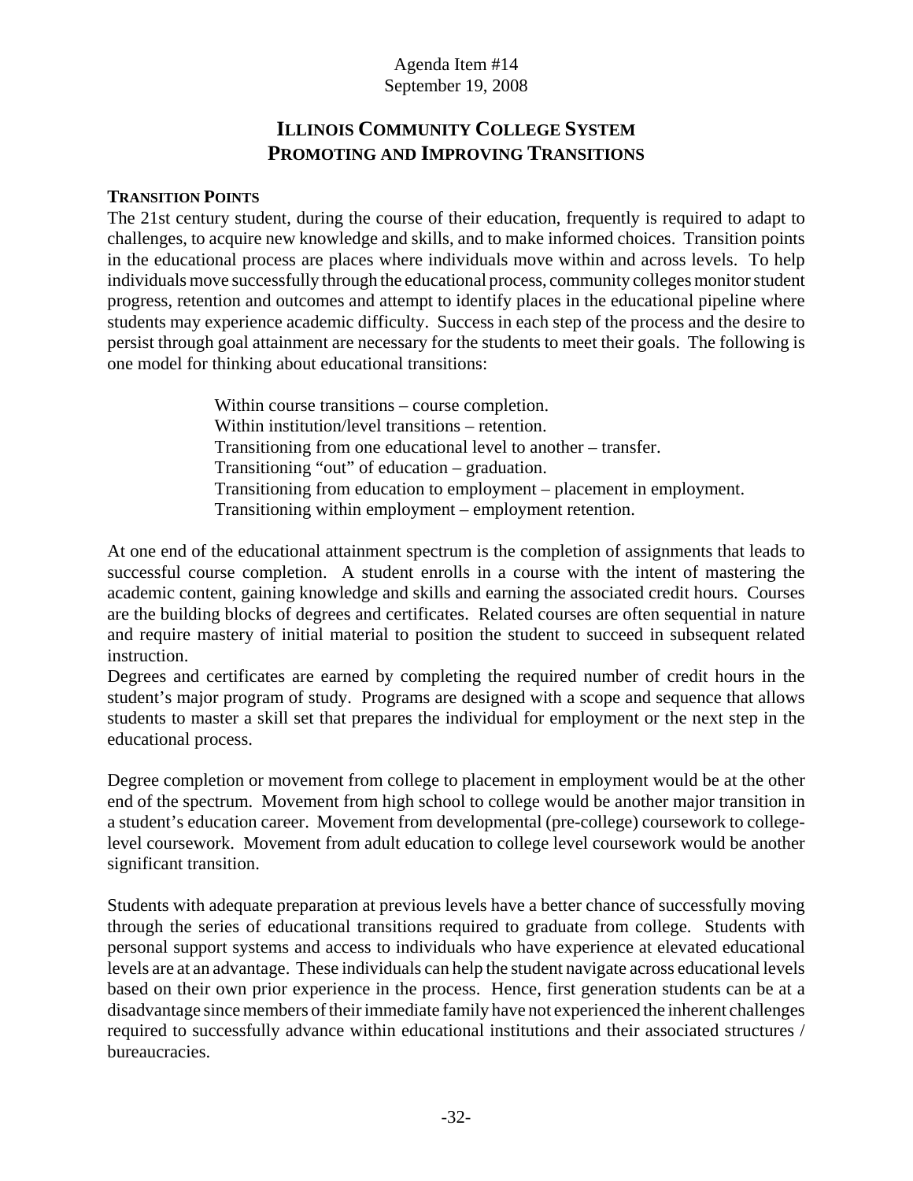Agenda Item #14
September 19, 2008

# ILLINOIS COMMUNITY COLLEGE SYSTEM PROMOTING AND IMPROVING TRANSITIONS

## TRANSITION POINTS

The 21st century student, during the course of their education, frequently is required to adapt to challenges, to acquire new knowledge and skills, and to make informed choices. Transition points in the educational process are places where individuals move within and across levels. To help individuals move successfully through the educational process, community colleges monitor student progress, retention and outcomes and attempt to identify places in the educational pipeline where students may experience academic difficulty. Success in each step of the process and the desire to persist through goal attainment are necessary for the students to meet their goals. The following is one model for thinking about educational transitions:

Within course transitions – course completion.
Within institution/level transitions – retention.
Transitioning from one educational level to another – transfer.
Transitioning "out" of education – graduation.
Transitioning from education to employment – placement in employment.
Transitioning within employment – employment retention.

At one end of the educational attainment spectrum is the completion of assignments that leads to successful course completion. A student enrolls in a course with the intent of mastering the academic content, gaining knowledge and skills and earning the associated credit hours. Courses are the building blocks of degrees and certificates. Related courses are often sequential in nature and require mastery of initial material to position the student to succeed in subsequent related instruction.
Degrees and certificates are earned by completing the required number of credit hours in the student's major program of study. Programs are designed with a scope and sequence that allows students to master a skill set that prepares the individual for employment or the next step in the educational process.

Degree completion or movement from college to placement in employment would be at the other end of the spectrum. Movement from high school to college would be another major transition in a student's education career. Movement from developmental (pre-college) coursework to college-level coursework. Movement from adult education to college level coursework would be another significant transition.

Students with adequate preparation at previous levels have a better chance of successfully moving through the series of educational transitions required to graduate from college. Students with personal support systems and access to individuals who have experience at elevated educational levels are at an advantage. These individuals can help the student navigate across educational levels based on their own prior experience in the process. Hence, first generation students can be at a disadvantage since members of their immediate family have not experienced the inherent challenges required to successfully advance within educational institutions and their associated structures / bureaucracies.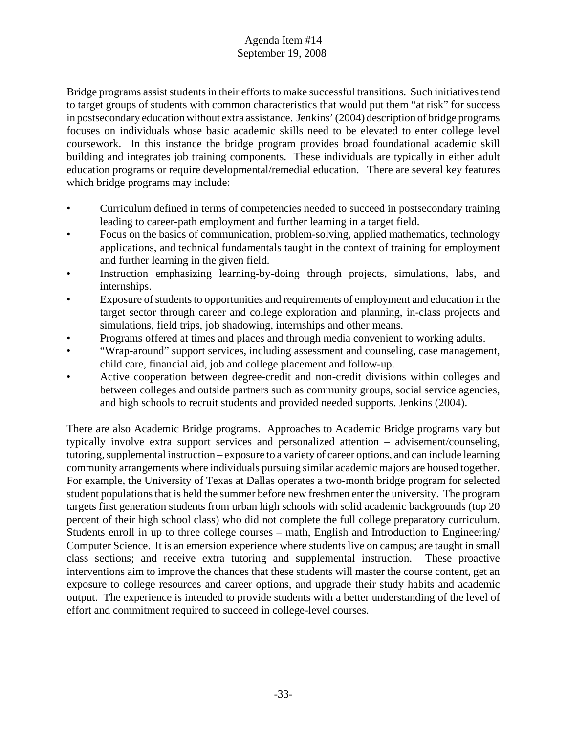Bridge programs assist students in their efforts to make successful transitions. Such initiatives tend to target groups of students with common characteristics that would put them "at risk" for success in postsecondary education without extra assistance. Jenkins' (2004) description of bridge programs focuses on individuals whose basic academic skills need to be elevated to enter college level coursework. In this instance the bridge program provides broad foundational academic skill building and integrates job training components. These individuals are typically in either adult education programs or require developmental/remedial education. There are several key features which bridge programs may include:

- Curriculum defined in terms of competencies needed to succeed in postsecondary training leading to career-path employment and further learning in a target field.
- Focus on the basics of communication, problem-solving, applied mathematics, technology applications, and technical fundamentals taught in the context of training for employment and further learning in the given field.
- Instruction emphasizing learning-by-doing through projects, simulations, labs, and internships.
- Exposure of students to opportunities and requirements of employment and education in the target sector through career and college exploration and planning, in-class projects and simulations, field trips, job shadowing, internships and other means.
- Programs offered at times and places and through media convenient to working adults.
- "Wrap-around" support services, including assessment and counseling, case management, child care, financial aid, job and college placement and follow-up.
- Active cooperation between degree-credit and non-credit divisions within colleges and between colleges and outside partners such as community groups, social service agencies, and high schools to recruit students and provided needed supports. Jenkins (2004).

There are also Academic Bridge programs. Approaches to Academic Bridge programs vary but typically involve extra support services and personalized attention – advisement/counseling, tutoring, supplemental instruction – exposure to a variety of career options, and can include learning community arrangements where individuals pursuing similar academic majors are housed together. For example, the University of Texas at Dallas operates a two-month bridge program for selected student populations that is held the summer before new freshmen enter the university. The program targets first generation students from urban high schools with solid academic backgrounds (top 20 percent of their high school class) who did not complete the full college preparatory curriculum. Students enroll in up to three college courses – math, English and Introduction to Engineering/ Computer Science. It is an emersion experience where students live on campus; are taught in small class sections; and receive extra tutoring and supplemental instruction. These proactive interventions aim to improve the chances that these students will master the course content, get an exposure to college resources and career options, and upgrade their study habits and academic output. The experience is intended to provide students with a better understanding of the level of effort and commitment required to succeed in college-level courses.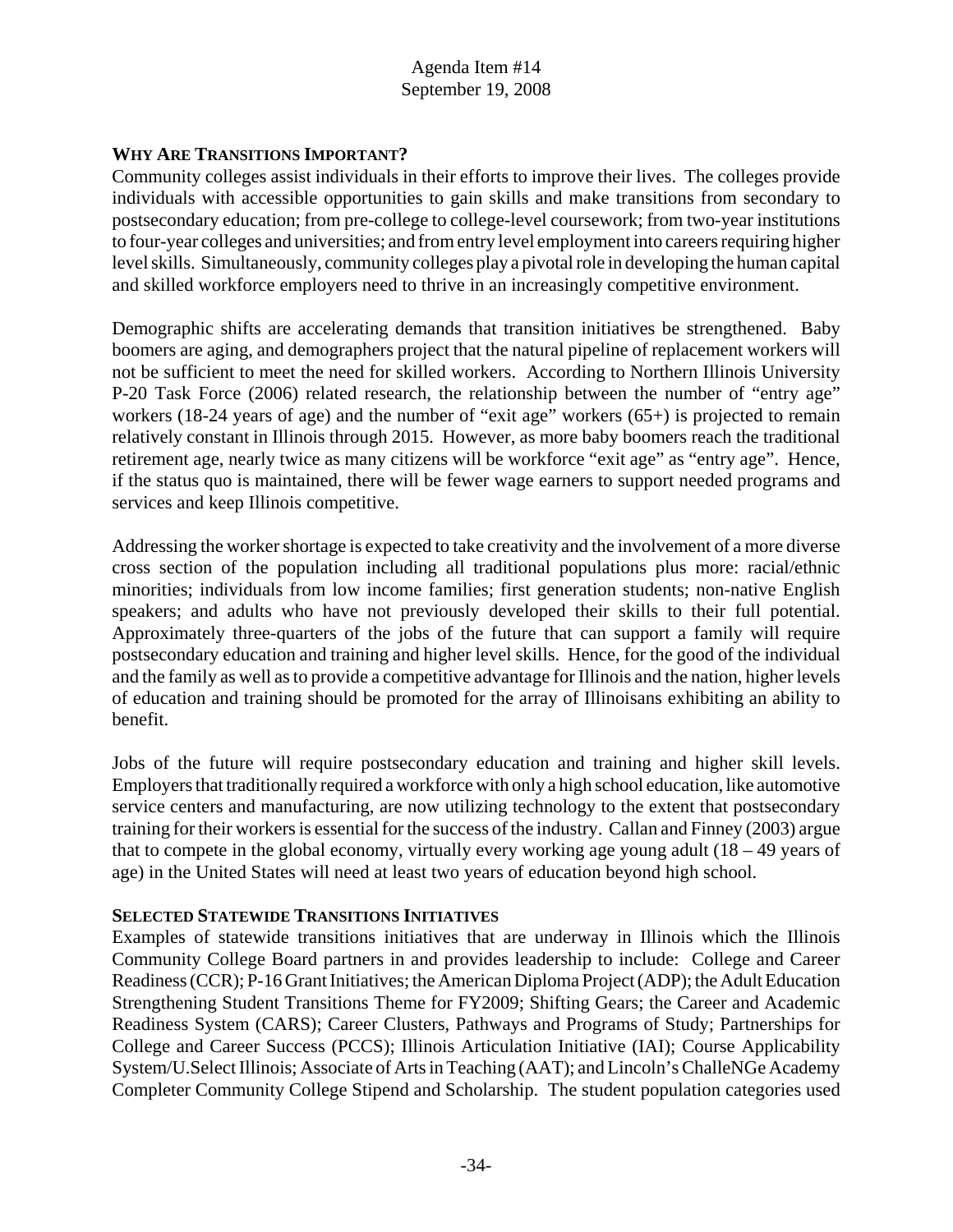**WHY ARE TRANSITIONS IMPORTANT?**

Community colleges assist individuals in their efforts to improve their lives. The colleges provide individuals with accessible opportunities to gain skills and make transitions from secondary to postsecondary education; from pre-college to college-level coursework; from two-year institutions to four-year colleges and universities; and from entry level employment into careers requiring higher level skills. Simultaneously, community colleges play a pivotal role in developing the human capital and skilled workforce employers need to thrive in an increasingly competitive environment.

Demographic shifts are accelerating demands that transition initiatives be strengthened. Baby boomers are aging, and demographers project that the natural pipeline of replacement workers will not be sufficient to meet the need for skilled workers. According to Northern Illinois University P-20 Task Force (2006) related research, the relationship between the number of "entry age" workers (18-24 years of age) and the number of "exit age" workers (65+) is projected to remain relatively constant in Illinois through 2015. However, as more baby boomers reach the traditional retirement age, nearly twice as many citizens will be workforce "exit age" as "entry age". Hence, if the status quo is maintained, there will be fewer wage earners to support needed programs and services and keep Illinois competitive.

Addressing the worker shortage is expected to take creativity and the involvement of a more diverse cross section of the population including all traditional populations plus more: racial/ethnic minorities; individuals from low income families; first generation students; non-native English speakers; and adults who have not previously developed their skills to their full potential. Approximately three-quarters of the jobs of the future that can support a family will require postsecondary education and training and higher level skills. Hence, for the good of the individual and the family as well as to provide a competitive advantage for Illinois and the nation, higher levels of education and training should be promoted for the array of Illinoisans exhibiting an ability to benefit.

Jobs of the future will require postsecondary education and training and higher skill levels. Employers that traditionally required a workforce with only a high school education, like automotive service centers and manufacturing, are now utilizing technology to the extent that postsecondary training for their workers is essential for the success of the industry. Callan and Finney (2003) argue that to compete in the global economy, virtually every working age young adult (18 – 49 years of age) in the United States will need at least two years of education beyond high school.

**SELECTED STATEWIDE TRANSITIONS INITIATIVES**

Examples of statewide transitions initiatives that are underway in Illinois which the Illinois Community College Board partners in and provides leadership to include: College and Career Readiness (CCR); P-16 Grant Initiatives; the American Diploma Project (ADP); the Adult Education Strengthening Student Transitions Theme for FY2009; Shifting Gears; the Career and Academic Readiness System (CARS); Career Clusters, Pathways and Programs of Study; Partnerships for College and Career Success (PCCS); Illinois Articulation Initiative (IAI); Course Applicability System/U.Select Illinois; Associate of Arts in Teaching (AAT); and Lincoln's ChalleNGe Academy Completer Community College Stipend and Scholarship. The student population categories used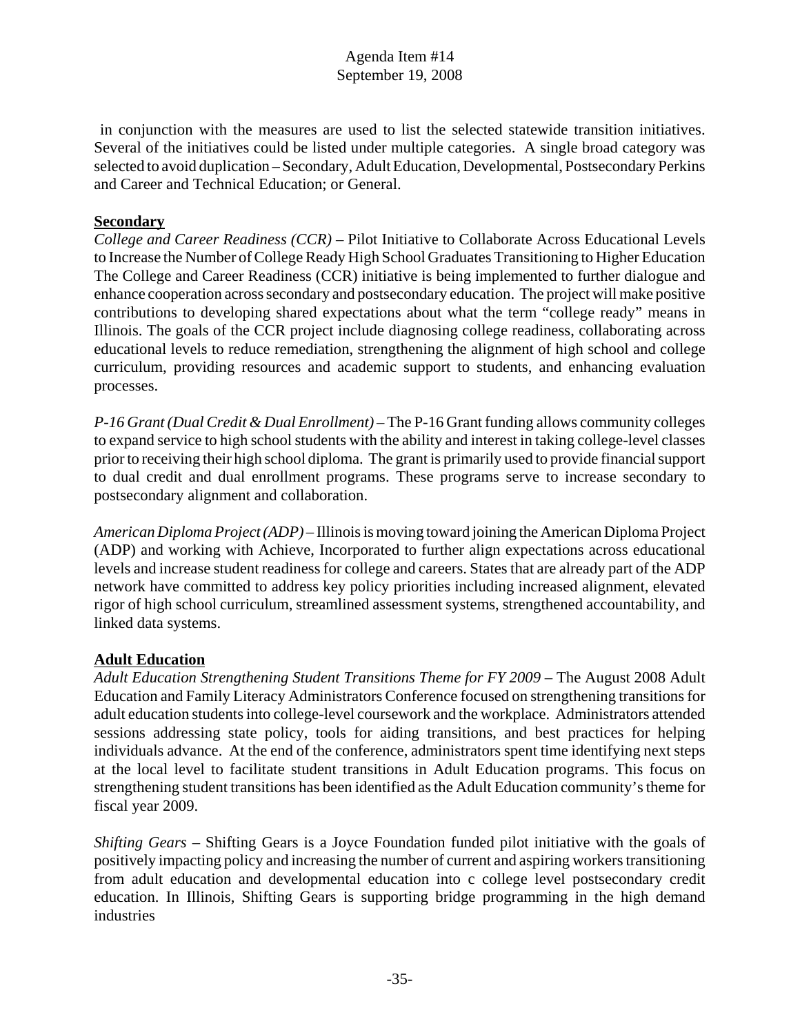in conjunction with the measures are used to list the selected statewide transition initiatives. Several of the initiatives could be listed under multiple categories. A single broad category was selected to avoid duplication – Secondary, Adult Education, Developmental, Postsecondary Perkins and Career and Technical Education; or General.

**Secondary**

*College and Career Readiness (CCR)* – Pilot Initiative to Collaborate Across Educational Levels to Increase the Number of College Ready High School Graduates Transitioning to Higher Education The College and Career Readiness (CCR) initiative is being implemented to further dialogue and enhance cooperation across secondary and postsecondary education. The project will make positive contributions to developing shared expectations about what the term "college ready" means in Illinois. The goals of the CCR project include diagnosing college readiness, collaborating across educational levels to reduce remediation, strengthening the alignment of high school and college curriculum, providing resources and academic support to students, and enhancing evaluation processes.

*P-16 Grant (Dual Credit & Dual Enrollment)* – The P-16 Grant funding allows community colleges to expand service to high school students with the ability and interest in taking college-level classes prior to receiving their high school diploma. The grant is primarily used to provide financial support to dual credit and dual enrollment programs. These programs serve to increase secondary to postsecondary alignment and collaboration.

*American Diploma Project (ADP)* – Illinois is moving toward joining the American Diploma Project (ADP) and working with Achieve, Incorporated to further align expectations across educational levels and increase student readiness for college and careers. States that are already part of the ADP network have committed to address key policy priorities including increased alignment, elevated rigor of high school curriculum, streamlined assessment systems, strengthened accountability, and linked data systems.

**Adult Education**

*Adult Education Strengthening Student Transitions Theme for FY 2009* – The August 2008 Adult Education and Family Literacy Administrators Conference focused on strengthening transitions for adult education students into college-level coursework and the workplace. Administrators attended sessions addressing state policy, tools for aiding transitions, and best practices for helping individuals advance. At the end of the conference, administrators spent time identifying next steps at the local level to facilitate student transitions in Adult Education programs. This focus on strengthening student transitions has been identified as the Adult Education community's theme for fiscal year 2009.

*Shifting Gears* – Shifting Gears is a Joyce Foundation funded pilot initiative with the goals of positively impacting policy and increasing the number of current and aspiring workers transitioning from adult education and developmental education into c college level postsecondary credit education. In Illinois, Shifting Gears is supporting bridge programming in the high demand industries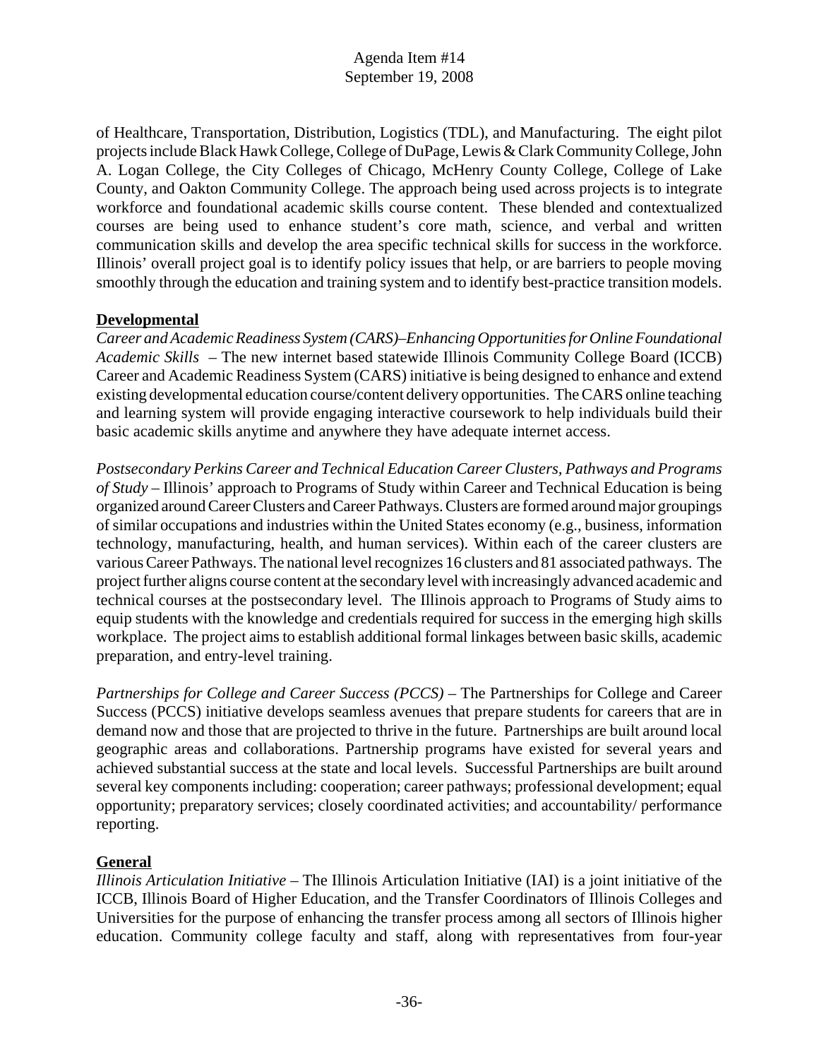of Healthcare, Transportation, Distribution, Logistics (TDL), and Manufacturing. The eight pilot projects include Black Hawk College, College of DuPage, Lewis & Clark Community College, John A. Logan College, the City Colleges of Chicago, McHenry County College, College of Lake County, and Oakton Community College. The approach being used across projects is to integrate workforce and foundational academic skills course content. These blended and contextualized courses are being used to enhance student's core math, science, and verbal and written communication skills and develop the area specific technical skills for success in the workforce. Illinois' overall project goal is to identify policy issues that help, or are barriers to people moving smoothly through the education and training system and to identify best-practice transition models.

**Developmental**

*Career and Academic Readiness System (CARS)–Enhancing Opportunities for Online Foundational Academic Skills* – The new internet based statewide Illinois Community College Board (ICCB) Career and Academic Readiness System (CARS) initiative is being designed to enhance and extend existing developmental education course/content delivery opportunities. The CARS online teaching and learning system will provide engaging interactive coursework to help individuals build their basic academic skills anytime and anywhere they have adequate internet access.

*Postsecondary Perkins Career and Technical Education Career Clusters, Pathways and Programs of Study* – Illinois' approach to Programs of Study within Career and Technical Education is being organized around Career Clusters and Career Pathways. Clusters are formed around major groupings of similar occupations and industries within the United States economy (e.g., business, information technology, manufacturing, health, and human services). Within each of the career clusters are various Career Pathways. The national level recognizes 16 clusters and 81 associated pathways. The project further aligns course content at the secondary level with increasingly advanced academic and technical courses at the postsecondary level. The Illinois approach to Programs of Study aims to equip students with the knowledge and credentials required for success in the emerging high skills workplace. The project aims to establish additional formal linkages between basic skills, academic preparation, and entry-level training.

*Partnerships for College and Career Success (PCCS)* – The Partnerships for College and Career Success (PCCS) initiative develops seamless avenues that prepare students for careers that are in demand now and those that are projected to thrive in the future. Partnerships are built around local geographic areas and collaborations. Partnership programs have existed for several years and achieved substantial success at the state and local levels. Successful Partnerships are built around several key components including: cooperation; career pathways; professional development; equal opportunity; preparatory services; closely coordinated activities; and accountability/ performance reporting.

**General**

*Illinois Articulation Initiative* – The Illinois Articulation Initiative (IAI) is a joint initiative of the ICCB, Illinois Board of Higher Education, and the Transfer Coordinators of Illinois Colleges and Universities for the purpose of enhancing the transfer process among all sectors of Illinois higher education. Community college faculty and staff, along with representatives from four-year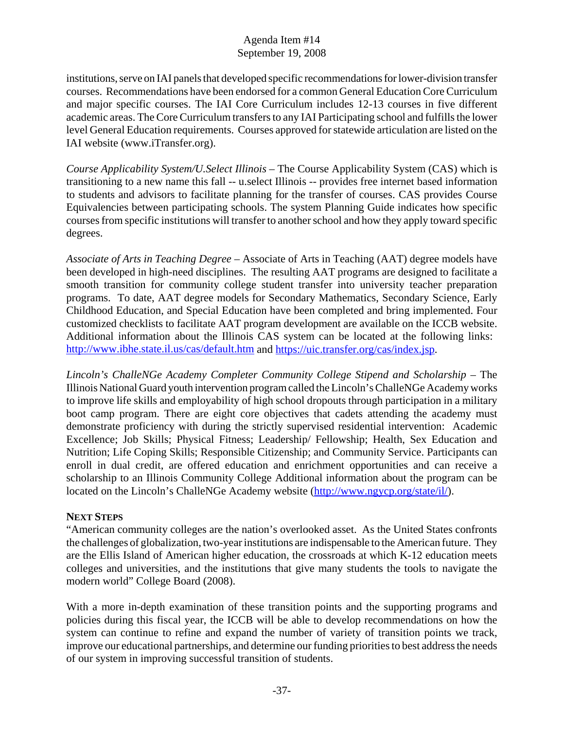institutions, serve on IAI panels that developed specific recommendations for lower-division transfer courses. Recommendations have been endorsed for a common General Education Core Curriculum and major specific courses. The IAI Core Curriculum includes 12-13 courses in five different academic areas. The Core Curriculum transfers to any IAI Participating school and fulfills the lower level General Education requirements. Courses approved for statewide articulation are listed on the IAI website (www.iTransfer.org).

*Course Applicability System/U.Select Illinois* – The Course Applicability System (CAS) which is transitioning to a new name this fall -- u.select Illinois -- provides free internet based information to students and advisors to facilitate planning for the transfer of courses. CAS provides Course Equivalencies between participating schools. The system Planning Guide indicates how specific courses from specific institutions will transfer to another school and how they apply toward specific degrees.

*Associate of Arts in Teaching Degree* – Associate of Arts in Teaching (AAT) degree models have been developed in high-need disciplines. The resulting AAT programs are designed to facilitate a smooth transition for community college student transfer into university teacher preparation programs. To date, AAT degree models for Secondary Mathematics, Secondary Science, Early Childhood Education, and Special Education have been completed and bring implemented. Four customized checklists to facilitate AAT program development are available on the ICCB website. Additional information about the Illinois CAS system can be located at the following links: http://www.ibhe.state.il.us/cas/default.htm and https://uic.transfer.org/cas/index.jsp.

*Lincoln's ChalleNGe Academy Completer Community College Stipend and Scholarship* – The Illinois National Guard youth intervention program called the Lincoln's ChalleNGe Academy works to improve life skills and employability of high school dropouts through participation in a military boot camp program. There are eight core objectives that cadets attending the academy must demonstrate proficiency with during the strictly supervised residential intervention: Academic Excellence; Job Skills; Physical Fitness; Leadership/ Fellowship; Health, Sex Education and Nutrition; Life Coping Skills; Responsible Citizenship; and Community Service. Participants can enroll in dual credit, are offered education and enrichment opportunities and can receive a scholarship to an Illinois Community College Additional information about the program can be located on the Lincoln's ChalleNGe Academy website (http://www.ngycp.org/state/il/).

**NEXT STEPS**

"American community colleges are the nation's overlooked asset. As the United States confronts the challenges of globalization, two-year institutions are indispensable to the American future. They are the Ellis Island of American higher education, the crossroads at which K-12 education meets colleges and universities, and the institutions that give many students the tools to navigate the modern world" College Board (2008).

With a more in-depth examination of these transition points and the supporting programs and policies during this fiscal year, the ICCB will be able to develop recommendations on how the system can continue to refine and expand the number of variety of transition points we track, improve our educational partnerships, and determine our funding priorities to best address the needs of our system in improving successful transition of students.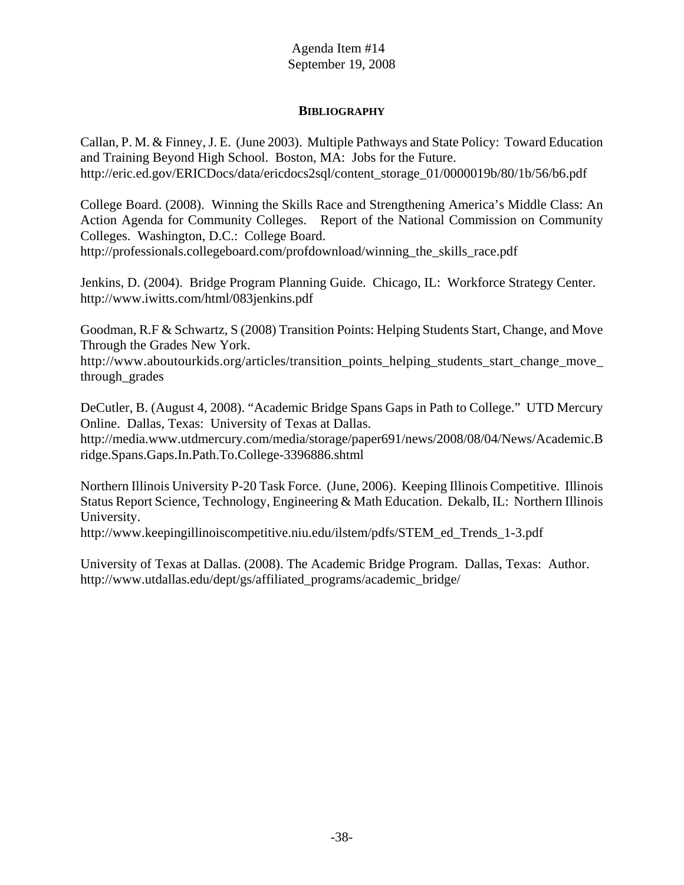## BIBLIOGRAPHY

Callan, P. M. & Finney, J. E. (June 2003). Multiple Pathways and State Policy: Toward Education and Training Beyond High School. Boston, MA: Jobs for the Future. http://eric.ed.gov/ERICDocs/data/ericdocs2sql/content_storage_01/0000019b/80/1b/56/b6.pdf

College Board. (2008). Winning the Skills Race and Strengthening America's Middle Class: An Action Agenda for Community Colleges. Report of the National Commission on Community Colleges. Washington, D.C.: College Board. http://professionals.collegeboard.com/profdownload/winning_the_skills_race.pdf

Jenkins, D. (2004). Bridge Program Planning Guide. Chicago, IL: Workforce Strategy Center. http://www.iwitts.com/html/083jenkins.pdf

Goodman, R.F & Schwartz, S (2008) Transition Points: Helping Students Start, Change, and Move Through the Grades New York. http://www.aboutourkids.org/articles/transition_points_helping_students_start_change_move_through_grades

DeCutler, B. (August 4, 2008). "Academic Bridge Spans Gaps in Path to College." UTD Mercury Online. Dallas, Texas: University of Texas at Dallas. http://media.www.utdmercury.com/media/storage/paper691/news/2008/08/04/News/Academic.Bridge.Spans.Gaps.In.Path.To.College-3396886.shtml

Northern Illinois University P-20 Task Force. (June, 2006). Keeping Illinois Competitive. Illinois Status Report Science, Technology, Engineering & Math Education. Dekalb, IL: Northern Illinois University. http://www.keepingillinoiscompetitive.niu.edu/ilstem/pdfs/STEM_ed_Trends_1-3.pdf

University of Texas at Dallas. (2008). The Academic Bridge Program. Dallas, Texas: Author. http://www.utdallas.edu/dept/gs/affiliated_programs/academic_bridge/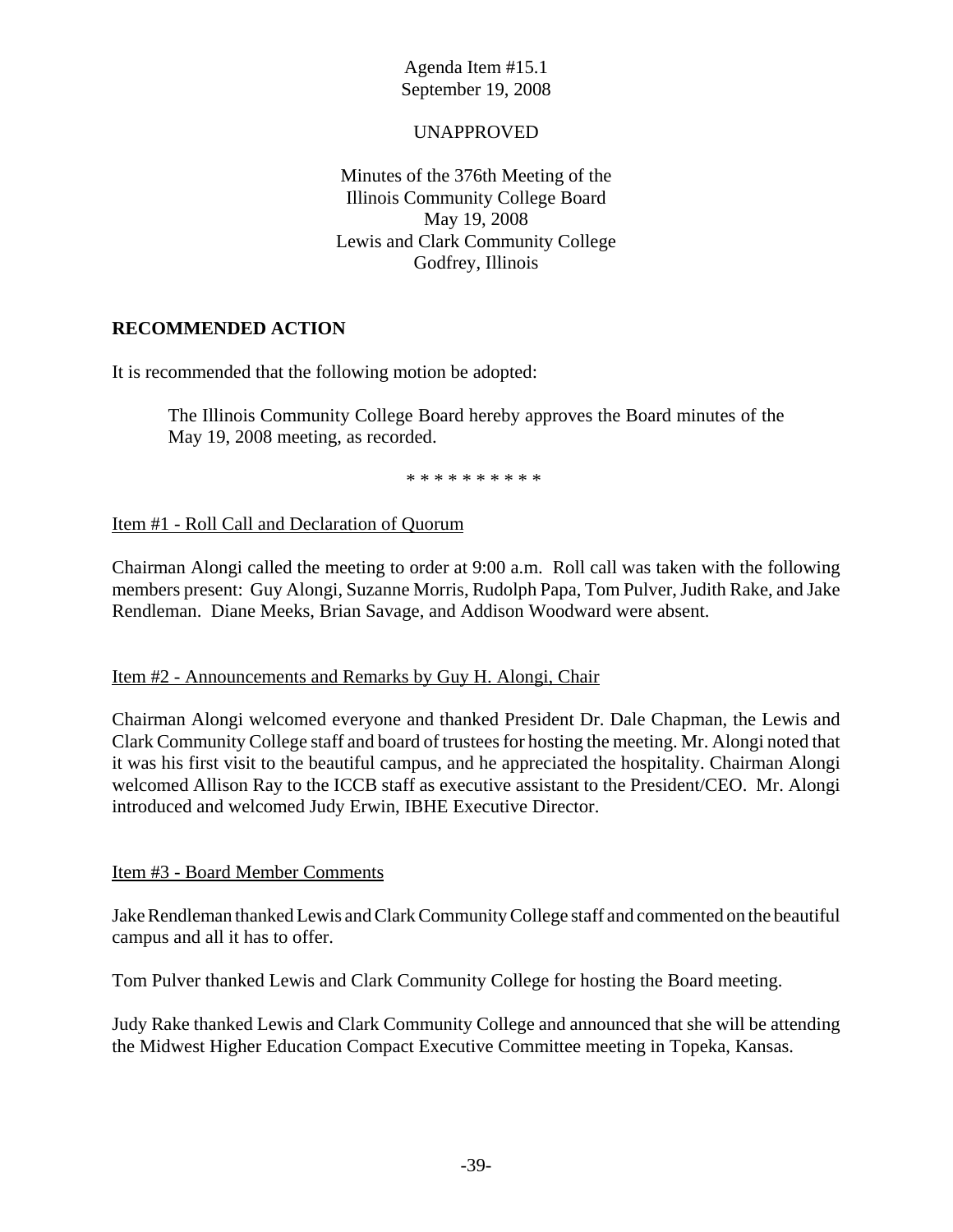Agenda Item #15.1
September 19, 2008

UNAPPROVED

Minutes of the 376th Meeting of the
Illinois Community College Board
May 19, 2008
Lewis and Clark Community College
Godfrey, Illinois

## RECOMMENDED ACTION

It is recommended that the following motion be adopted:

> The Illinois Community College Board hereby approves the Board minutes of the May 19, 2008 meeting, as recorded.

* * * * * * * * * *

Item #1 - Roll Call and Declaration of Quorum

Chairman Alongi called the meeting to order at 9:00 a.m. Roll call was taken with the following members present: Guy Alongi, Suzanne Morris, Rudolph Papa, Tom Pulver, Judith Rake, and Jake Rendleman. Diane Meeks, Brian Savage, and Addison Woodward were absent.

Item #2 - Announcements and Remarks by Guy H. Alongi, Chair

Chairman Alongi welcomed everyone and thanked President Dr. Dale Chapman, the Lewis and Clark Community College staff and board of trustees for hosting the meeting. Mr. Alongi noted that it was his first visit to the beautiful campus, and he appreciated the hospitality. Chairman Alongi welcomed Allison Ray to the ICCB staff as executive assistant to the President/CEO. Mr. Alongi introduced and welcomed Judy Erwin, IBHE Executive Director.

Item #3 - Board Member Comments

Jake Rendleman thanked Lewis and Clark Community College staff and commented on the beautiful campus and all it has to offer.

Tom Pulver thanked Lewis and Clark Community College for hosting the Board meeting.

Judy Rake thanked Lewis and Clark Community College and announced that she will be attending the Midwest Higher Education Compact Executive Committee meeting in Topeka, Kansas.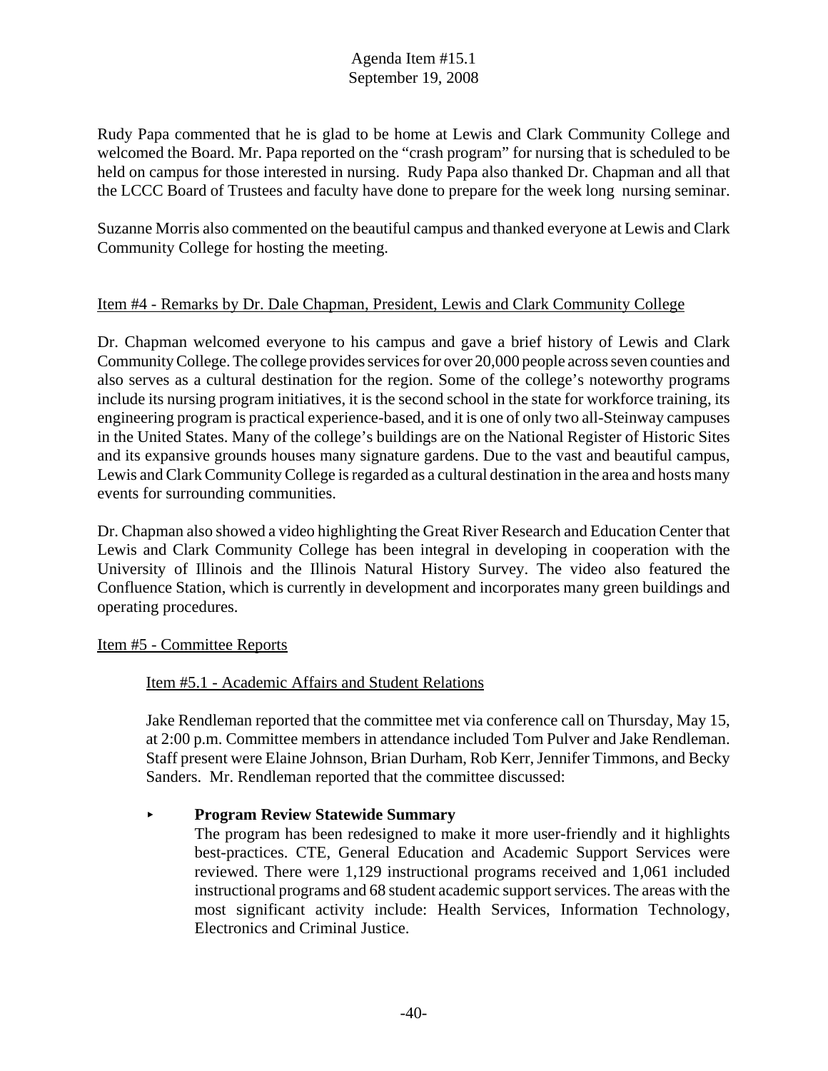Rudy Papa commented that he is glad to be home at Lewis and Clark Community College and welcomed the Board. Mr. Papa reported on the "crash program" for nursing that is scheduled to be held on campus for those interested in nursing. Rudy Papa also thanked Dr. Chapman and all that the LCCC Board of Trustees and faculty have done to prepare for the week long nursing seminar.

Suzanne Morris also commented on the beautiful campus and thanked everyone at Lewis and Clark Community College for hosting the meeting.

Item #4 - Remarks by Dr. Dale Chapman, President, Lewis and Clark Community College

Dr. Chapman welcomed everyone to his campus and gave a brief history of Lewis and Clark Community College. The college provides services for over 20,000 people across seven counties and also serves as a cultural destination for the region. Some of the college's noteworthy programs include its nursing program initiatives, it is the second school in the state for workforce training, its engineering program is practical experience-based, and it is one of only two all-Steinway campuses in the United States. Many of the college's buildings are on the National Register of Historic Sites and its expansive grounds houses many signature gardens. Due to the vast and beautiful campus, Lewis and Clark Community College is regarded as a cultural destination in the area and hosts many events for surrounding communities.

Dr. Chapman also showed a video highlighting the Great River Research and Education Center that Lewis and Clark Community College has been integral in developing in cooperation with the University of Illinois and the Illinois Natural History Survey. The video also featured the Confluence Station, which is currently in development and incorporates many green buildings and operating procedures.

Item #5 - Committee Reports

Item #5.1 - Academic Affairs and Student Relations

Jake Rendleman reported that the committee met via conference call on Thursday, May 15, at 2:00 p.m. Committee members in attendance included Tom Pulver and Jake Rendleman. Staff present were Elaine Johnson, Brian Durham, Rob Kerr, Jennifer Timmons, and Becky Sanders. Mr. Rendleman reported that the committee discussed:

- **Program Review Statewide Summary**
  The program has been redesigned to make it more user-friendly and it highlights best-practices. CTE, General Education and Academic Support Services were reviewed. There were 1,129 instructional programs received and 1,061 included instructional programs and 68 student academic support services. The areas with the most significant activity include: Health Services, Information Technology, Electronics and Criminal Justice.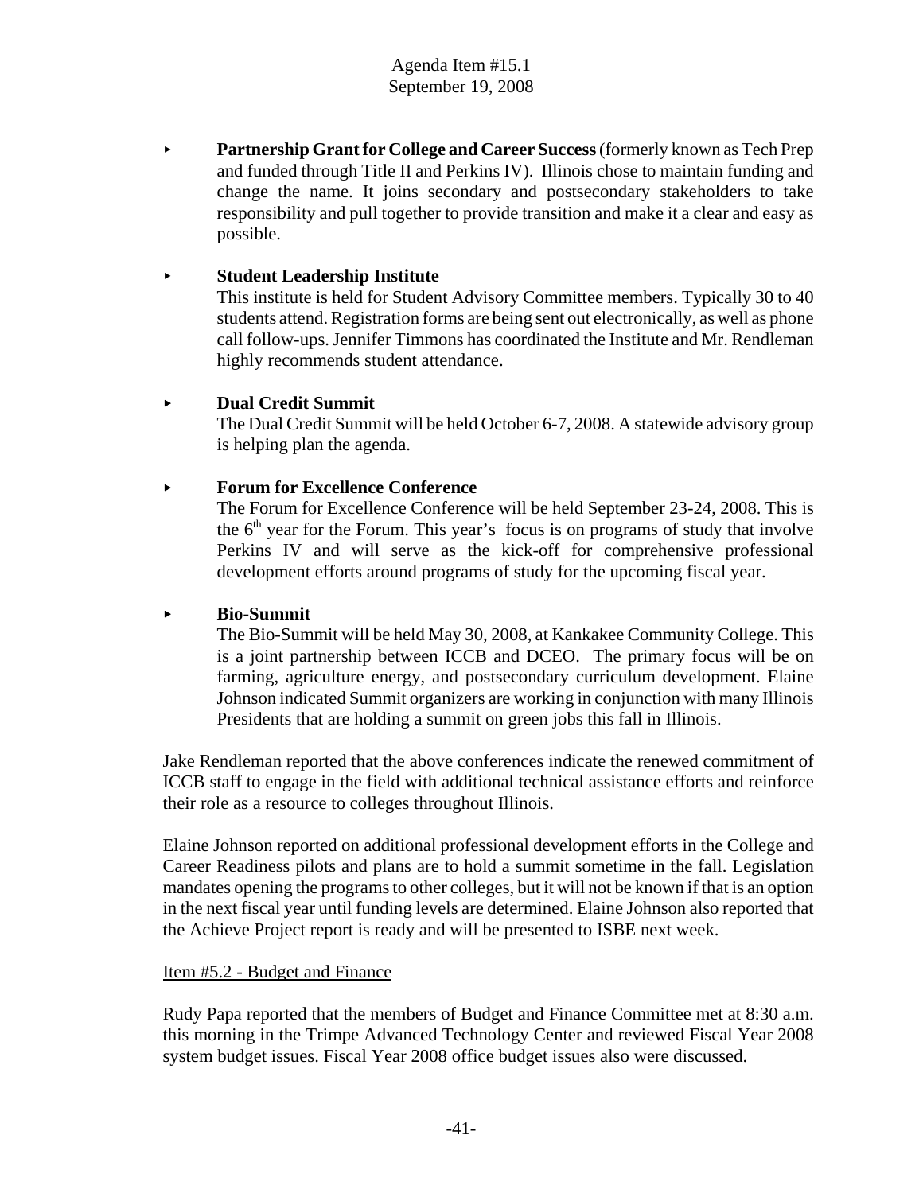- **Partnership Grant for College and Career Success** (formerly known as Tech Prep and funded through Title II and Perkins IV). Illinois chose to maintain funding and change the name. It joins secondary and postsecondary stakeholders to take responsibility and pull together to provide transition and make it a clear and easy as possible.

- **Student Leadership Institute**
  This institute is held for Student Advisory Committee members. Typically 30 to 40 students attend. Registration forms are being sent out electronically, as well as phone call follow-ups. Jennifer Timmons has coordinated the Institute and Mr. Rendleman highly recommends student attendance.

- **Dual Credit Summit**
  The Dual Credit Summit will be held October 6-7, 2008. A statewide advisory group is helping plan the agenda.

- **Forum for Excellence Conference**
  The Forum for Excellence Conference will be held September 23-24, 2008. This is the 6th year for the Forum. This year's focus is on programs of study that involve Perkins IV and will serve as the kick-off for comprehensive professional development efforts around programs of study for the upcoming fiscal year.

- **Bio-Summit**
  The Bio-Summit will be held May 30, 2008, at Kankakee Community College. This is a joint partnership between ICCB and DCEO. The primary focus will be on farming, agriculture energy, and postsecondary curriculum development. Elaine Johnson indicated Summit organizers are working in conjunction with many Illinois Presidents that are holding a summit on green jobs this fall in Illinois.

Jake Rendleman reported that the above conferences indicate the renewed commitment of ICCB staff to engage in the field with additional technical assistance efforts and reinforce their role as a resource to colleges throughout Illinois.

Elaine Johnson reported on additional professional development efforts in the College and Career Readiness pilots and plans are to hold a summit sometime in the fall. Legislation mandates opening the programs to other colleges, but it will not be known if that is an option in the next fiscal year until funding levels are determined. Elaine Johnson also reported that the Achieve Project report is ready and will be presented to ISBE next week.

Item #5.2 - Budget and Finance

Rudy Papa reported that the members of Budget and Finance Committee met at 8:30 a.m. this morning in the Trimpe Advanced Technology Center and reviewed Fiscal Year 2008 system budget issues. Fiscal Year 2008 office budget issues also were discussed.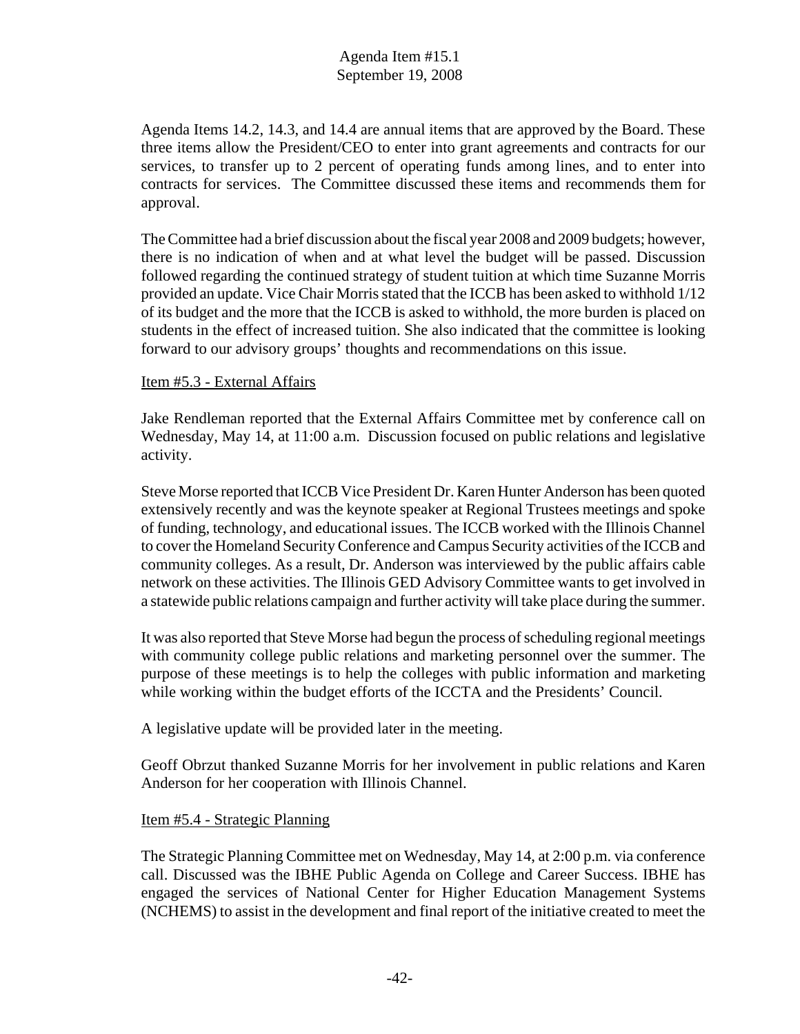Agenda Items 14.2, 14.3, and 14.4 are annual items that are approved by the Board. These three items allow the President/CEO to enter into grant agreements and contracts for our services, to transfer up to 2 percent of operating funds among lines, and to enter into contracts for services. The Committee discussed these items and recommends them for approval.

The Committee had a brief discussion about the fiscal year 2008 and 2009 budgets; however, there is no indication of when and at what level the budget will be passed. Discussion followed regarding the continued strategy of student tuition at which time Suzanne Morris provided an update. Vice Chair Morris stated that the ICCB has been asked to withhold 1/12 of its budget and the more that the ICCB is asked to withhold, the more burden is placed on students in the effect of increased tuition. She also indicated that the committee is looking forward to our advisory groups' thoughts and recommendations on this issue.

Item #5.3 - External Affairs

Jake Rendleman reported that the External Affairs Committee met by conference call on Wednesday, May 14, at 11:00 a.m. Discussion focused on public relations and legislative activity.

Steve Morse reported that ICCB Vice President Dr. Karen Hunter Anderson has been quoted extensively recently and was the keynote speaker at Regional Trustees meetings and spoke of funding, technology, and educational issues. The ICCB worked with the Illinois Channel to cover the Homeland Security Conference and Campus Security activities of the ICCB and community colleges. As a result, Dr. Anderson was interviewed by the public affairs cable network on these activities. The Illinois GED Advisory Committee wants to get involved in a statewide public relations campaign and further activity will take place during the summer.

It was also reported that Steve Morse had begun the process of scheduling regional meetings with community college public relations and marketing personnel over the summer. The purpose of these meetings is to help the colleges with public information and marketing while working within the budget efforts of the ICCTA and the Presidents' Council.

A legislative update will be provided later in the meeting.

Geoff Obrzut thanked Suzanne Morris for her involvement in public relations and Karen Anderson for her cooperation with Illinois Channel.

Item #5.4 - Strategic Planning

The Strategic Planning Committee met on Wednesday, May 14, at 2:00 p.m. via conference call. Discussed was the IBHE Public Agenda on College and Career Success. IBHE has engaged the services of National Center for Higher Education Management Systems (NCHEMS) to assist in the development and final report of the initiative created to meet the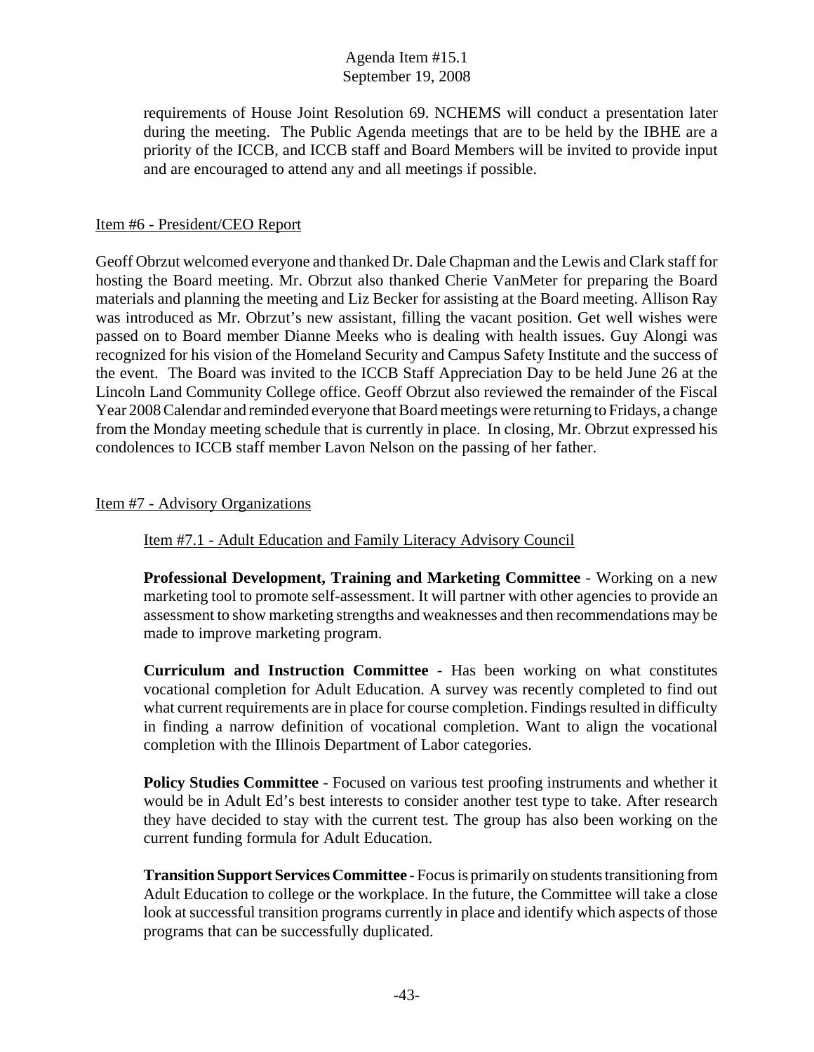requirements of House Joint Resolution 69. NCHEMS will conduct a presentation later during the meeting. The Public Agenda meetings that are to be held by the IBHE are a priority of the ICCB, and ICCB staff and Board Members will be invited to provide input and are encouraged to attend any and all meetings if possible.

Item #6 - President/CEO Report

Geoff Obrzut welcomed everyone and thanked Dr. Dale Chapman and the Lewis and Clark staff for hosting the Board meeting. Mr. Obrzut also thanked Cherie VanMeter for preparing the Board materials and planning the meeting and Liz Becker for assisting at the Board meeting. Allison Ray was introduced as Mr. Obrzut's new assistant, filling the vacant position. Get well wishes were passed on to Board member Dianne Meeks who is dealing with health issues. Guy Alongi was recognized for his vision of the Homeland Security and Campus Safety Institute and the success of the event. The Board was invited to the ICCB Staff Appreciation Day to be held June 26 at the Lincoln Land Community College office. Geoff Obrzut also reviewed the remainder of the Fiscal Year 2008 Calendar and reminded everyone that Board meetings were returning to Fridays, a change from the Monday meeting schedule that is currently in place. In closing, Mr. Obrzut expressed his condolences to ICCB staff member Lavon Nelson on the passing of her father.

Item #7 - Advisory Organizations

Item #7.1 - Adult Education and Family Literacy Advisory Council

**Professional Development, Training and Marketing Committee** - Working on a new marketing tool to promote self-assessment. It will partner with other agencies to provide an assessment to show marketing strengths and weaknesses and then recommendations may be made to improve marketing program.

**Curriculum and Instruction Committee** - Has been working on what constitutes vocational completion for Adult Education. A survey was recently completed to find out what current requirements are in place for course completion. Findings resulted in difficulty in finding a narrow definition of vocational completion. Want to align the vocational completion with the Illinois Department of Labor categories.

**Policy Studies Committee** - Focused on various test proofing instruments and whether it would be in Adult Ed's best interests to consider another test type to take. After research they have decided to stay with the current test. The group has also been working on the current funding formula for Adult Education.

**Transition Support Services Committee** - Focus is primarily on students transitioning from Adult Education to college or the workplace. In the future, the Committee will take a close look at successful transition programs currently in place and identify which aspects of those programs that can be successfully duplicated.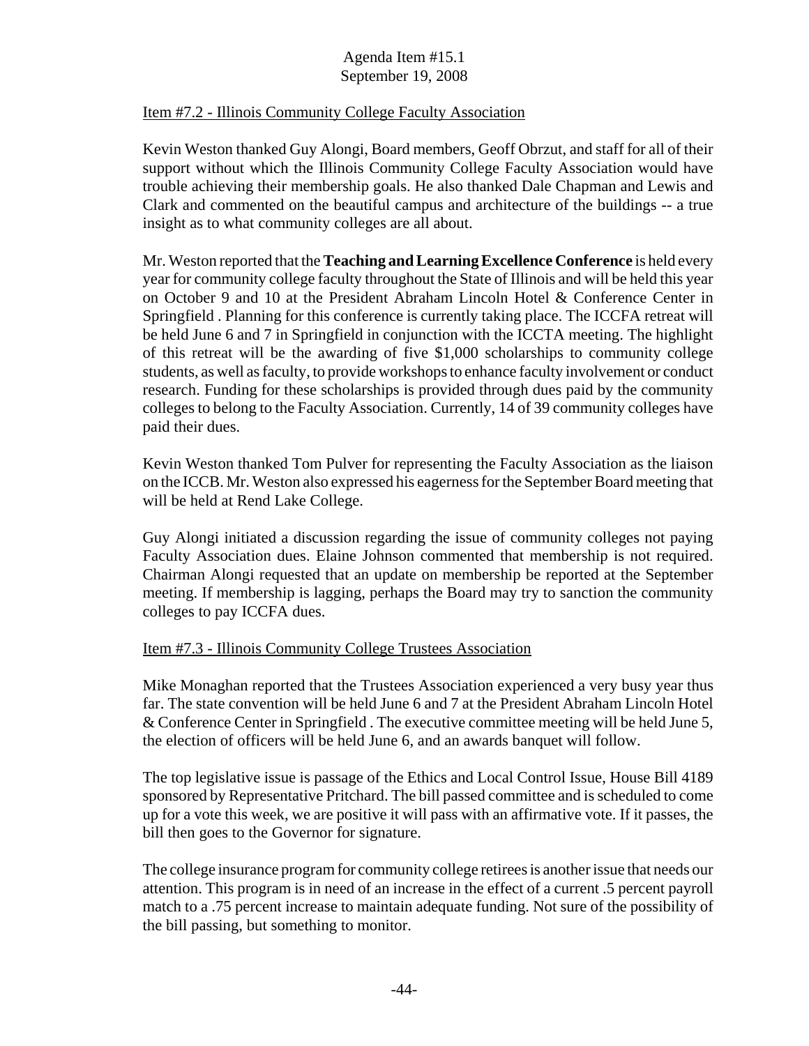Item #7.2 - Illinois Community College Faculty Association

Kevin Weston thanked Guy Alongi, Board members, Geoff Obrzut, and staff for all of their support without which the Illinois Community College Faculty Association would have trouble achieving their membership goals. He also thanked Dale Chapman and Lewis and Clark and commented on the beautiful campus and architecture of the buildings -- a true insight as to what community colleges are all about.

Mr. Weston reported that the **Teaching and Learning Excellence Conference** is held every year for community college faculty throughout the State of Illinois and will be held this year on October 9 and 10 at the President Abraham Lincoln Hotel & Conference Center in Springfield . Planning for this conference is currently taking place. The ICCFA retreat will be held June 6 and 7 in Springfield in conjunction with the ICCTA meeting. The highlight of this retreat will be the awarding of five $1,000 scholarships to community college students, as well as faculty, to provide workshops to enhance faculty involvement or conduct research. Funding for these scholarships is provided through dues paid by the community colleges to belong to the Faculty Association. Currently, 14 of 39 community colleges have paid their dues.

Kevin Weston thanked Tom Pulver for representing the Faculty Association as the liaison on the ICCB. Mr. Weston also expressed his eagerness for the September Board meeting that will be held at Rend Lake College.

Guy Alongi initiated a discussion regarding the issue of community colleges not paying Faculty Association dues. Elaine Johnson commented that membership is not required. Chairman Alongi requested that an update on membership be reported at the September meeting. If membership is lagging, perhaps the Board may try to sanction the community colleges to pay ICCFA dues.

Item #7.3 - Illinois Community College Trustees Association

Mike Monaghan reported that the Trustees Association experienced a very busy year thus far. The state convention will be held June 6 and 7 at the President Abraham Lincoln Hotel & Conference Center in Springfield . The executive committee meeting will be held June 5, the election of officers will be held June 6, and an awards banquet will follow.

The top legislative issue is passage of the Ethics and Local Control Issue, House Bill 4189 sponsored by Representative Pritchard. The bill passed committee and is scheduled to come up for a vote this week, we are positive it will pass with an affirmative vote. If it passes, the bill then goes to the Governor for signature.

The college insurance program for community college retirees is another issue that needs our attention. This program is in need of an increase in the effect of a current .5 percent payroll match to a .75 percent increase to maintain adequate funding. Not sure of the possibility of the bill passing, but something to monitor.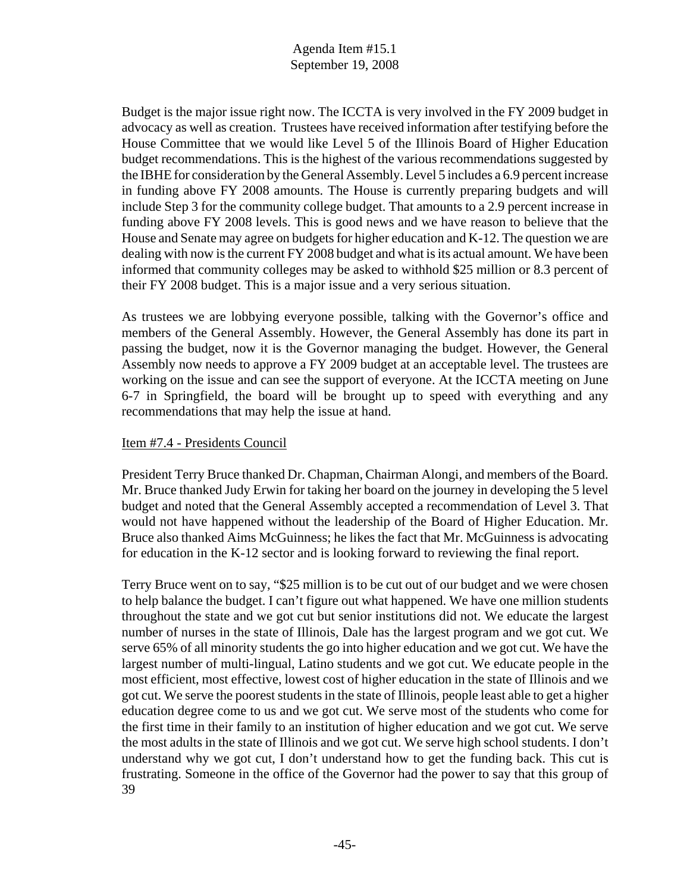Budget is the major issue right now. The ICCTA is very involved in the FY 2009 budget in advocacy as well as creation. Trustees have received information after testifying before the House Committee that we would like Level 5 of the Illinois Board of Higher Education budget recommendations. This is the highest of the various recommendations suggested by the IBHE for consideration by the General Assembly. Level 5 includes a 6.9 percent increase in funding above FY 2008 amounts. The House is currently preparing budgets and will include Step 3 for the community college budget. That amounts to a 2.9 percent increase in funding above FY 2008 levels. This is good news and we have reason to believe that the House and Senate may agree on budgets for higher education and K-12. The question we are dealing with now is the current FY 2008 budget and what is its actual amount. We have been informed that community colleges may be asked to withhold \$25 million or 8.3 percent of their FY 2008 budget. This is a major issue and a very serious situation.

As trustees we are lobbying everyone possible, talking with the Governor's office and members of the General Assembly. However, the General Assembly has done its part in passing the budget, now it is the Governor managing the budget. However, the General Assembly now needs to approve a FY 2009 budget at an acceptable level. The trustees are working on the issue and can see the support of everyone. At the ICCTA meeting on June 6-7 in Springfield, the board will be brought up to speed with everything and any recommendations that may help the issue at hand.

Item #7.4 - Presidents Council

President Terry Bruce thanked Dr. Chapman, Chairman Alongi, and members of the Board. Mr. Bruce thanked Judy Erwin for taking her board on the journey in developing the 5 level budget and noted that the General Assembly accepted a recommendation of Level 3. That would not have happened without the leadership of the Board of Higher Education. Mr. Bruce also thanked Aims McGuinness; he likes the fact that Mr. McGuinness is advocating for education in the K-12 sector and is looking forward to reviewing the final report.

Terry Bruce went on to say, "\$25 million is to be cut out of our budget and we were chosen to help balance the budget. I can't figure out what happened. We have one million students throughout the state and we got cut but senior institutions did not. We educate the largest number of nurses in the state of Illinois, Dale has the largest program and we got cut. We serve 65% of all minority students the go into higher education and we got cut. We have the largest number of multi-lingual, Latino students and we got cut. We educate people in the most efficient, most effective, lowest cost of higher education in the state of Illinois and we got cut. We serve the poorest students in the state of Illinois, people least able to get a higher education degree come to us and we got cut. We serve most of the students who come for the first time in their family to an institution of higher education and we got cut. We serve the most adults in the state of Illinois and we got cut. We serve high school students. I don't understand why we got cut, I don't understand how to get the funding back. This cut is frustrating. Someone in the office of the Governor had the power to say that this group of 39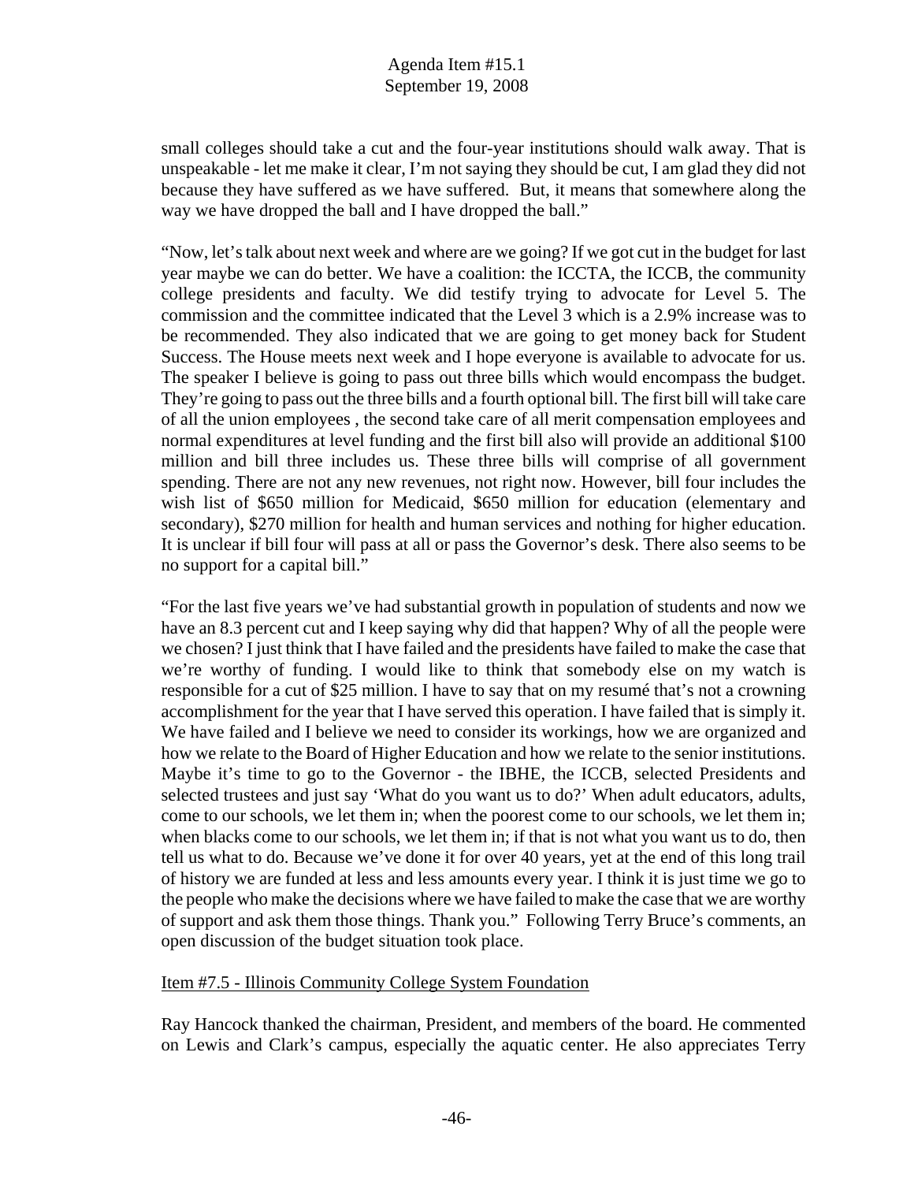small colleges should take a cut and the four-year institutions should walk away. That is unspeakable - let me make it clear, I'm not saying they should be cut, I am glad they did not because they have suffered as we have suffered. But, it means that somewhere along the way we have dropped the ball and I have dropped the ball."

"Now, let's talk about next week and where are we going? If we got cut in the budget for last year maybe we can do better. We have a coalition: the ICCTA, the ICCB, the community college presidents and faculty. We did testify trying to advocate for Level 5. The commission and the committee indicated that the Level 3 which is a 2.9% increase was to be recommended. They also indicated that we are going to get money back for Student Success. The House meets next week and I hope everyone is available to advocate for us. The speaker I believe is going to pass out three bills which would encompass the budget. They're going to pass out the three bills and a fourth optional bill. The first bill will take care of all the union employees , the second take care of all merit compensation employees and normal expenditures at level funding and the first bill also will provide an additional $100 million and bill three includes us. These three bills will comprise of all government spending. There are not any new revenues, not right now. However, bill four includes the wish list of $650 million for Medicaid, $650 million for education (elementary and secondary), $270 million for health and human services and nothing for higher education. It is unclear if bill four will pass at all or pass the Governor's desk. There also seems to be no support for a capital bill."

"For the last five years we've had substantial growth in population of students and now we have an 8.3 percent cut and I keep saying why did that happen? Why of all the people were we chosen? I just think that I have failed and the presidents have failed to make the case that we're worthy of funding. I would like to think that somebody else on my watch is responsible for a cut of $25 million. I have to say that on my resumé that's not a crowning accomplishment for the year that I have served this operation. I have failed that is simply it. We have failed and I believe we need to consider its workings, how we are organized and how we relate to the Board of Higher Education and how we relate to the senior institutions. Maybe it's time to go to the Governor - the IBHE, the ICCB, selected Presidents and selected trustees and just say 'What do you want us to do?' When adult educators, adults, come to our schools, we let them in; when the poorest come to our schools, we let them in; when blacks come to our schools, we let them in; if that is not what you want us to do, then tell us what to do. Because we've done it for over 40 years, yet at the end of this long trail of history we are funded at less and less amounts every year. I think it is just time we go to the people who make the decisions where we have failed to make the case that we are worthy of support and ask them those things. Thank you." Following Terry Bruce's comments, an open discussion of the budget situation took place.

Item #7.5 - Illinois Community College System Foundation

Ray Hancock thanked the chairman, President, and members of the board. He commented on Lewis and Clark's campus, especially the aquatic center. He also appreciates Terry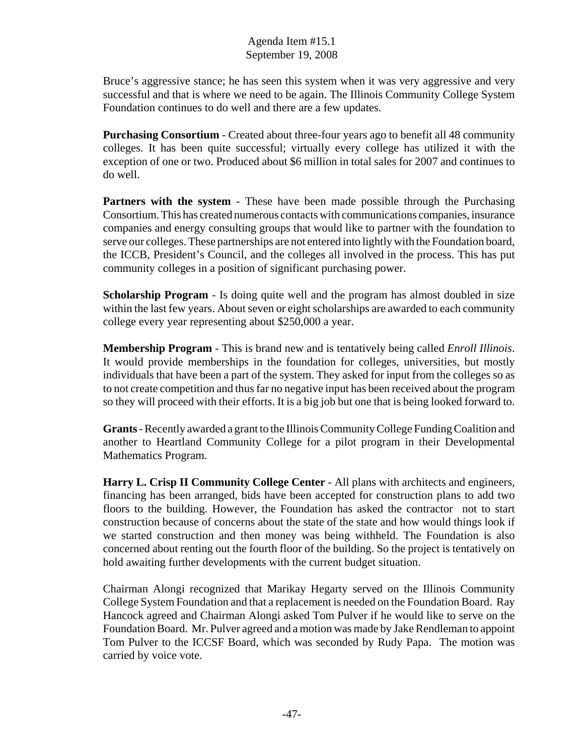Bruce's aggressive stance; he has seen this system when it was very aggressive and very successful and that is where we need to be again. The Illinois Community College System Foundation continues to do well and there are a few updates.

**Purchasing Consortium** - Created about three-four years ago to benefit all 48 community colleges. It has been quite successful; virtually every college has utilized it with the exception of one or two. Produced about $6 million in total sales for 2007 and continues to do well.

**Partners with the system** - These have been made possible through the Purchasing Consortium. This has created numerous contacts with communications companies, insurance companies and energy consulting groups that would like to partner with the foundation to serve our colleges. These partnerships are not entered into lightly with the Foundation board, the ICCB, President's Council, and the colleges all involved in the process. This has put community colleges in a position of significant purchasing power.

**Scholarship Program** - Is doing quite well and the program has almost doubled in size within the last few years. About seven or eight scholarships are awarded to each community college every year representing about $250,000 a year.

**Membership Program** - This is brand new and is tentatively being called *Enroll Illinois*. It would provide memberships in the foundation for colleges, universities, but mostly individuals that have been a part of the system. They asked for input from the colleges so as to not create competition and thus far no negative input has been received about the program so they will proceed with their efforts. It is a big job but one that is being looked forward to.

**Grants** - Recently awarded a grant to the Illinois Community College Funding Coalition and another to Heartland Community College for a pilot program in their Developmental Mathematics Program.

**Harry L. Crisp II Community College Center** - All plans with architects and engineers, financing has been arranged, bids have been accepted for construction plans to add two floors to the building. However, the Foundation has asked the contractor not to start construction because of concerns about the state of the state and how would things look if we started construction and then money was being withheld. The Foundation is also concerned about renting out the fourth floor of the building. So the project is tentatively on hold awaiting further developments with the current budget situation.

Chairman Alongi recognized that Marikay Hegarty served on the Illinois Community College System Foundation and that a replacement is needed on the Foundation Board. Ray Hancock agreed and Chairman Alongi asked Tom Pulver if he would like to serve on the Foundation Board. Mr. Pulver agreed and a motion was made by Jake Rendleman to appoint Tom Pulver to the ICCSF Board, which was seconded by Rudy Papa. The motion was carried by voice vote.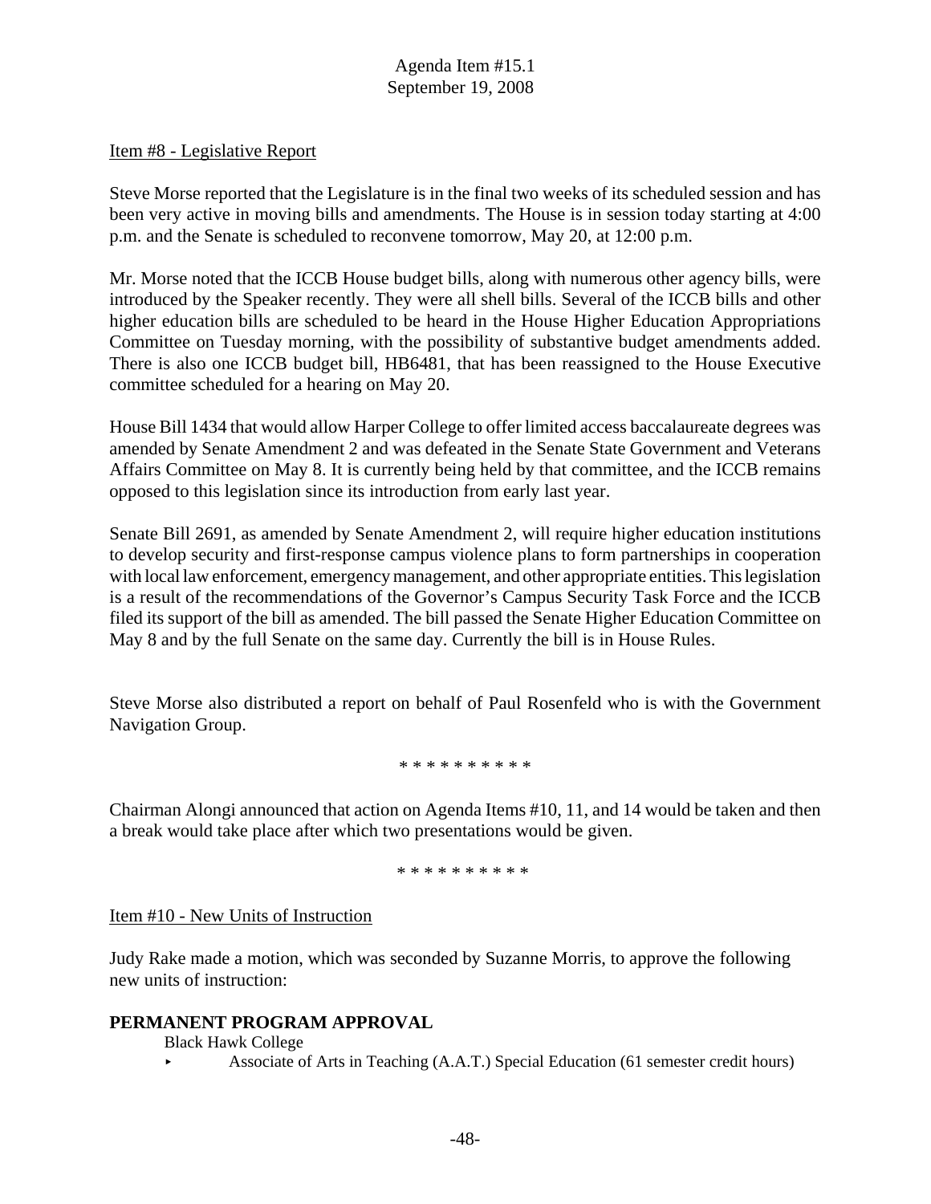Item #8 - Legislative Report

Steve Morse reported that the Legislature is in the final two weeks of its scheduled session and has been very active in moving bills and amendments. The House is in session today starting at 4:00 p.m. and the Senate is scheduled to reconvene tomorrow, May 20, at 12:00 p.m.

Mr. Morse noted that the ICCB House budget bills, along with numerous other agency bills, were introduced by the Speaker recently. They were all shell bills. Several of the ICCB bills and other higher education bills are scheduled to be heard in the House Higher Education Appropriations Committee on Tuesday morning, with the possibility of substantive budget amendments added. There is also one ICCB budget bill, HB6481, that has been reassigned to the House Executive committee scheduled for a hearing on May 20.

House Bill 1434 that would allow Harper College to offer limited access baccalaureate degrees was amended by Senate Amendment 2 and was defeated in the Senate State Government and Veterans Affairs Committee on May 8. It is currently being held by that committee, and the ICCB remains opposed to this legislation since its introduction from early last year.

Senate Bill 2691, as amended by Senate Amendment 2, will require higher education institutions to develop security and first-response campus violence plans to form partnerships in cooperation with local law enforcement, emergency management, and other appropriate entities. This legislation is a result of the recommendations of the Governor's Campus Security Task Force and the ICCB filed its support of the bill as amended. The bill passed the Senate Higher Education Committee on May 8 and by the full Senate on the same day. Currently the bill is in House Rules.

Steve Morse also distributed a report on behalf of Paul Rosenfeld who is with the Government Navigation Group.

* * * * * * * * * *

Chairman Alongi announced that action on Agenda Items #10, 11, and 14 would be taken and then a break would take place after which two presentations would be given.

* * * * * * * * * *

Item #10 - New Units of Instruction

Judy Rake made a motion, which was seconded by Suzanne Morris, to approve the following new units of instruction:

**PERMANENT PROGRAM APPROVAL**

Black Hawk College

- Associate of Arts in Teaching (A.A.T.) Special Education (61 semester credit hours)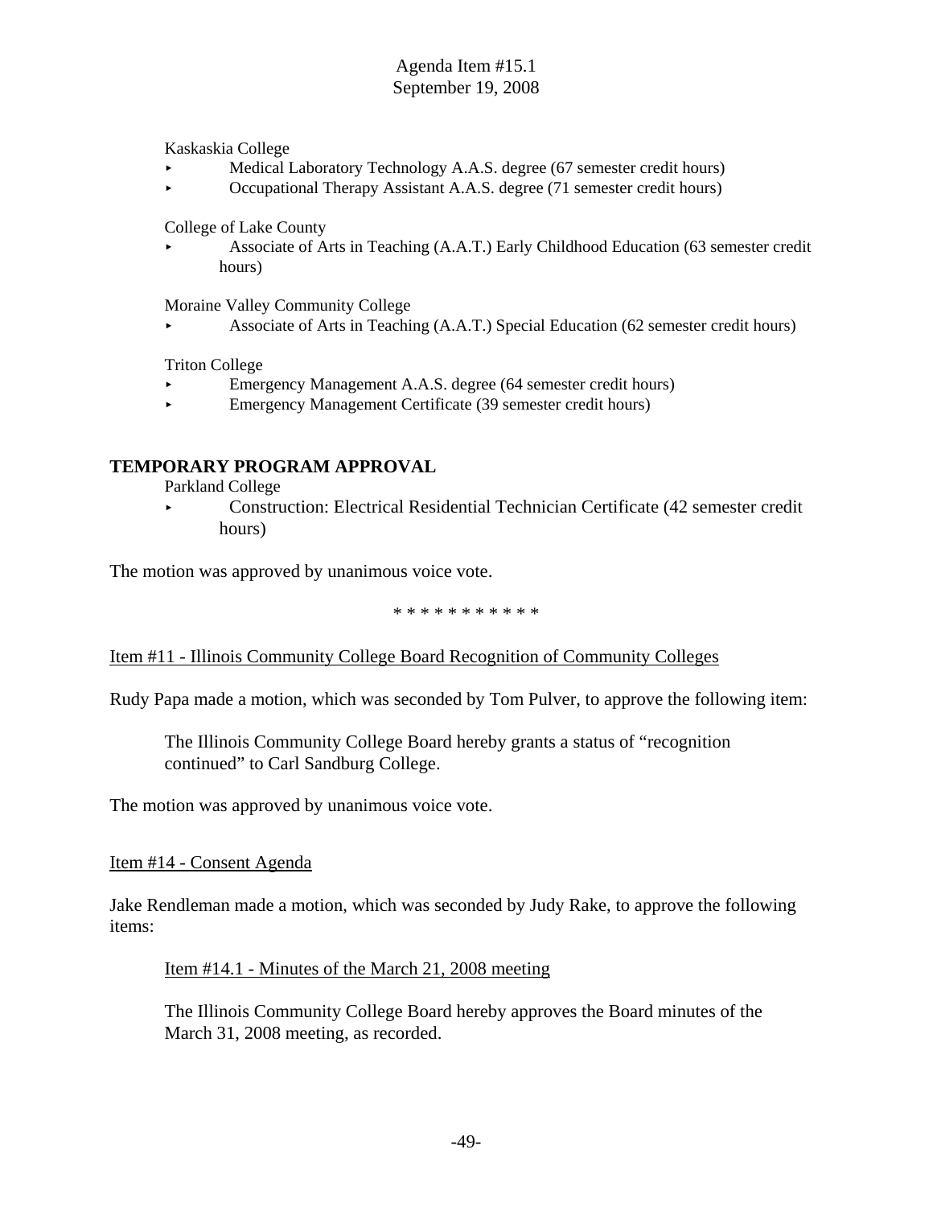Kaskaskia College

- Medical Laboratory Technology A.A.S. degree (67 semester credit hours)
- Occupational Therapy Assistant A.A.S. degree (71 semester credit hours)

College of Lake County

- Associate of Arts in Teaching (A.A.T.) Early Childhood Education (63 semester credit hours)

Moraine Valley Community College

- Associate of Arts in Teaching (A.A.T.) Special Education (62 semester credit hours)

Triton College

- Emergency Management A.A.S. degree (64 semester credit hours)
- Emergency Management Certificate (39 semester credit hours)

## TEMPORARY PROGRAM APPROVAL

Parkland College

- Construction: Electrical Residential Technician Certificate (42 semester credit hours)

The motion was approved by unanimous voice vote.

\* \* \* \* \* \* \* \* \* \* \*

Item #11 - Illinois Community College Board Recognition of Community Colleges

Rudy Papa made a motion, which was seconded by Tom Pulver, to approve the following item:

> The Illinois Community College Board hereby grants a status of "recognition continued" to Carl Sandburg College.

The motion was approved by unanimous voice vote.

Item #14 - Consent Agenda

Jake Rendleman made a motion, which was seconded by Judy Rake, to approve the following items:

> Item #14.1 - Minutes of the March 21, 2008 meeting
>
> The Illinois Community College Board hereby approves the Board minutes of the March 31, 2008 meeting, as recorded.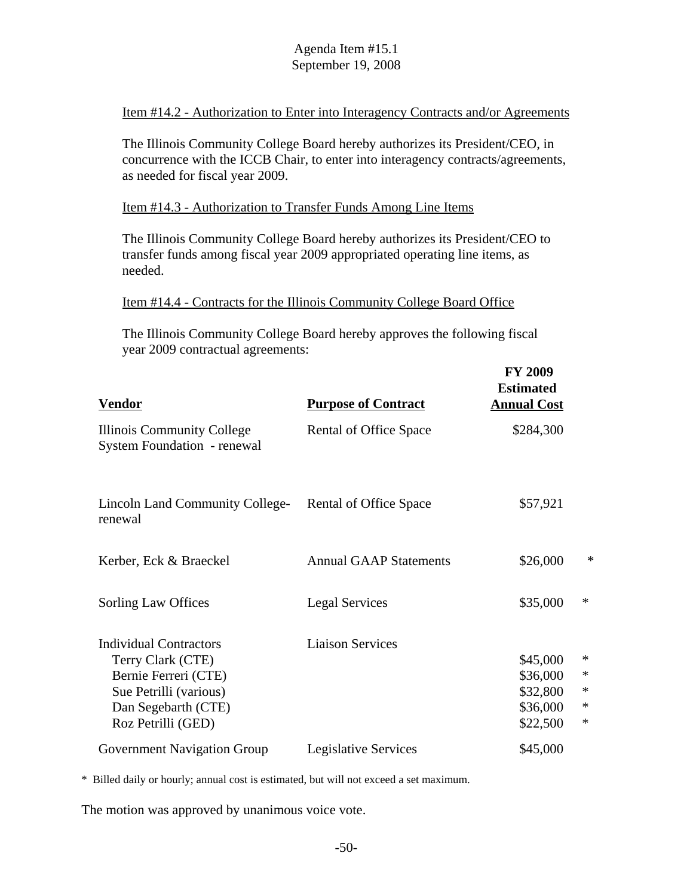Item #14.2 - Authorization to Enter into Interagency Contracts and/or Agreements

The Illinois Community College Board hereby authorizes its President/CEO, in concurrence with the ICCB Chair, to enter into interagency contracts/agreements, as needed for fiscal year 2009.

Item #14.3 - Authorization to Transfer Funds Among Line Items

The Illinois Community College Board hereby authorizes its President/CEO to transfer funds among fiscal year 2009 appropriated operating line items, as needed.

Item #14.4 - Contracts for the Illinois Community College Board Office

The Illinois Community College Board hereby approves the following fiscal year 2009 contractual agreements:

| **Vendor** | **Purpose of Contract** | **FY 2009 Estimated Annual Cost** | |
|---|---|---|---|
| Illinois Community College System Foundation - renewal | Rental of Office Space | $284,300 | |
| Lincoln Land Community College-renewal | Rental of Office Space | $57,921 | |
| Kerber, Eck & Braeckel | Annual GAAP Statements | $26,000 | * |
| Sorling Law Offices | Legal Services | $35,000 | * |
| Individual Contractors | Liaison Services | | |
| Terry Clark (CTE) | | $45,000 | * |
| Bernie Ferreri (CTE) | | $36,000 | * |
| Sue Petrilli (various) | | $32,800 | * |
| Dan Segebarth (CTE) | | $36,000 | * |
| Roz Petrilli (GED) | | $22,500 | * |
| Government Navigation Group | Legislative Services | $45,000 | |

\* Billed daily or hourly; annual cost is estimated, but will not exceed a set maximum.

The motion was approved by unanimous voice vote.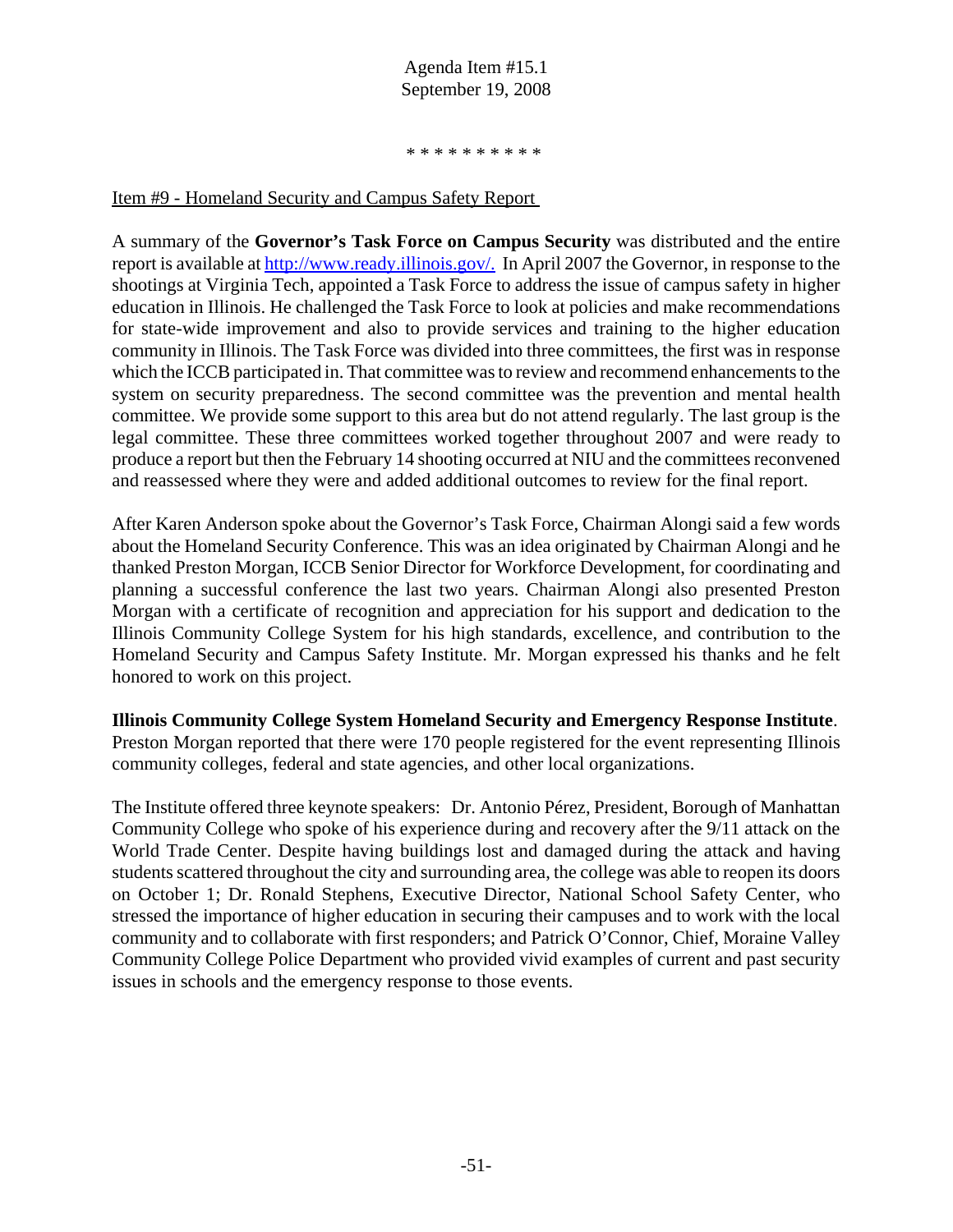\* \* \* \* \* \* \* \* \* \*

Item #9 - Homeland Security and Campus Safety Report

A summary of the **Governor's Task Force on Campus Security** was distributed and the entire report is available at http://www.ready.illinois.gov/. In April 2007 the Governor, in response to the shootings at Virginia Tech, appointed a Task Force to address the issue of campus safety in higher education in Illinois. He challenged the Task Force to look at policies and make recommendations for state-wide improvement and also to provide services and training to the higher education community in Illinois. The Task Force was divided into three committees, the first was in response which the ICCB participated in. That committee was to review and recommend enhancements to the system on security preparedness. The second committee was the prevention and mental health committee. We provide some support to this area but do not attend regularly. The last group is the legal committee. These three committees worked together throughout 2007 and were ready to produce a report but then the February 14 shooting occurred at NIU and the committees reconvened and reassessed where they were and added additional outcomes to review for the final report.

After Karen Anderson spoke about the Governor's Task Force, Chairman Alongi said a few words about the Homeland Security Conference. This was an idea originated by Chairman Alongi and he thanked Preston Morgan, ICCB Senior Director for Workforce Development, for coordinating and planning a successful conference the last two years. Chairman Alongi also presented Preston Morgan with a certificate of recognition and appreciation for his support and dedication to the Illinois Community College System for his high standards, excellence, and contribution to the Homeland Security and Campus Safety Institute. Mr. Morgan expressed his thanks and he felt honored to work on this project.

**Illinois Community College System Homeland Security and Emergency Response Institute**. Preston Morgan reported that there were 170 people registered for the event representing Illinois community colleges, federal and state agencies, and other local organizations.

The Institute offered three keynote speakers: Dr. Antonio Pérez, President, Borough of Manhattan Community College who spoke of his experience during and recovery after the 9/11 attack on the World Trade Center. Despite having buildings lost and damaged during the attack and having students scattered throughout the city and surrounding area, the college was able to reopen its doors on October 1; Dr. Ronald Stephens, Executive Director, National School Safety Center, who stressed the importance of higher education in securing their campuses and to work with the local community and to collaborate with first responders; and Patrick O'Connor, Chief, Moraine Valley Community College Police Department who provided vivid examples of current and past security issues in schools and the emergency response to those events.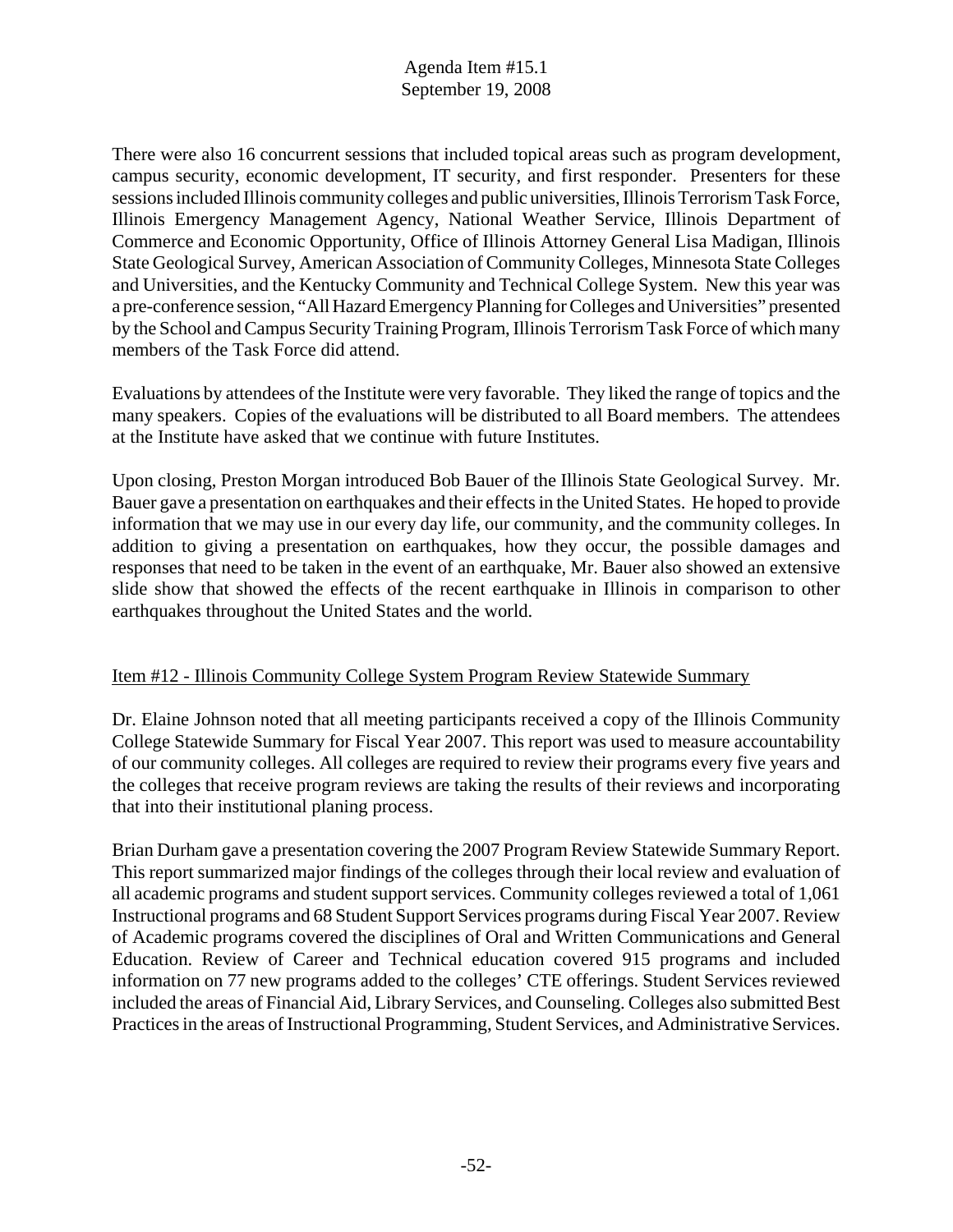There were also 16 concurrent sessions that included topical areas such as program development, campus security, economic development, IT security, and first responder. Presenters for these sessions included Illinois community colleges and public universities, Illinois Terrorism Task Force, Illinois Emergency Management Agency, National Weather Service, Illinois Department of Commerce and Economic Opportunity, Office of Illinois Attorney General Lisa Madigan, Illinois State Geological Survey, American Association of Community Colleges, Minnesota State Colleges and Universities, and the Kentucky Community and Technical College System. New this year was a pre-conference session, "All Hazard Emergency Planning for Colleges and Universities" presented by the School and Campus Security Training Program, Illinois Terrorism Task Force of which many members of the Task Force did attend.

Evaluations by attendees of the Institute were very favorable. They liked the range of topics and the many speakers. Copies of the evaluations will be distributed to all Board members. The attendees at the Institute have asked that we continue with future Institutes.

Upon closing, Preston Morgan introduced Bob Bauer of the Illinois State Geological Survey. Mr. Bauer gave a presentation on earthquakes and their effects in the United States. He hoped to provide information that we may use in our every day life, our community, and the community colleges. In addition to giving a presentation on earthquakes, how they occur, the possible damages and responses that need to be taken in the event of an earthquake, Mr. Bauer also showed an extensive slide show that showed the effects of the recent earthquake in Illinois in comparison to other earthquakes throughout the United States and the world.

Item #12 - Illinois Community College System Program Review Statewide Summary

Dr. Elaine Johnson noted that all meeting participants received a copy of the Illinois Community College Statewide Summary for Fiscal Year 2007. This report was used to measure accountability of our community colleges. All colleges are required to review their programs every five years and the colleges that receive program reviews are taking the results of their reviews and incorporating that into their institutional planing process.

Brian Durham gave a presentation covering the 2007 Program Review Statewide Summary Report. This report summarized major findings of the colleges through their local review and evaluation of all academic programs and student support services. Community colleges reviewed a total of 1,061 Instructional programs and 68 Student Support Services programs during Fiscal Year 2007. Review of Academic programs covered the disciplines of Oral and Written Communications and General Education. Review of Career and Technical education covered 915 programs and included information on 77 new programs added to the colleges' CTE offerings. Student Services reviewed included the areas of Financial Aid, Library Services, and Counseling. Colleges also submitted Best Practices in the areas of Instructional Programming, Student Services, and Administrative Services.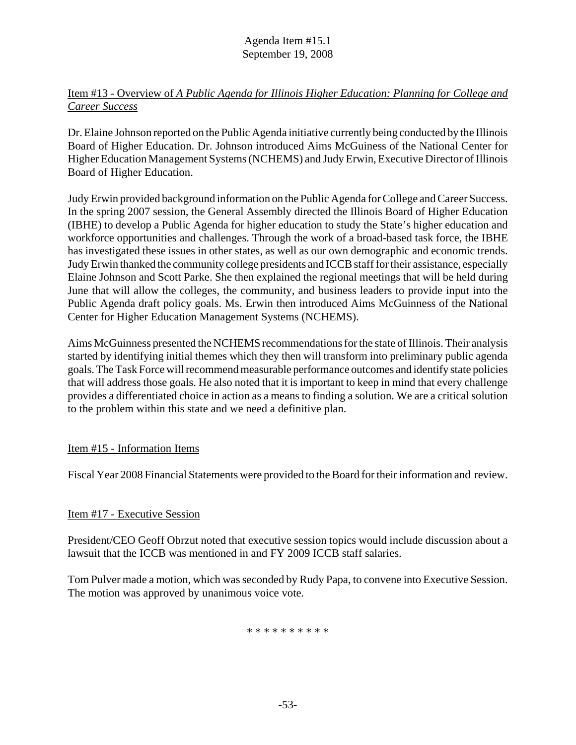Agenda Item #15.1
September 19, 2008

Item #13 - Overview of *A Public Agenda for Illinois Higher Education: Planning for College and Career Success*

Dr. Elaine Johnson reported on the Public Agenda initiative currently being conducted by the Illinois Board of Higher Education. Dr. Johnson introduced Aims McGuiness of the National Center for Higher Education Management Systems (NCHEMS) and Judy Erwin, Executive Director of Illinois Board of Higher Education.

Judy Erwin provided background information on the Public Agenda for College and Career Success. In the spring 2007 session, the General Assembly directed the Illinois Board of Higher Education (IBHE) to develop a Public Agenda for higher education to study the State's higher education and workforce opportunities and challenges. Through the work of a broad-based task force, the IBHE has investigated these issues in other states, as well as our own demographic and economic trends. Judy Erwin thanked the community college presidents and ICCB staff for their assistance, especially Elaine Johnson and Scott Parke. She then explained the regional meetings that will be held during June that will allow the colleges, the community, and business leaders to provide input into the Public Agenda draft policy goals. Ms. Erwin then introduced Aims McGuinness of the National Center for Higher Education Management Systems (NCHEMS).

Aims McGuinness presented the NCHEMS recommendations for the state of Illinois. Their analysis started by identifying initial themes which they then will transform into preliminary public agenda goals. The Task Force will recommend measurable performance outcomes and identify state policies that will address those goals. He also noted that it is important to keep in mind that every challenge provides a differentiated choice in action as a means to finding a solution. We are a critical solution to the problem within this state and we need a definitive plan.

Item #15 - Information Items

Fiscal Year 2008 Financial Statements were provided to the Board for their information and review.

Item #17 - Executive Session

President/CEO Geoff Obrzut noted that executive session topics would include discussion about a lawsuit that the ICCB was mentioned in and FY 2009 ICCB staff salaries.

Tom Pulver made a motion, which was seconded by Rudy Papa, to convene into Executive Session. The motion was approved by unanimous voice vote.

* * * * * * * * * *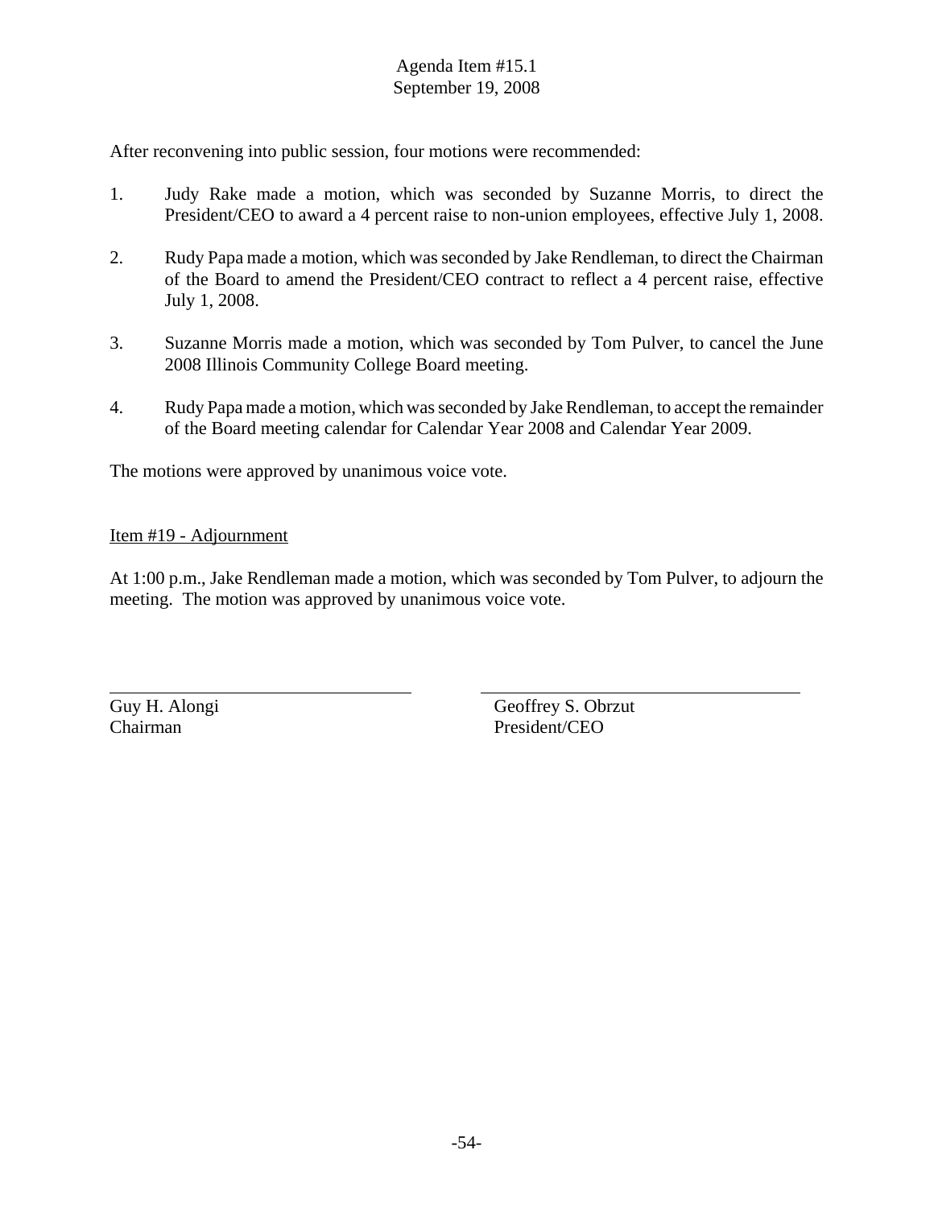After reconvening into public session, four motions were recommended:

1. Judy Rake made a motion, which was seconded by Suzanne Morris, to direct the President/CEO to award a 4 percent raise to non-union employees, effective July 1, 2008.

2. Rudy Papa made a motion, which was seconded by Jake Rendleman, to direct the Chairman of the Board to amend the President/CEO contract to reflect a 4 percent raise, effective July 1, 2008.

3. Suzanne Morris made a motion, which was seconded by Tom Pulver, to cancel the June 2008 Illinois Community College Board meeting.

4. Rudy Papa made a motion, which was seconded by Jake Rendleman, to accept the remainder of the Board meeting calendar for Calendar Year 2008 and Calendar Year 2009.

The motions were approved by unanimous voice vote.

Item #19 - Adjournment

At 1:00 p.m., Jake Rendleman made a motion, which was seconded by Tom Pulver, to adjourn the meeting. The motion was approved by unanimous voice vote.

Guy H. Alongi
Chairman

Geoffrey S. Obrzut
President/CEO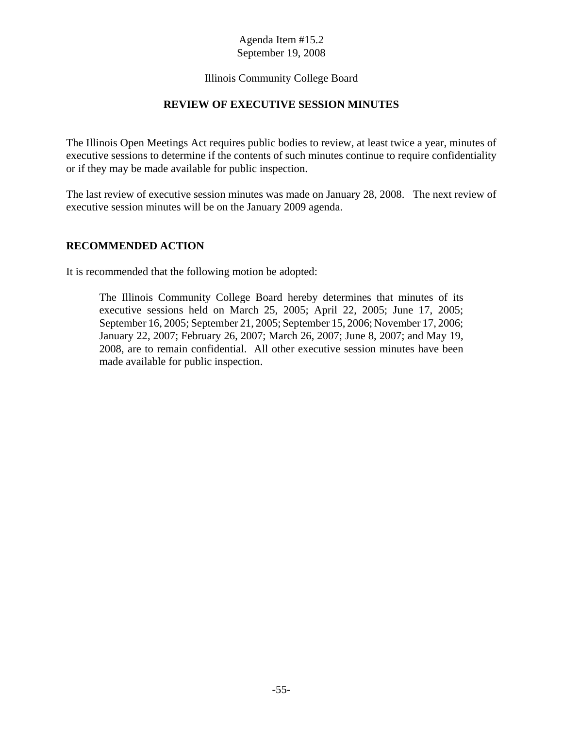Agenda Item #15.2
September 19, 2008

Illinois Community College Board

**REVIEW OF EXECUTIVE SESSION MINUTES**

The Illinois Open Meetings Act requires public bodies to review, at least twice a year, minutes of executive sessions to determine if the contents of such minutes continue to require confidentiality or if they may be made available for public inspection.

The last review of executive session minutes was made on January 28, 2008. The next review of executive session minutes will be on the January 2009 agenda.

## RECOMMENDED ACTION

It is recommended that the following motion be adopted:

> The Illinois Community College Board hereby determines that minutes of its executive sessions held on March 25, 2005; April 22, 2005; June 17, 2005; September 16, 2005; September 21, 2005; September 15, 2006; November 17, 2006; January 22, 2007; February 26, 2007; March 26, 2007; June 8, 2007; and May 19, 2008, are to remain confidential. All other executive session minutes have been made available for public inspection.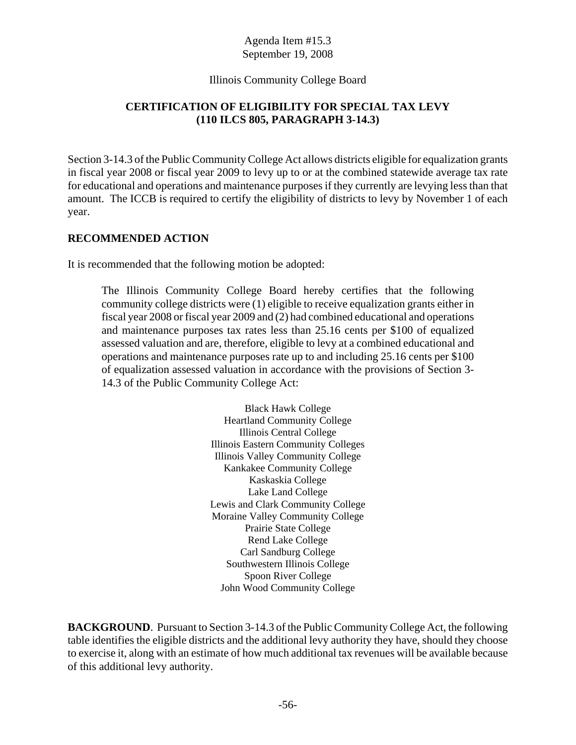Agenda Item #15.3
September 19, 2008

Illinois Community College Board

## CERTIFICATION OF ELIGIBILITY FOR SPECIAL TAX LEVY (110 ILCS 805, PARAGRAPH 3-14.3)

Section 3-14.3 of the Public Community College Act allows districts eligible for equalization grants in fiscal year 2008 or fiscal year 2009 to levy up to or at the combined statewide average tax rate for educational and operations and maintenance purposes if they currently are levying less than that amount. The ICCB is required to certify the eligibility of districts to levy by November 1 of each year.

### RECOMMENDED ACTION

It is recommended that the following motion be adopted:

> The Illinois Community College Board hereby certifies that the following community college districts were (1) eligible to receive equalization grants either in fiscal year 2008 or fiscal year 2009 and (2) had combined educational and operations and maintenance purposes tax rates less than 25.16 cents per $100 of equalized assessed valuation and are, therefore, eligible to levy at a combined educational and operations and maintenance purposes rate up to and including 25.16 cents per $100 of equalization assessed valuation in accordance with the provisions of Section 3-14.3 of the Public Community College Act:
>
> Black Hawk College
> Heartland Community College
> Illinois Central College
> Illinois Eastern Community Colleges
> Illinois Valley Community College
> Kankakee Community College
> Kaskaskia College
> Lake Land College
> Lewis and Clark Community College
> Moraine Valley Community College
> Prairie State College
> Rend Lake College
> Carl Sandburg College
> Southwestern Illinois College
> Spoon River College
> John Wood Community College

**BACKGROUND**. Pursuant to Section 3-14.3 of the Public Community College Act, the following table identifies the eligible districts and the additional levy authority they have, should they choose to exercise it, along with an estimate of how much additional tax revenues will be available because of this additional levy authority.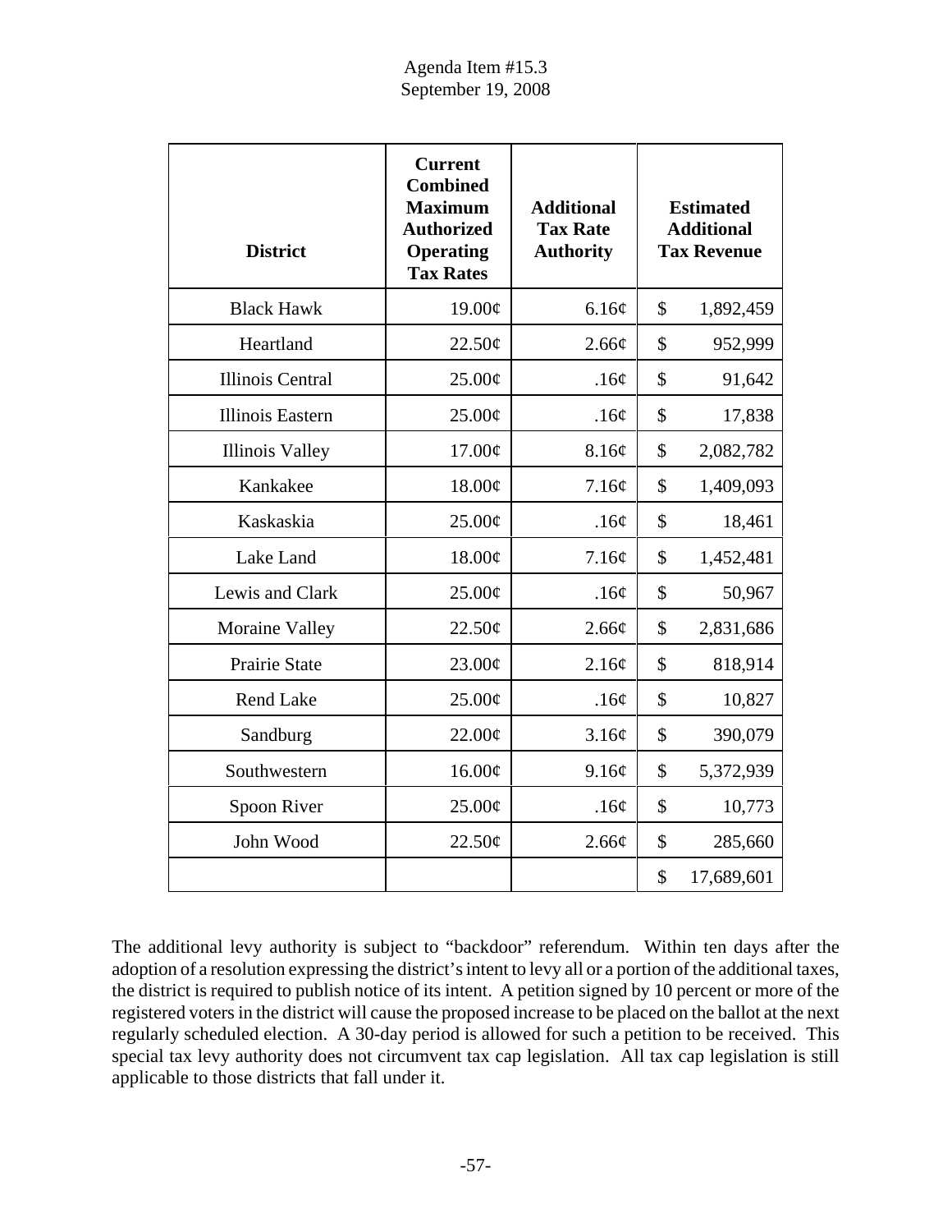| District | Current Combined Maximum Authorized Operating Tax Rates | Additional Tax Rate Authority | Estimated Additional Tax Revenue |
|---|---|---|---|
| Black Hawk | 19.00¢ | 6.16¢ | $ 1,892,459 |
| Heartland | 22.50¢ | 2.66¢ | $ 952,999 |
| Illinois Central | 25.00¢ | .16¢ | $ 91,642 |
| Illinois Eastern | 25.00¢ | .16¢ | $ 17,838 |
| Illinois Valley | 17.00¢ | 8.16¢ | $ 2,082,782 |
| Kankakee | 18.00¢ | 7.16¢ | $ 1,409,093 |
| Kaskaskia | 25.00¢ | .16¢ | $ 18,461 |
| Lake Land | 18.00¢ | 7.16¢ | $ 1,452,481 |
| Lewis and Clark | 25.00¢ | .16¢ | $ 50,967 |
| Moraine Valley | 22.50¢ | 2.66¢ | $ 2,831,686 |
| Prairie State | 23.00¢ | 2.16¢ | $ 818,914 |
| Rend Lake | 25.00¢ | .16¢ | $ 10,827 |
| Sandburg | 22.00¢ | 3.16¢ | $ 390,079 |
| Southwestern | 16.00¢ | 9.16¢ | $ 5,372,939 |
| Spoon River | 25.00¢ | .16¢ | $ 10,773 |
| John Wood | 22.50¢ | 2.66¢ | $ 285,660 |
| | | | $ 17,689,601 |

The additional levy authority is subject to "backdoor" referendum. Within ten days after the adoption of a resolution expressing the district's intent to levy all or a portion of the additional taxes, the district is required to publish notice of its intent. A petition signed by 10 percent or more of the registered voters in the district will cause the proposed increase to be placed on the ballot at the next regularly scheduled election. A 30-day period is allowed for such a petition to be received. This special tax levy authority does not circumvent tax cap legislation. All tax cap legislation is still applicable to those districts that fall under it.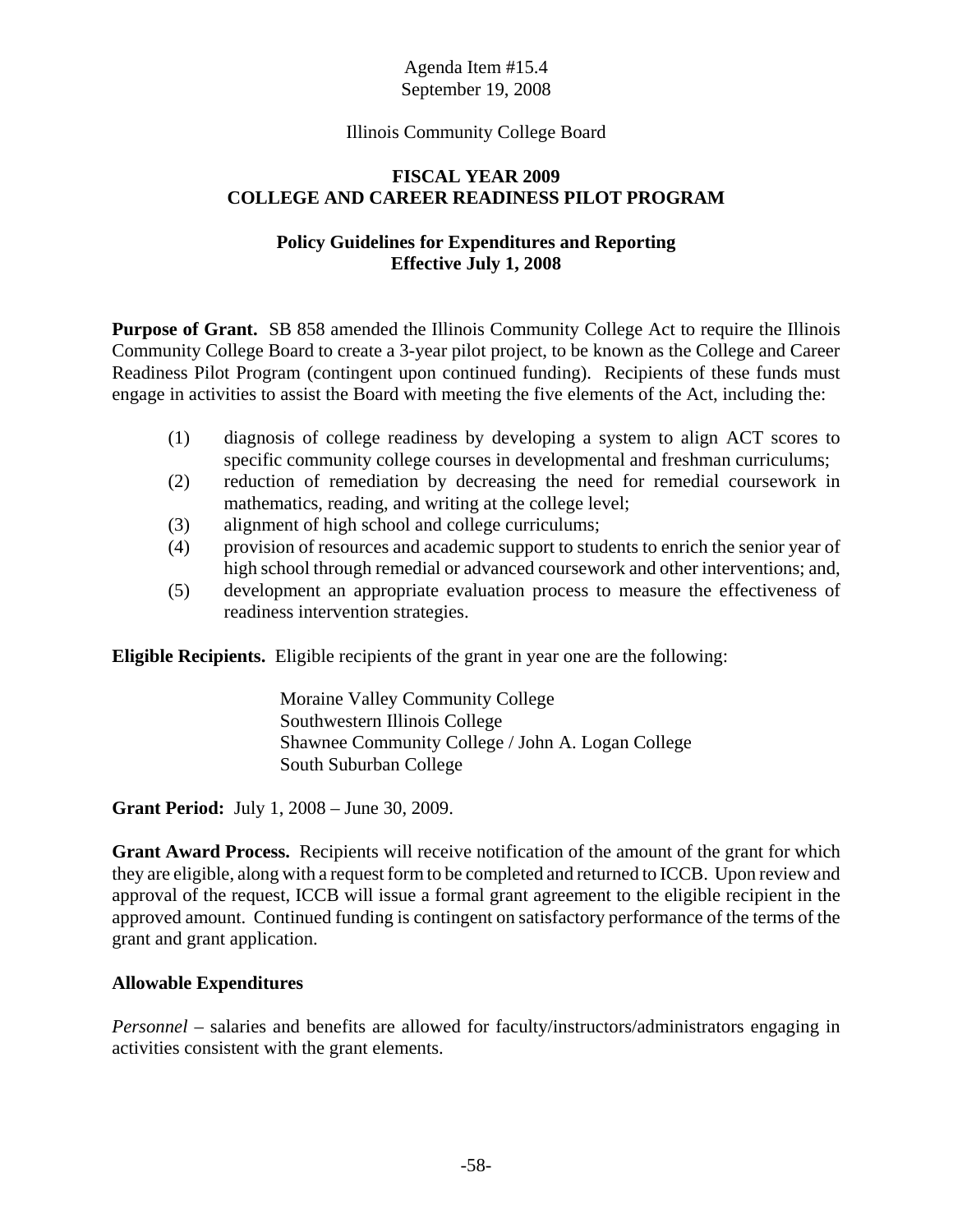Agenda Item #15.4
September 19, 2008

Illinois Community College Board

## FISCAL YEAR 2009
## COLLEGE AND CAREER READINESS PILOT PROGRAM

### Policy Guidelines for Expenditures and Reporting
### Effective July 1, 2008

**Purpose of Grant.** SB 858 amended the Illinois Community College Act to require the Illinois Community College Board to create a 3-year pilot project, to be known as the College and Career Readiness Pilot Program (contingent upon continued funding). Recipients of these funds must engage in activities to assist the Board with meeting the five elements of the Act, including the:

(1) diagnosis of college readiness by developing a system to align ACT scores to specific community college courses in developmental and freshman curriculums;
(2) reduction of remediation by decreasing the need for remedial coursework in mathematics, reading, and writing at the college level;
(3) alignment of high school and college curriculums;
(4) provision of resources and academic support to students to enrich the senior year of high school through remedial or advanced coursework and other interventions; and,
(5) development an appropriate evaluation process to measure the effectiveness of readiness intervention strategies.

**Eligible Recipients.** Eligible recipients of the grant in year one are the following:

Moraine Valley Community College
Southwestern Illinois College
Shawnee Community College / John A. Logan College
South Suburban College

**Grant Period:** July 1, 2008 – June 30, 2009.

**Grant Award Process.** Recipients will receive notification of the amount of the grant for which they are eligible, along with a request form to be completed and returned to ICCB. Upon review and approval of the request, ICCB will issue a formal grant agreement to the eligible recipient in the approved amount. Continued funding is contingent on satisfactory performance of the terms of the grant and grant application.

**Allowable Expenditures**

*Personnel* – salaries and benefits are allowed for faculty/instructors/administrators engaging in activities consistent with the grant elements.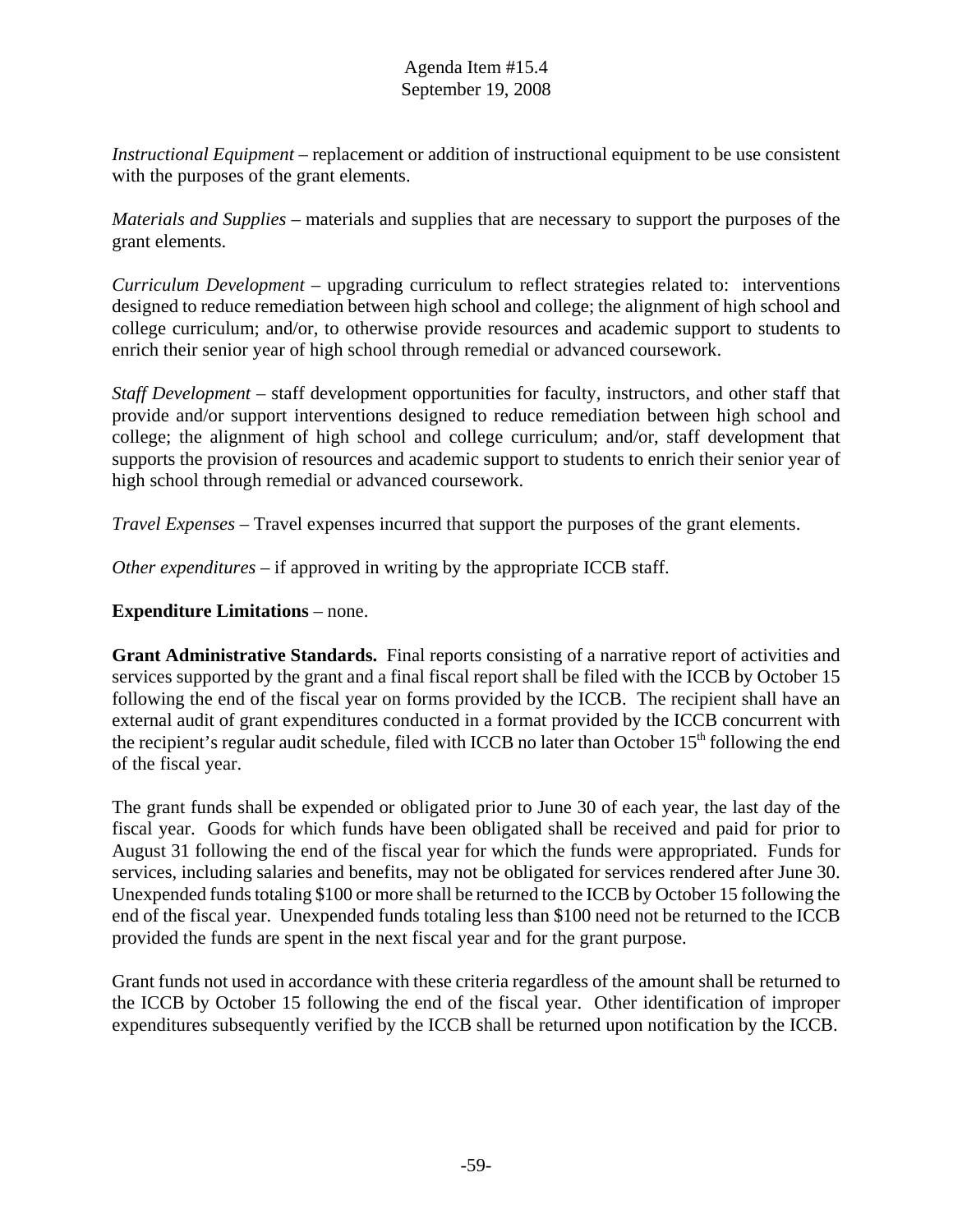*Instructional Equipment* – replacement or addition of instructional equipment to be use consistent with the purposes of the grant elements.

*Materials and Supplies* – materials and supplies that are necessary to support the purposes of the grant elements.

*Curriculum Development* – upgrading curriculum to reflect strategies related to: interventions designed to reduce remediation between high school and college; the alignment of high school and college curriculum; and/or, to otherwise provide resources and academic support to students to enrich their senior year of high school through remedial or advanced coursework.

*Staff Development* – staff development opportunities for faculty, instructors, and other staff that provide and/or support interventions designed to reduce remediation between high school and college; the alignment of high school and college curriculum; and/or, staff development that supports the provision of resources and academic support to students to enrich their senior year of high school through remedial or advanced coursework.

*Travel Expenses* – Travel expenses incurred that support the purposes of the grant elements.

*Other expenditures* – if approved in writing by the appropriate ICCB staff.

**Expenditure Limitations** – none.

**Grant Administrative Standards.** Final reports consisting of a narrative report of activities and services supported by the grant and a final fiscal report shall be filed with the ICCB by October 15 following the end of the fiscal year on forms provided by the ICCB. The recipient shall have an external audit of grant expenditures conducted in a format provided by the ICCB concurrent with the recipient's regular audit schedule, filed with ICCB no later than October 15th following the end of the fiscal year.

The grant funds shall be expended or obligated prior to June 30 of each year, the last day of the fiscal year. Goods for which funds have been obligated shall be received and paid for prior to August 31 following the end of the fiscal year for which the funds were appropriated. Funds for services, including salaries and benefits, may not be obligated for services rendered after June 30. Unexpended funds totaling $100 or more shall be returned to the ICCB by October 15 following the end of the fiscal year. Unexpended funds totaling less than $100 need not be returned to the ICCB provided the funds are spent in the next fiscal year and for the grant purpose.

Grant funds not used in accordance with these criteria regardless of the amount shall be returned to the ICCB by October 15 following the end of the fiscal year. Other identification of improper expenditures subsequently verified by the ICCB shall be returned upon notification by the ICCB.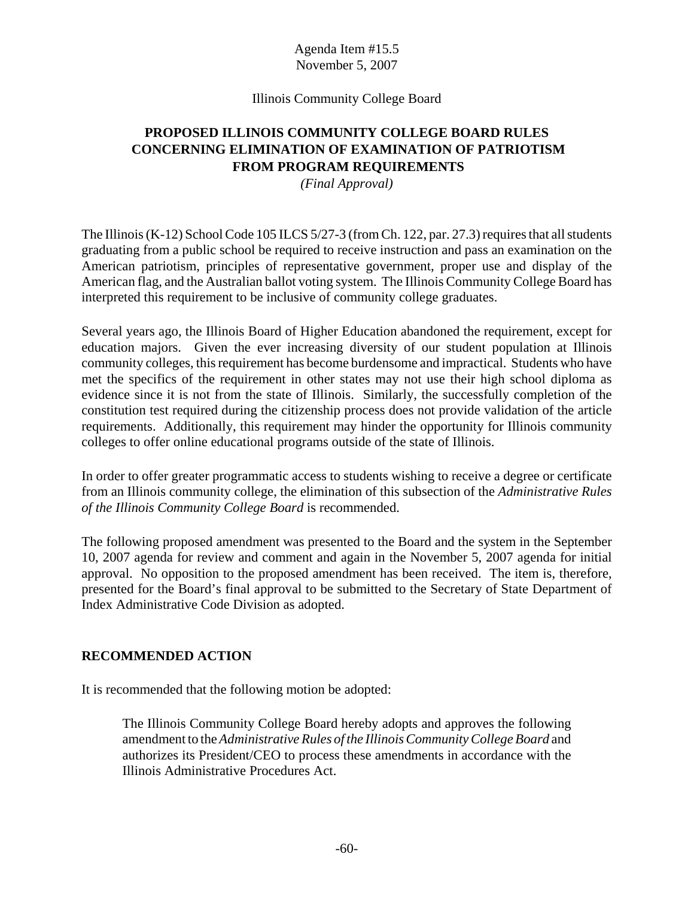Agenda Item #15.5
November 5, 2007

Illinois Community College Board

# PROPOSED ILLINOIS COMMUNITY COLLEGE BOARD RULES CONCERNING ELIMINATION OF EXAMINATION OF PATRIOTISM FROM PROGRAM REQUIREMENTS

*(Final Approval)*

The Illinois (K-12) School Code 105 ILCS 5/27-3 (from Ch. 122, par. 27.3) requires that all students graduating from a public school be required to receive instruction and pass an examination on the American patriotism, principles of representative government, proper use and display of the American flag, and the Australian ballot voting system. The Illinois Community College Board has interpreted this requirement to be inclusive of community college graduates.

Several years ago, the Illinois Board of Higher Education abandoned the requirement, except for education majors. Given the ever increasing diversity of our student population at Illinois community colleges, this requirement has become burdensome and impractical. Students who have met the specifics of the requirement in other states may not use their high school diploma as evidence since it is not from the state of Illinois. Similarly, the successfully completion of the constitution test required during the citizenship process does not provide validation of the article requirements. Additionally, this requirement may hinder the opportunity for Illinois community colleges to offer online educational programs outside of the state of Illinois.

In order to offer greater programmatic access to students wishing to receive a degree or certificate from an Illinois community college, the elimination of this subsection of the *Administrative Rules of the Illinois Community College Board* is recommended.

The following proposed amendment was presented to the Board and the system in the September 10, 2007 agenda for review and comment and again in the November 5, 2007 agenda for initial approval. No opposition to the proposed amendment has been received. The item is, therefore, presented for the Board's final approval to be submitted to the Secretary of State Department of Index Administrative Code Division as adopted.

## RECOMMENDED ACTION

It is recommended that the following motion be adopted:

> The Illinois Community College Board hereby adopts and approves the following amendment to the *Administrative Rules of the Illinois Community College Board* and authorizes its President/CEO to process these amendments in accordance with the Illinois Administrative Procedures Act.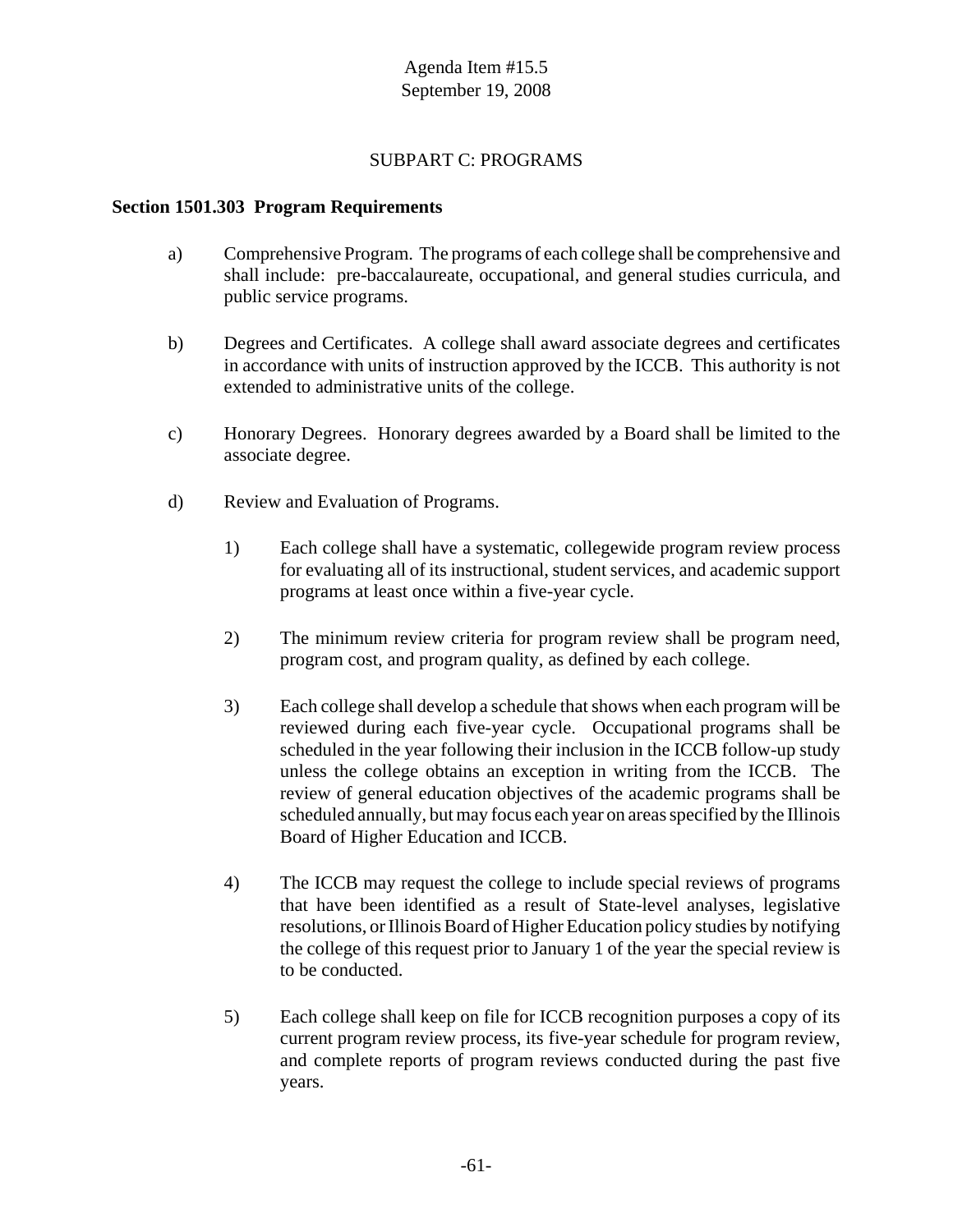Agenda Item #15.5
September 19, 2008

## SUBPART C: PROGRAMS

**Section 1501.303 Program Requirements**

a) Comprehensive Program. The programs of each college shall be comprehensive and shall include: pre-baccalaureate, occupational, and general studies curricula, and public service programs.

b) Degrees and Certificates. A college shall award associate degrees and certificates in accordance with units of instruction approved by the ICCB. This authority is not extended to administrative units of the college.

c) Honorary Degrees. Honorary degrees awarded by a Board shall be limited to the associate degree.

d) Review and Evaluation of Programs.

1) Each college shall have a systematic, collegewide program review process for evaluating all of its instructional, student services, and academic support programs at least once within a five-year cycle.

2) The minimum review criteria for program review shall be program need, program cost, and program quality, as defined by each college.

3) Each college shall develop a schedule that shows when each program will be reviewed during each five-year cycle. Occupational programs shall be scheduled in the year following their inclusion in the ICCB follow-up study unless the college obtains an exception in writing from the ICCB. The review of general education objectives of the academic programs shall be scheduled annually, but may focus each year on areas specified by the Illinois Board of Higher Education and ICCB.

4) The ICCB may request the college to include special reviews of programs that have been identified as a result of State-level analyses, legislative resolutions, or Illinois Board of Higher Education policy studies by notifying the college of this request prior to January 1 of the year the special review is to be conducted.

5) Each college shall keep on file for ICCB recognition purposes a copy of its current program review process, its five-year schedule for program review, and complete reports of program reviews conducted during the past five years.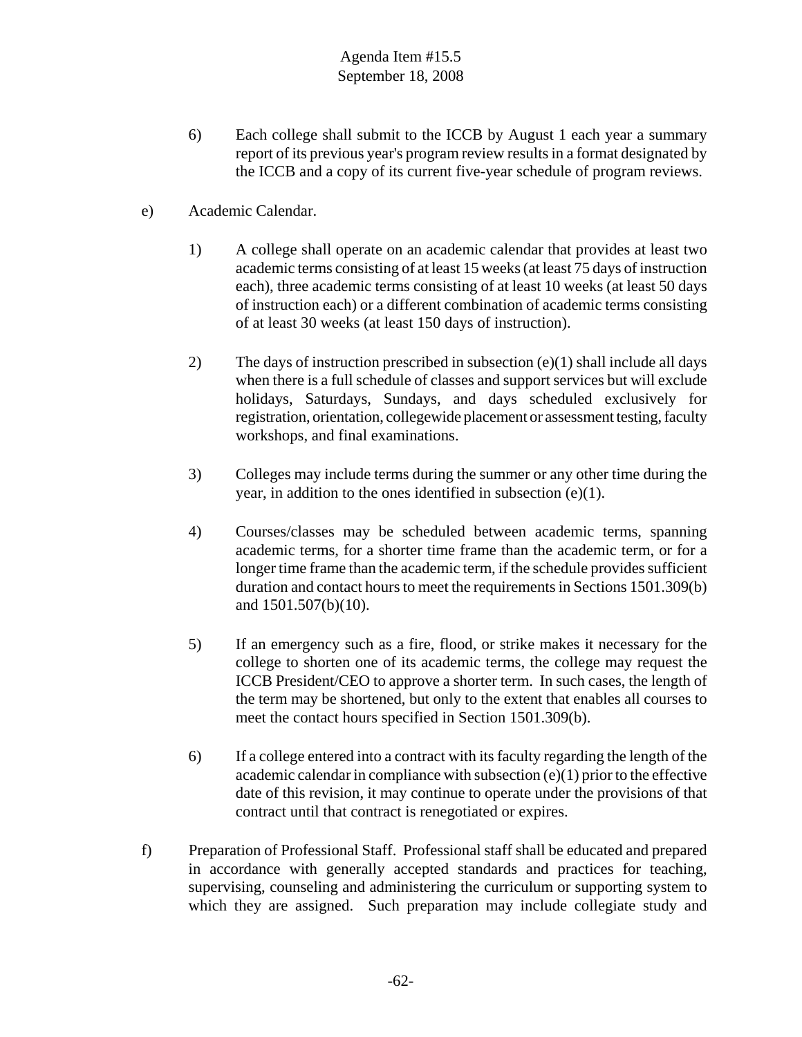6) Each college shall submit to the ICCB by August 1 each year a summary report of its previous year's program review results in a format designated by the ICCB and a copy of its current five-year schedule of program reviews.

e) Academic Calendar.

1) A college shall operate on an academic calendar that provides at least two academic terms consisting of at least 15 weeks (at least 75 days of instruction each), three academic terms consisting of at least 10 weeks (at least 50 days of instruction each) or a different combination of academic terms consisting of at least 30 weeks (at least 150 days of instruction).

2) The days of instruction prescribed in subsection (e)(1) shall include all days when there is a full schedule of classes and support services but will exclude holidays, Saturdays, Sundays, and days scheduled exclusively for registration, orientation, collegewide placement or assessment testing, faculty workshops, and final examinations.

3) Colleges may include terms during the summer or any other time during the year, in addition to the ones identified in subsection (e)(1).

4) Courses/classes may be scheduled between academic terms, spanning academic terms, for a shorter time frame than the academic term, or for a longer time frame than the academic term, if the schedule provides sufficient duration and contact hours to meet the requirements in Sections 1501.309(b) and 1501.507(b)(10).

5) If an emergency such as a fire, flood, or strike makes it necessary for the college to shorten one of its academic terms, the college may request the ICCB President/CEO to approve a shorter term. In such cases, the length of the term may be shortened, but only to the extent that enables all courses to meet the contact hours specified in Section 1501.309(b).

6) If a college entered into a contract with its faculty regarding the length of the academic calendar in compliance with subsection (e)(1) prior to the effective date of this revision, it may continue to operate under the provisions of that contract until that contract is renegotiated or expires.

f) Preparation of Professional Staff. Professional staff shall be educated and prepared in accordance with generally accepted standards and practices for teaching, supervising, counseling and administering the curriculum or supporting system to which they are assigned. Such preparation may include collegiate study and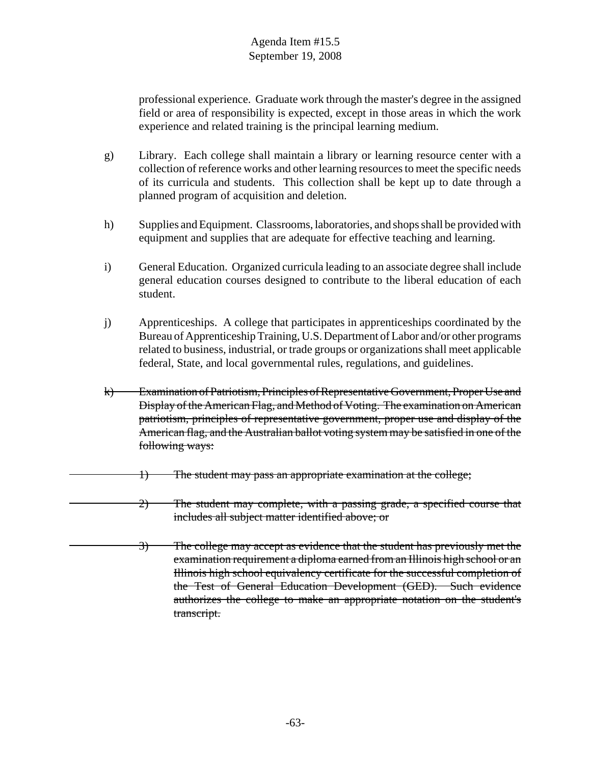professional experience. Graduate work through the master's degree in the assigned field or area of responsibility is expected, except in those areas in which the work experience and related training is the principal learning medium.

g) Library. Each college shall maintain a library or learning resource center with a collection of reference works and other learning resources to meet the specific needs of its curricula and students. This collection shall be kept up to date through a planned program of acquisition and deletion.

h) Supplies and Equipment. Classrooms, laboratories, and shops shall be provided with equipment and supplies that are adequate for effective teaching and learning.

i) General Education. Organized curricula leading to an associate degree shall include general education courses designed to contribute to the liberal education of each student.

j) Apprenticeships. A college that participates in apprenticeships coordinated by the Bureau of Apprenticeship Training, U.S. Department of Labor and/or other programs related to business, industrial, or trade groups or organizations shall meet applicable federal, State, and local governmental rules, regulations, and guidelines.

~~k) Examination of Patriotism, Principles of Representative Government, Proper Use and Display of the American Flag, and Method of Voting. The examination on American patriotism, principles of representative government, proper use and display of the American flag, and the Australian ballot voting system may be satisfied in one of the following ways:~~

~~1) The student may pass an appropriate examination at the college;~~

~~2) The student may complete, with a passing grade, a specified course that includes all subject matter identified above; or~~

~~3) The college may accept as evidence that the student has previously met the examination requirement a diploma earned from an Illinois high school or an Illinois high school equivalency certificate for the successful completion of the Test of General Education Development (GED). Such evidence authorizes the college to make an appropriate notation on the student's transcript.~~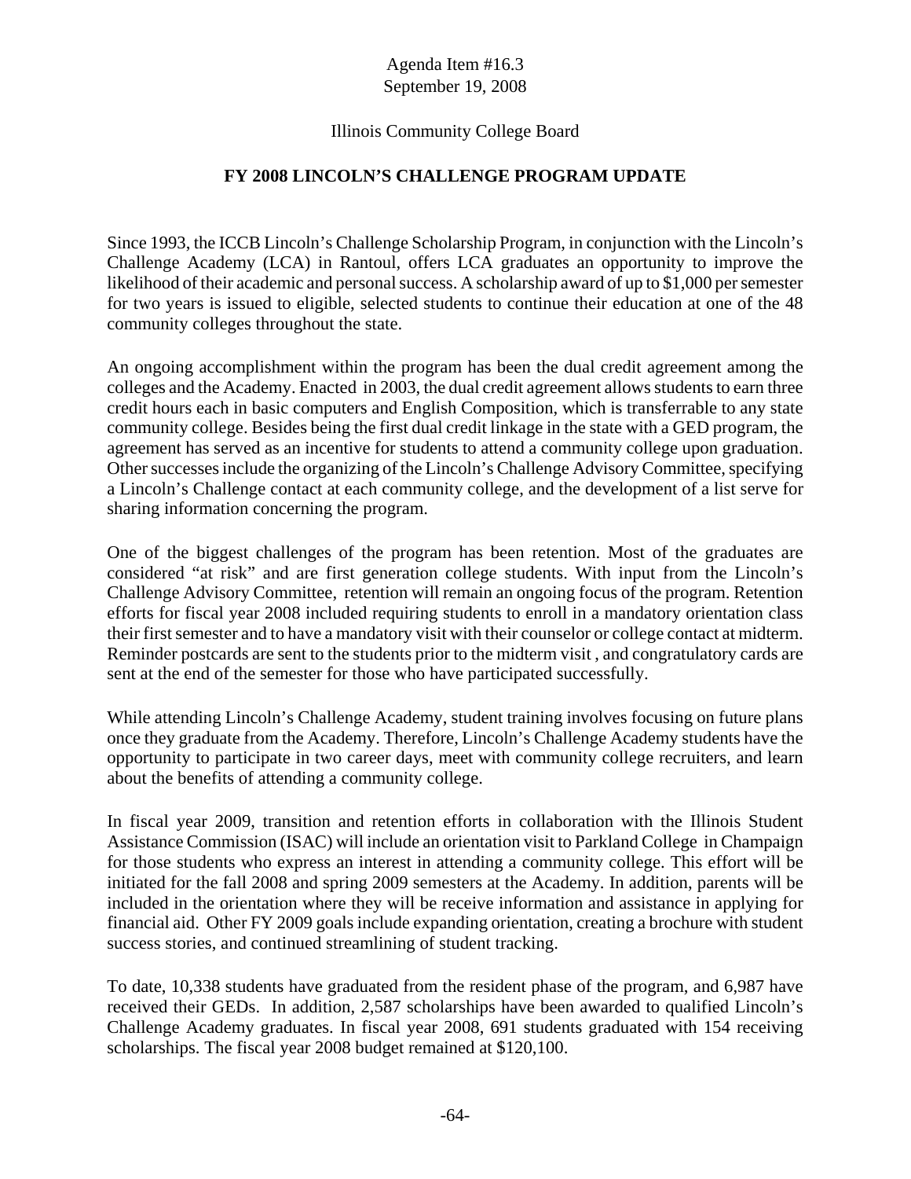Agenda Item #16.3
September 19, 2008

Illinois Community College Board

## FY 2008 LINCOLN'S CHALLENGE PROGRAM UPDATE

Since 1993, the ICCB Lincoln's Challenge Scholarship Program, in conjunction with the Lincoln's Challenge Academy (LCA) in Rantoul, offers LCA graduates an opportunity to improve the likelihood of their academic and personal success. A scholarship award of up to $1,000 per semester for two years is issued to eligible, selected students to continue their education at one of the 48 community colleges throughout the state.

An ongoing accomplishment within the program has been the dual credit agreement among the colleges and the Academy. Enacted in 2003, the dual credit agreement allows students to earn three credit hours each in basic computers and English Composition, which is transferrable to any state community college. Besides being the first dual credit linkage in the state with a GED program, the agreement has served as an incentive for students to attend a community college upon graduation. Other successes include the organizing of the Lincoln's Challenge Advisory Committee, specifying a Lincoln's Challenge contact at each community college, and the development of a list serve for sharing information concerning the program.

One of the biggest challenges of the program has been retention. Most of the graduates are considered "at risk" and are first generation college students. With input from the Lincoln's Challenge Advisory Committee, retention will remain an ongoing focus of the program. Retention efforts for fiscal year 2008 included requiring students to enroll in a mandatory orientation class their first semester and to have a mandatory visit with their counselor or college contact at midterm. Reminder postcards are sent to the students prior to the midterm visit , and congratulatory cards are sent at the end of the semester for those who have participated successfully.

While attending Lincoln's Challenge Academy, student training involves focusing on future plans once they graduate from the Academy. Therefore, Lincoln's Challenge Academy students have the opportunity to participate in two career days, meet with community college recruiters, and learn about the benefits of attending a community college.

In fiscal year 2009, transition and retention efforts in collaboration with the Illinois Student Assistance Commission (ISAC) will include an orientation visit to Parkland College in Champaign for those students who express an interest in attending a community college. This effort will be initiated for the fall 2008 and spring 2009 semesters at the Academy. In addition, parents will be included in the orientation where they will be receive information and assistance in applying for financial aid. Other FY 2009 goals include expanding orientation, creating a brochure with student success stories, and continued streamlining of student tracking.

To date, 10,338 students have graduated from the resident phase of the program, and 6,987 have received their GEDs. In addition, 2,587 scholarships have been awarded to qualified Lincoln's Challenge Academy graduates. In fiscal year 2008, 691 students graduated with 154 receiving scholarships. The fiscal year 2008 budget remained at $120,100.